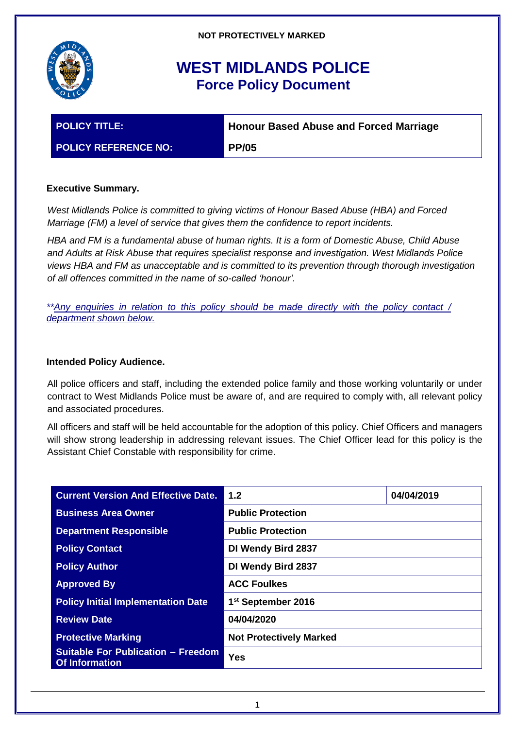NOT PROTECTIVELY MARKED

# WEST MIDLANDS POLICE
## Force Policy Document

| POLICY TITLE: | Honour Based Abuse and Forced Marriage |
|---|---|
| POLICY REFERENCE NO: | PP/05 |

### Executive Summary.

*West Midlands Police is committed to giving victims of Honour Based Abuse (HBA) and Forced Marriage (FM) a level of service that gives them the confidence to report incidents.*

*HBA and FM is a fundamental abuse of human rights. It is a form of Domestic Abuse, Child Abuse and Adults at Risk Abuse that requires specialist response and investigation. West Midlands Police views HBA and FM as unacceptable and is committed to its prevention through thorough investigation of all offences committed in the name of so-called 'honour'.*

*\*\*Any enquiries in relation to this policy should be made directly with the policy contact / department shown below.*

### Intended Policy Audience.

All police officers and staff, including the extended police family and those working voluntarily or under contract to West Midlands Police must be aware of, and are required to comply with, all relevant policy and associated procedures.

All officers and staff will be held accountable for the adoption of this policy. Chief Officers and managers will show strong leadership in addressing relevant issues. The Chief Officer lead for this policy is the Assistant Chief Constable with responsibility for crime.

| Current Version And Effective Date. | 1.2 | 04/04/2019 |
|---|---|---|
| Business Area Owner | Public Protection | |
| Department Responsible | Public Protection | |
| Policy Contact | DI Wendy Bird 2837 | |
| Policy Author | DI Wendy Bird 2837 | |
| Approved By | ACC Foulkes | |
| Policy Initial Implementation Date | 1st September 2016 | |
| Review Date | 04/04/2020 | |
| Protective Marking | Not Protectively Marked | |
| Suitable For Publication – Freedom Of Information | Yes | |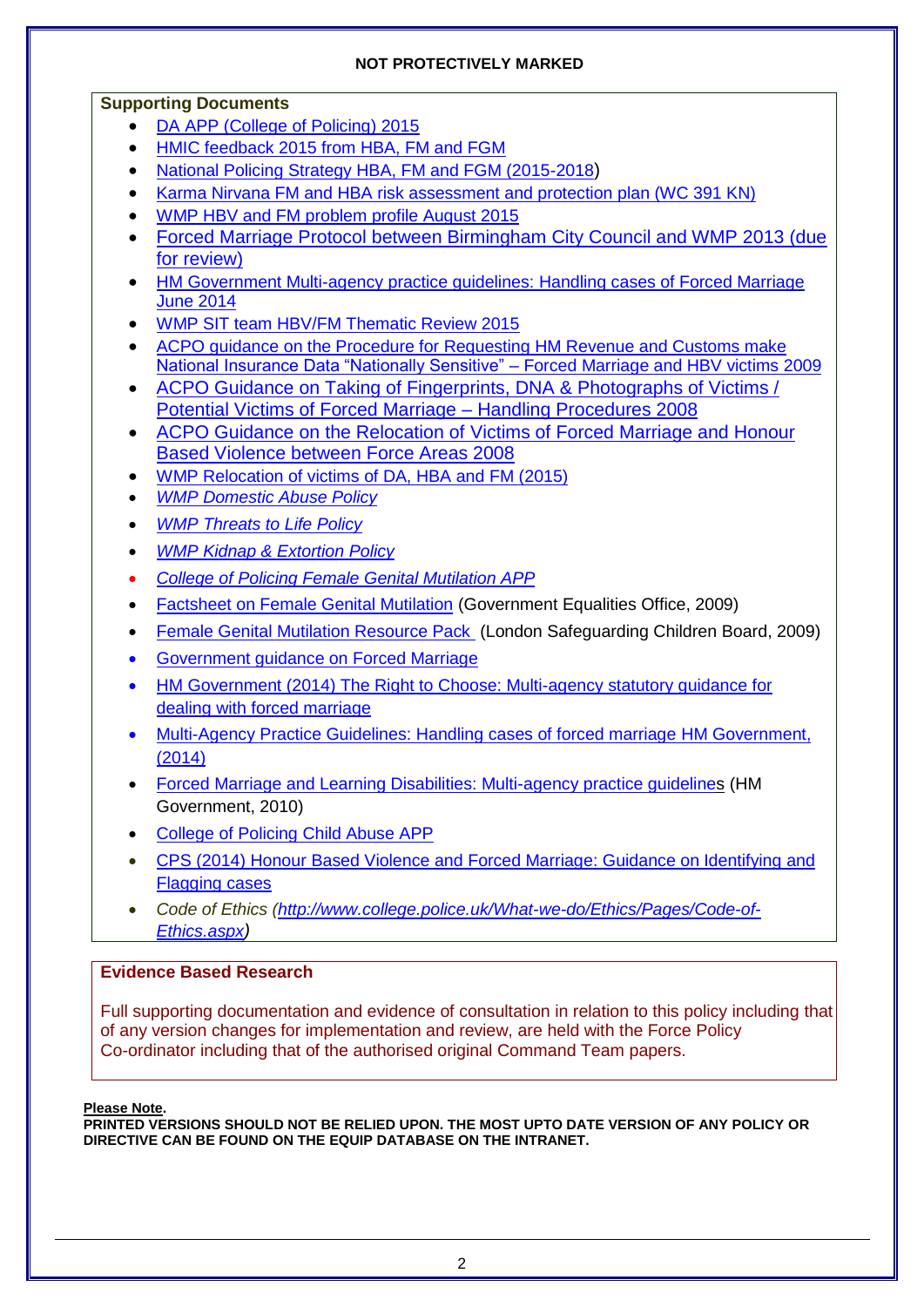NOT PROTECTIVELY MARKED

**Supporting Documents**

- DA APP (College of Policing) 2015
- HMIC feedback 2015 from HBA, FM and FGM
- National Policing Strategy HBA, FM and FGM (2015-2018))
- Karma Nirvana FM and HBA risk assessment and protection plan (WC 391 KN)
- WMP HBV and FM problem profile August 2015
- Forced Marriage Protocol between Birmingham City Council and WMP 2013 (due for review)
- HM Government Multi-agency practice guidelines: Handling cases of Forced Marriage June 2014
- WMP SIT team HBV/FM Thematic Review 2015
- ACPO guidance on the Procedure for Requesting HM Revenue and Customs make National Insurance Data "Nationally Sensitive" – Forced Marriage and HBV victims 2009
- ACPO Guidance on Taking of Fingerprints, DNA & Photographs of Victims / Potential Victims of Forced Marriage – Handling Procedures 2008
- ACPO Guidance on the Relocation of Victims of Forced Marriage and Honour Based Violence between Force Areas 2008
- WMP Relocation of victims of DA, HBA and FM (2015)
- *WMP Domestic Abuse Policy*
- *WMP Threats to Life Policy*
- *WMP Kidnap & Extortion Policy*
- *College of Policing Female Genital Mutilation APP*
- Factsheet on Female Genital Mutilation (Government Equalities Office, 2009)
- Female Genital Mutilation Resource Pack (London Safeguarding Children Board, 2009)
- Government guidance on Forced Marriage
- HM Government (2014) The Right to Choose: Multi-agency statutory guidance for dealing with forced marriage
- Multi-Agency Practice Guidelines: Handling cases of forced marriage HM Government, (2014)
- Forced Marriage and Learning Disabilities: Multi-agency practice guidelines (HM Government, 2010)
- College of Policing Child Abuse APP
- CPS (2014) Honour Based Violence and Forced Marriage: Guidance on Identifying and Flagging cases
- *Code of Ethics (http://www.college.police.uk/What-we-do/Ethics/Pages/Code-of-Ethics.aspx)*

**Evidence Based Research**

Full supporting documentation and evidence of consultation in relation to this policy including that of any version changes for implementation and review, are held with the Force Policy Co-ordinator including that of the authorised original Command Team papers.

**Please Note.**
**PRINTED VERSIONS SHOULD NOT BE RELIED UPON. THE MOST UPTO DATE VERSION OF ANY POLICY OR DIRECTIVE CAN BE FOUND ON THE EQUIP DATABASE ON THE INTRANET.**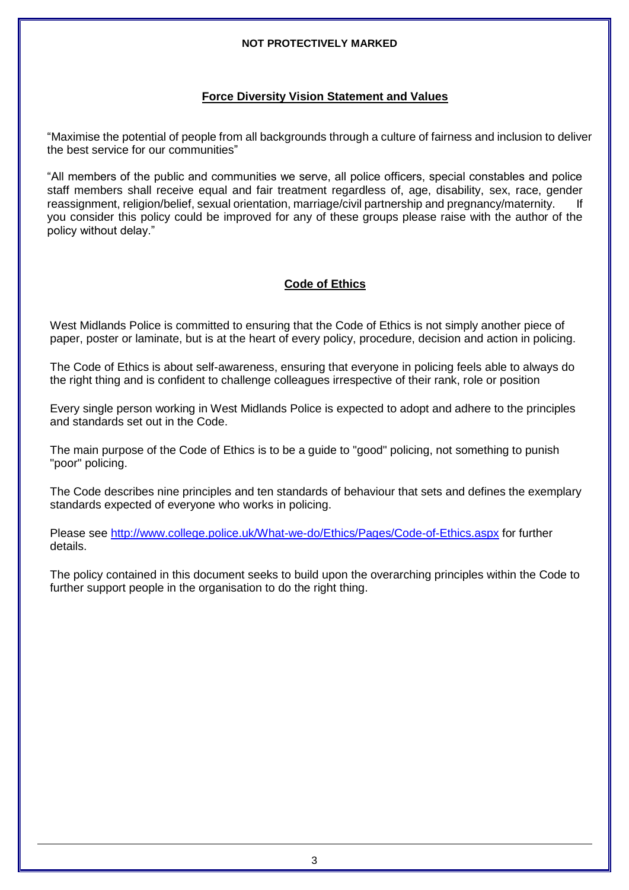**NOT PROTECTIVELY MARKED**

## Force Diversity Vision Statement and Values

"Maximise the potential of people from all backgrounds through a culture of fairness and inclusion to deliver the best service for our communities"

"All members of the public and communities we serve, all police officers, special constables and police staff members shall receive equal and fair treatment regardless of, age, disability, sex, race, gender reassignment, religion/belief, sexual orientation, marriage/civil partnership and pregnancy/maternity. If you consider this policy could be improved for any of these groups please raise with the author of the policy without delay."

## Code of Ethics

West Midlands Police is committed to ensuring that the Code of Ethics is not simply another piece of paper, poster or laminate, but is at the heart of every policy, procedure, decision and action in policing.

The Code of Ethics is about self-awareness, ensuring that everyone in policing feels able to always do the right thing and is confident to challenge colleagues irrespective of their rank, role or position

Every single person working in West Midlands Police is expected to adopt and adhere to the principles and standards set out in the Code.

The main purpose of the Code of Ethics is to be a guide to "good" policing, not something to punish "poor" policing.

The Code describes nine principles and ten standards of behaviour that sets and defines the exemplary standards expected of everyone who works in policing.

Please see [http://www.college.police.uk/What-we-do/Ethics/Pages/Code-of-Ethics.aspx](http://www.college.police.uk/What-we-do/Ethics/Pages/Code-of-Ethics.aspx) for further details.

The policy contained in this document seeks to build upon the overarching principles within the Code to further support people in the organisation to do the right thing.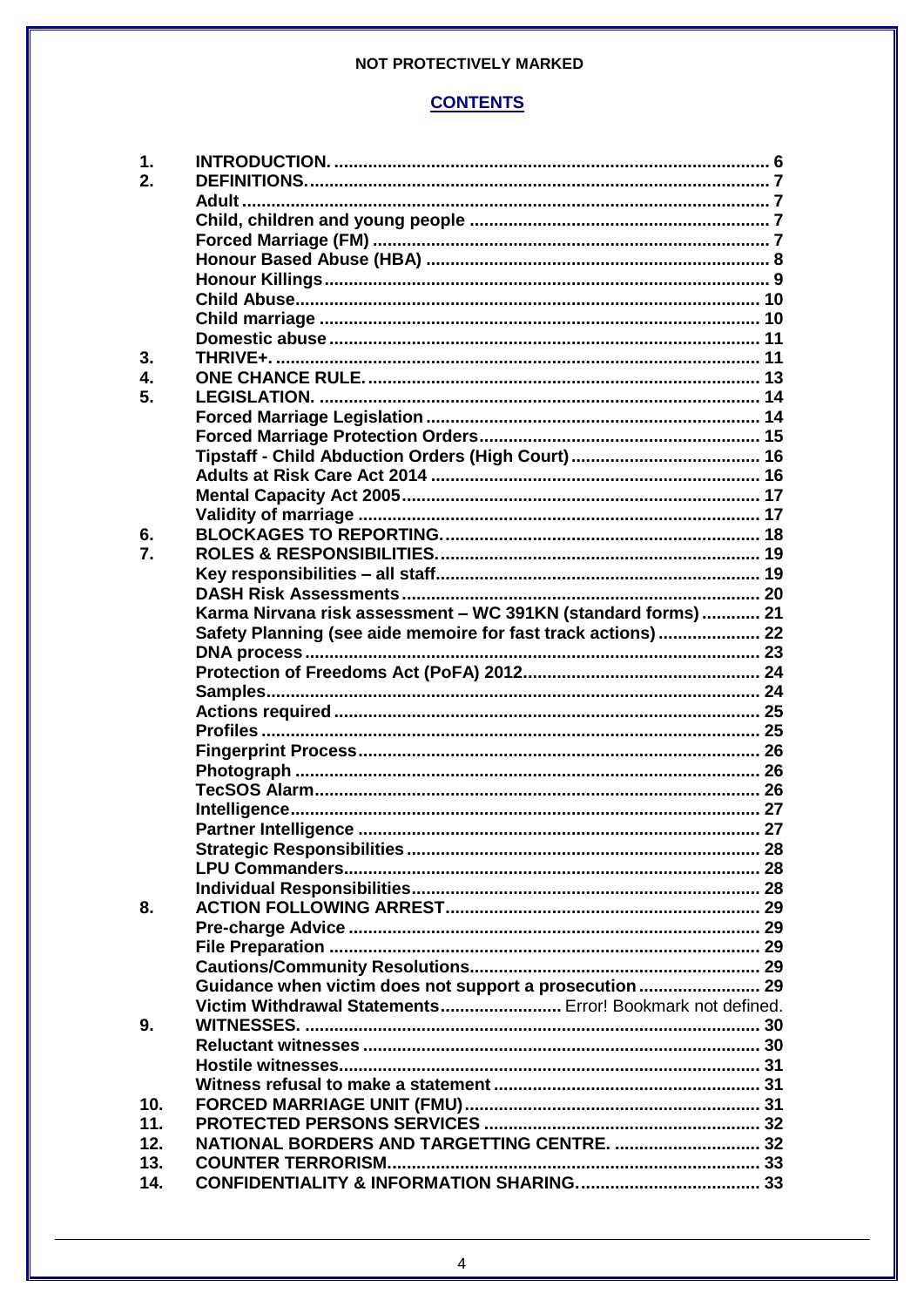## CONTENTS

| | | |
|---|---|---|
| **1.** | **INTRODUCTION.** | **6** |
| **2.** | **DEFINITIONS.** | **7** |
| | **Adult** | **7** |
| | **Child, children and young people** | **7** |
| | **Forced Marriage (FM)** | **7** |
| | **Honour Based Abuse (HBA)** | **8** |
| | **Honour Killings** | **9** |
| | **Child Abuse** | **10** |
| | **Child marriage** | **10** |
| | **Domestic abuse** | **11** |
| **3.** | **THRIVE+.** | **11** |
| **4.** | **ONE CHANCE RULE.** | **13** |
| **5.** | **LEGISLATION.** | **14** |
| | **Forced Marriage Legislation** | **14** |
| | **Forced Marriage Protection Orders** | **15** |
| | **Tipstaff - Child Abduction Orders (High Court)** | **16** |
| | **Adults at Risk Care Act 2014** | **16** |
| | **Mental Capacity Act 2005** | **17** |
| | **Validity of marriage** | **17** |
| **6.** | **BLOCKAGES TO REPORTING.** | **18** |
| **7.** | **ROLES & RESPONSIBILITIES.** | **19** |
| | **Key responsibilities – all staff** | **19** |
| | **DASH Risk Assessments** | **20** |
| | **Karma Nirvana risk assessment – WC 391KN (standard forms)** | **21** |
| | **Safety Planning (see aide memoire for fast track actions)** | **22** |
| | **DNA process** | **23** |
| | **Protection of Freedoms Act (PoFA) 2012** | **24** |
| | **Samples** | **24** |
| | **Actions required** | **25** |
| | **Profiles** | **25** |
| | **Fingerprint Process** | **26** |
| | **Photograph** | **26** |
| | **TecSOS Alarm** | **26** |
| | **Intelligence** | **27** |
| | **Partner Intelligence** | **27** |
| | **Strategic Responsibilities** | **28** |
| | **LPU Commanders** | **28** |
| | **Individual Responsibilities** | **28** |
| **8.** | **ACTION FOLLOWING ARREST** | **29** |
| | **Pre-charge Advice** | **29** |
| | **File Preparation** | **29** |
| | **Cautions/Community Resolutions** | **29** |
| | **Guidance when victim does not support a prosecution** | **29** |
| | **Victim Withdrawal Statements** | Error! Bookmark not defined. |
| **9.** | **WITNESSES.** | **30** |
| | **Reluctant witnesses** | **30** |
| | **Hostile witnesses** | **31** |
| | **Witness refusal to make a statement** | **31** |
| **10.** | **FORCED MARRIAGE UNIT (FMU)** | **31** |
| **11.** | **PROTECTED PERSONS SERVICES** | **32** |
| **12.** | **NATIONAL BORDERS AND TARGETTING CENTRE.** | **32** |
| **13.** | **COUNTER TERRORISM** | **33** |
| **14.** | **CONFIDENTIALITY & INFORMATION SHARING.** | **33** |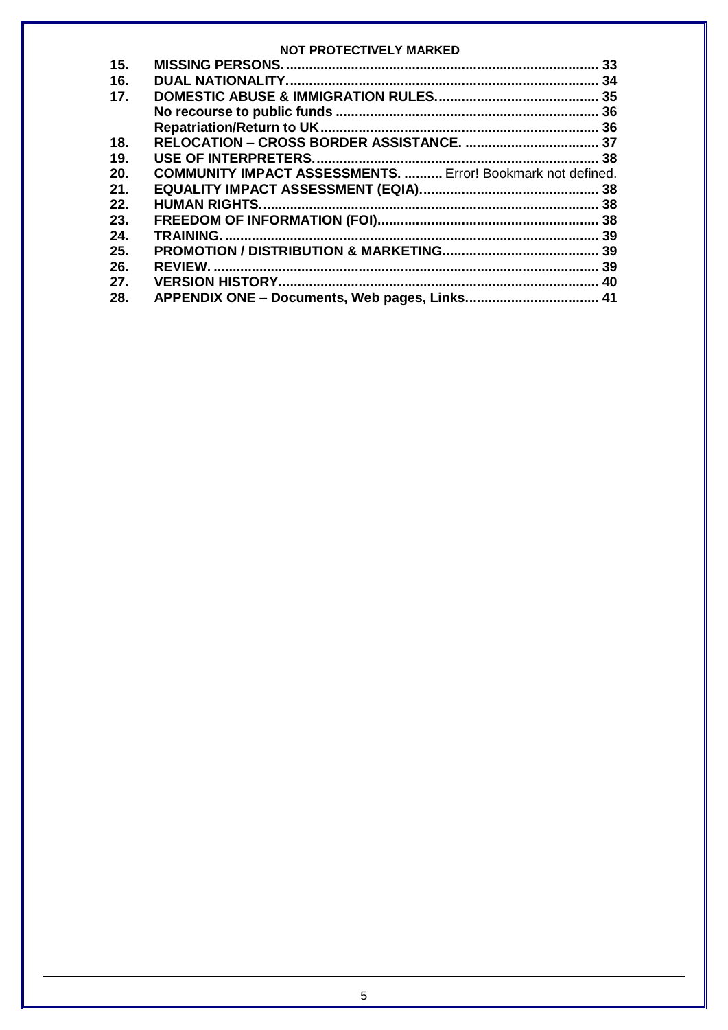| | | |
|---|---|---|
| 15. | **MISSING PERSONS.** | **33** |
| 16. | **DUAL NATIONALITY.** | **34** |
| 17. | **DOMESTIC ABUSE & IMMIGRATION RULES.** | **35** |
| | **No recourse to public funds** | **36** |
| | **Repatriation/Return to UK** | **36** |
| 18. | **RELOCATION – CROSS BORDER ASSISTANCE.** | **37** |
| 19. | **USE OF INTERPRETERS.** | **38** |
| 20. | **COMMUNITY IMPACT ASSESSMENTS.** | Error! Bookmark not defined. |
| 21. | **EQUALITY IMPACT ASSESSMENT (EQIA)** | **38** |
| 22. | **HUMAN RIGHTS.** | **38** |
| 23. | **FREEDOM OF INFORMATION (FOI)** | **38** |
| 24. | **TRAINING.** | **39** |
| 25. | **PROMOTION / DISTRIBUTION & MARKETING** | **39** |
| 26. | **REVIEW.** | **39** |
| 27. | **VERSION HISTORY** | **40** |
| 28. | **APPENDIX ONE – Documents, Web pages, Links** | **41** |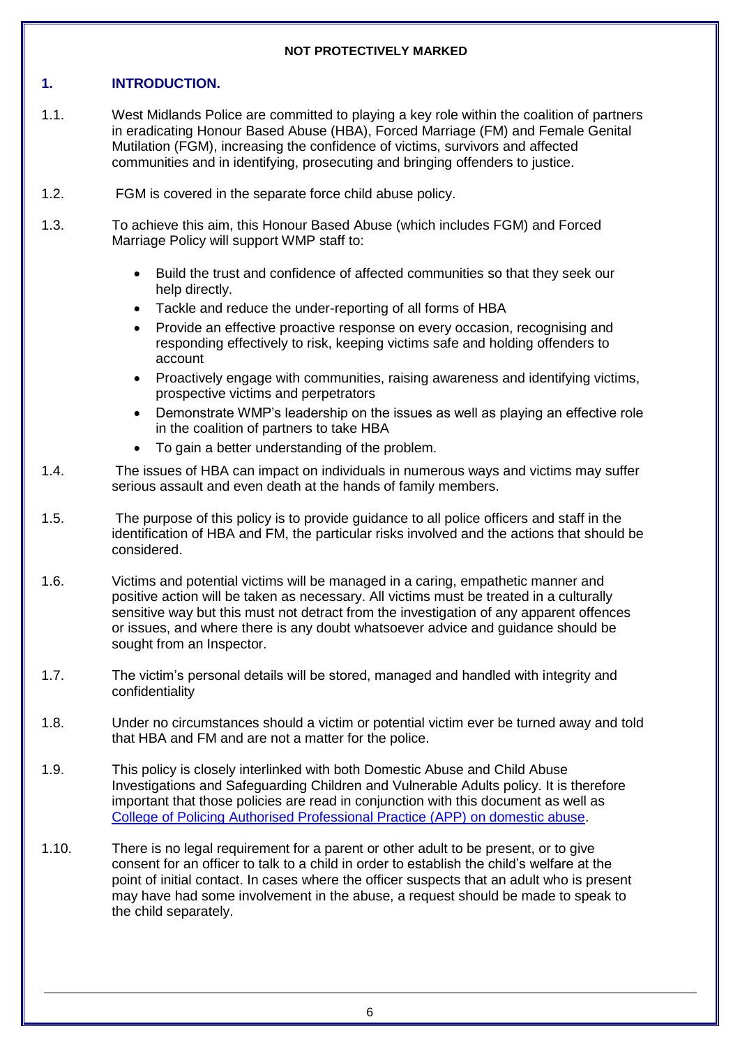**NOT PROTECTIVELY MARKED**

## 1. INTRODUCTION.

1.1. West Midlands Police are committed to playing a key role within the coalition of partners in eradicating Honour Based Abuse (HBA), Forced Marriage (FM) and Female Genital Mutilation (FGM), increasing the confidence of victims, survivors and affected communities and in identifying, prosecuting and bringing offenders to justice.

1.2. FGM is covered in the separate force child abuse policy.

1.3. To achieve this aim, this Honour Based Abuse (which includes FGM) and Forced Marriage Policy will support WMP staff to:

- Build the trust and confidence of affected communities so that they seek our help directly.
- Tackle and reduce the under-reporting of all forms of HBA
- Provide an effective proactive response on every occasion, recognising and responding effectively to risk, keeping victims safe and holding offenders to account
- Proactively engage with communities, raising awareness and identifying victims, prospective victims and perpetrators
- Demonstrate WMP's leadership on the issues as well as playing an effective role in the coalition of partners to take HBA
- To gain a better understanding of the problem.

1.4. The issues of HBA can impact on individuals in numerous ways and victims may suffer serious assault and even death at the hands of family members.

1.5. The purpose of this policy is to provide guidance to all police officers and staff in the identification of HBA and FM, the particular risks involved and the actions that should be considered.

1.6. Victims and potential victims will be managed in a caring, empathetic manner and positive action will be taken as necessary. All victims must be treated in a culturally sensitive way but this must not detract from the investigation of any apparent offences or issues, and where there is any doubt whatsoever advice and guidance should be sought from an Inspector.

1.7. The victim's personal details will be stored, managed and handled with integrity and confidentiality

1.8. Under no circumstances should a victim or potential victim ever be turned away and told that HBA and FM and are not a matter for the police.

1.9. This policy is closely interlinked with both Domestic Abuse and Child Abuse Investigations and Safeguarding Children and Vulnerable Adults policy. It is therefore important that those policies are read in conjunction with this document as well as College of Policing Authorised Professional Practice (APP) on domestic abuse.

1.10. There is no legal requirement for a parent or other adult to be present, or to give consent for an officer to talk to a child in order to establish the child's welfare at the point of initial contact. In cases where the officer suspects that an adult who is present may have had some involvement in the abuse, a request should be made to speak to the child separately.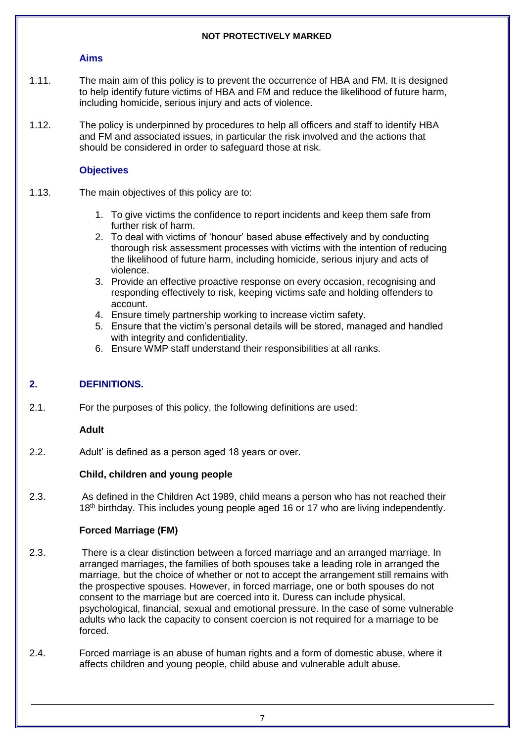### Aims

1.11. The main aim of this policy is to prevent the occurrence of HBA and FM. It is designed to help identify future victims of HBA and FM and reduce the likelihood of future harm, including homicide, serious injury and acts of violence.

1.12. The policy is underpinned by procedures to help all officers and staff to identify HBA and FM and associated issues, in particular the risk involved and the actions that should be considered in order to safeguard those at risk.

### Objectives

1.13. The main objectives of this policy are to:

1. To give victims the confidence to report incidents and keep them safe from further risk of harm.
2. To deal with victims of 'honour' based abuse effectively and by conducting thorough risk assessment processes with victims with the intention of reducing the likelihood of future harm, including homicide, serious injury and acts of violence.
3. Provide an effective proactive response on every occasion, recognising and responding effectively to risk, keeping victims safe and holding offenders to account.
4. Ensure timely partnership working to increase victim safety.
5. Ensure that the victim's personal details will be stored, managed and handled with integrity and confidentiality.
6. Ensure WMP staff understand their responsibilities at all ranks.

## 2. DEFINITIONS.

2.1. For the purposes of this policy, the following definitions are used:

**Adult**

2.2. Adult' is defined as a person aged 18 years or over.

**Child, children and young people**

2.3. As defined in the Children Act 1989, child means a person who has not reached their 18th birthday. This includes young people aged 16 or 17 who are living independently.

**Forced Marriage (FM)**

2.3. There is a clear distinction between a forced marriage and an arranged marriage. In arranged marriages, the families of both spouses take a leading role in arranged the marriage, but the choice of whether or not to accept the arrangement still remains with the prospective spouses. However, in forced marriage, one or both spouses do not consent to the marriage but are coerced into it. Duress can include physical, psychological, financial, sexual and emotional pressure. In the case of some vulnerable adults who lack the capacity to consent coercion is not required for a marriage to be forced.

2.4. Forced marriage is an abuse of human rights and a form of domestic abuse, where it affects children and young people, child abuse and vulnerable adult abuse.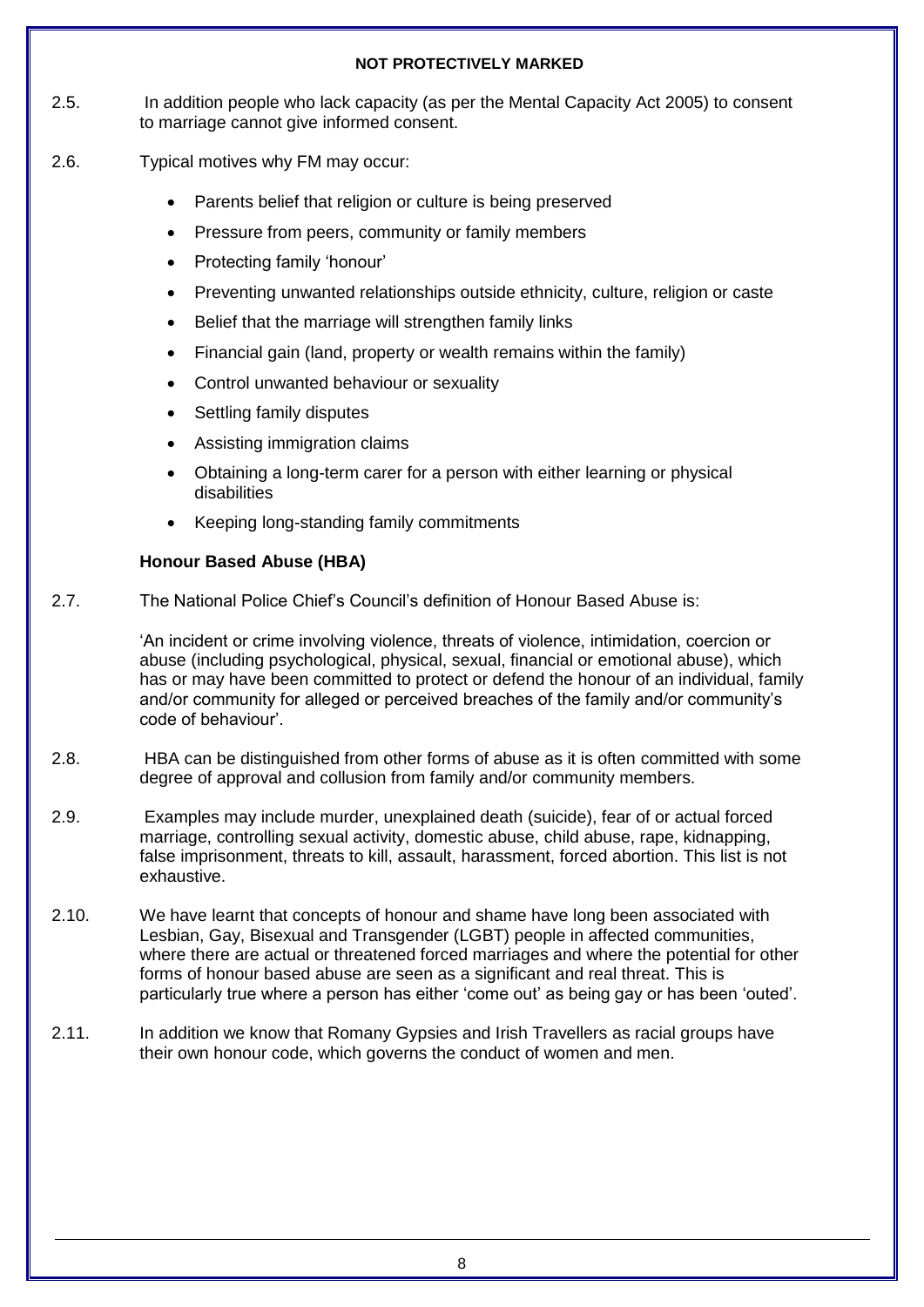2.5. In addition people who lack capacity (as per the Mental Capacity Act 2005) to consent to marriage cannot give informed consent.

2.6. Typical motives why FM may occur:

- Parents belief that religion or culture is being preserved
- Pressure from peers, community or family members
- Protecting family 'honour'
- Preventing unwanted relationships outside ethnicity, culture, religion or caste
- Belief that the marriage will strengthen family links
- Financial gain (land, property or wealth remains within the family)
- Control unwanted behaviour or sexuality
- Settling family disputes
- Assisting immigration claims
- Obtaining a long-term carer for a person with either learning or physical disabilities
- Keeping long-standing family commitments

**Honour Based Abuse (HBA)**

2.7. The National Police Chief's Council's definition of Honour Based Abuse is:

'An incident or crime involving violence, threats of violence, intimidation, coercion or abuse (including psychological, physical, sexual, financial or emotional abuse), which has or may have been committed to protect or defend the honour of an individual, family and/or community for alleged or perceived breaches of the family and/or community's code of behaviour'.

2.8. HBA can be distinguished from other forms of abuse as it is often committed with some degree of approval and collusion from family and/or community members.

2.9. Examples may include murder, unexplained death (suicide), fear of or actual forced marriage, controlling sexual activity, domestic abuse, child abuse, rape, kidnapping, false imprisonment, threats to kill, assault, harassment, forced abortion. This list is not exhaustive.

2.10. We have learnt that concepts of honour and shame have long been associated with Lesbian, Gay, Bisexual and Transgender (LGBT) people in affected communities, where there are actual or threatened forced marriages and where the potential for other forms of honour based abuse are seen as a significant and real threat. This is particularly true where a person has either 'come out' as being gay or has been 'outed'.

2.11. In addition we know that Romany Gypsies and Irish Travellers as racial groups have their own honour code, which governs the conduct of women and men.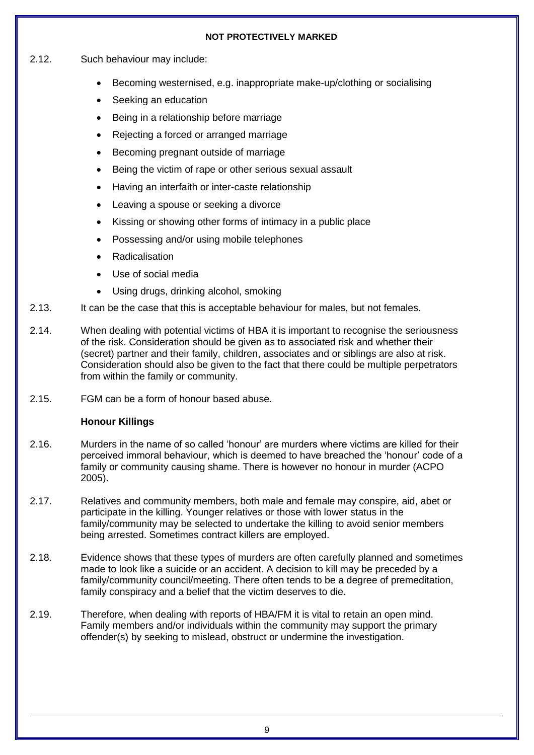2.12. Such behaviour may include:

- Becoming westernised, e.g. inappropriate make-up/clothing or socialising
- Seeking an education
- Being in a relationship before marriage
- Rejecting a forced or arranged marriage
- Becoming pregnant outside of marriage
- Being the victim of rape or other serious sexual assault
- Having an interfaith or inter-caste relationship
- Leaving a spouse or seeking a divorce
- Kissing or showing other forms of intimacy in a public place
- Possessing and/or using mobile telephones
- Radicalisation
- Use of social media
- Using drugs, drinking alcohol, smoking

2.13. It can be the case that this is acceptable behaviour for males, but not females.

2.14. When dealing with potential victims of HBA it is important to recognise the seriousness of the risk. Consideration should be given as to associated risk and whether their (secret) partner and their family, children, associates and or siblings are also at risk. Consideration should also be given to the fact that there could be multiple perpetrators from within the family or community.

2.15. FGM can be a form of honour based abuse.

**Honour Killings**

2.16. Murders in the name of so called 'honour' are murders where victims are killed for their perceived immoral behaviour, which is deemed to have breached the 'honour' code of a family or community causing shame. There is however no honour in murder (ACPO 2005).

2.17. Relatives and community members, both male and female may conspire, aid, abet or participate in the killing. Younger relatives or those with lower status in the family/community may be selected to undertake the killing to avoid senior members being arrested. Sometimes contract killers are employed.

2.18. Evidence shows that these types of murders are often carefully planned and sometimes made to look like a suicide or an accident. A decision to kill may be preceded by a family/community council/meeting. There often tends to be a degree of premeditation, family conspiracy and a belief that the victim deserves to die.

2.19. Therefore, when dealing with reports of HBA/FM it is vital to retain an open mind. Family members and/or individuals within the community may support the primary offender(s) by seeking to mislead, obstruct or undermine the investigation.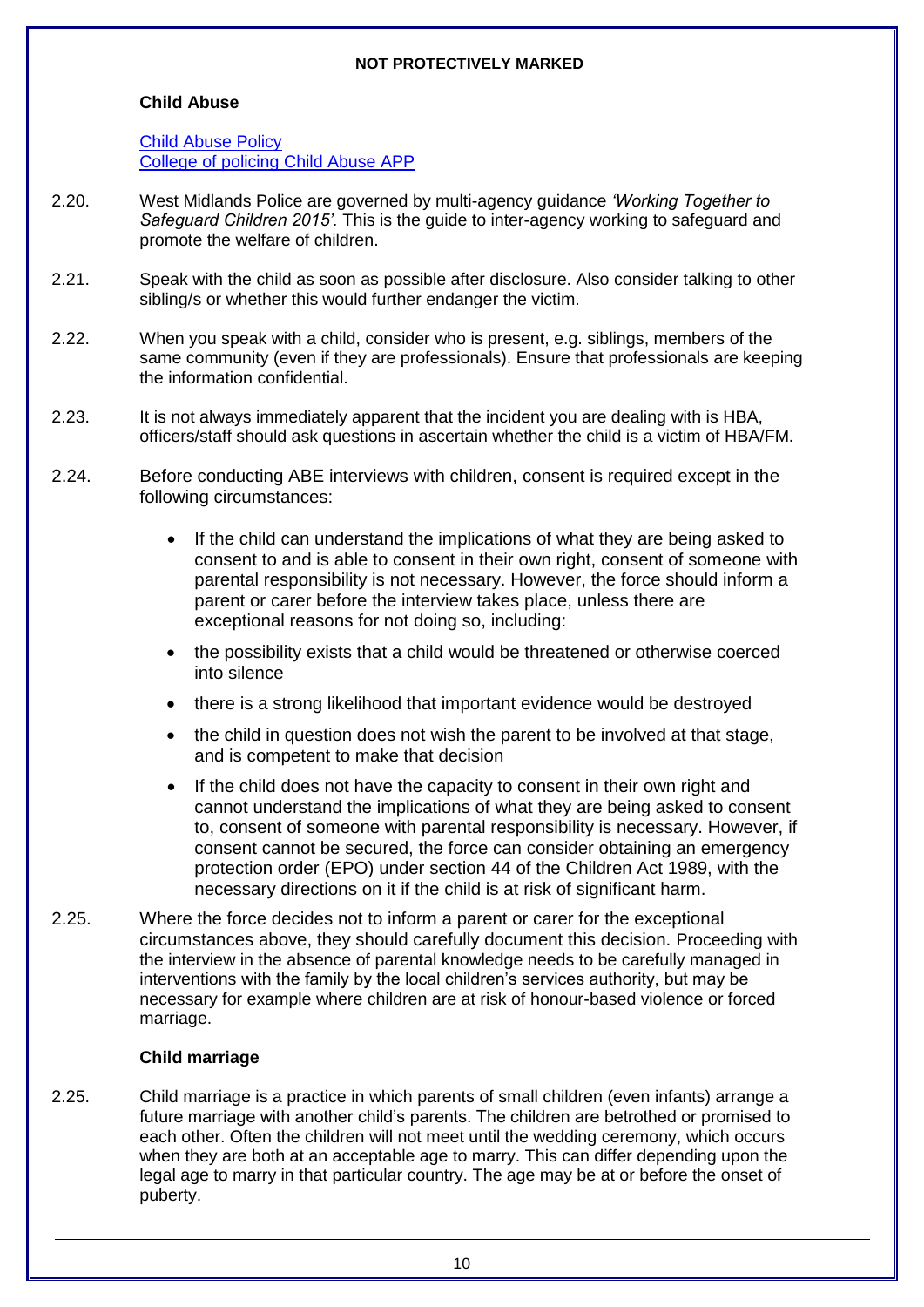### Child Abuse

[Child Abuse Policy](Child Abuse Policy)
[College of policing Child Abuse APP](College of policing Child Abuse APP)

2.20. West Midlands Police are governed by multi-agency guidance *'Working Together to Safeguard Children 2015'.* This is the guide to inter-agency working to safeguard and promote the welfare of children.

2.21. Speak with the child as soon as possible after disclosure. Also consider talking to other sibling/s or whether this would further endanger the victim.

2.22. When you speak with a child, consider who is present, e.g. siblings, members of the same community (even if they are professionals). Ensure that professionals are keeping the information confidential.

2.23. It is not always immediately apparent that the incident you are dealing with is HBA, officers/staff should ask questions in ascertain whether the child is a victim of HBA/FM.

2.24. Before conducting ABE interviews with children, consent is required except in the following circumstances:

- If the child can understand the implications of what they are being asked to consent to and is able to consent in their own right, consent of someone with parental responsibility is not necessary. However, the force should inform a parent or carer before the interview takes place, unless there are exceptional reasons for not doing so, including:
- the possibility exists that a child would be threatened or otherwise coerced into silence
- there is a strong likelihood that important evidence would be destroyed
- the child in question does not wish the parent to be involved at that stage, and is competent to make that decision
- If the child does not have the capacity to consent in their own right and cannot understand the implications of what they are being asked to consent to, consent of someone with parental responsibility is necessary. However, if consent cannot be secured, the force can consider obtaining an emergency protection order (EPO) under section 44 of the Children Act 1989, with the necessary directions on it if the child is at risk of significant harm.

2.25. Where the force decides not to inform a parent or carer for the exceptional circumstances above, they should carefully document this decision. Proceeding with the interview in the absence of parental knowledge needs to be carefully managed in interventions with the family by the local children's services authority, but may be necessary for example where children are at risk of honour-based violence or forced marriage.

### Child marriage

2.25. Child marriage is a practice in which parents of small children (even infants) arrange a future marriage with another child's parents. The children are betrothed or promised to each other. Often the children will not meet until the wedding ceremony, which occurs when they are both at an acceptable age to marry. This can differ depending upon the legal age to marry in that particular country. The age may be at or before the onset of puberty.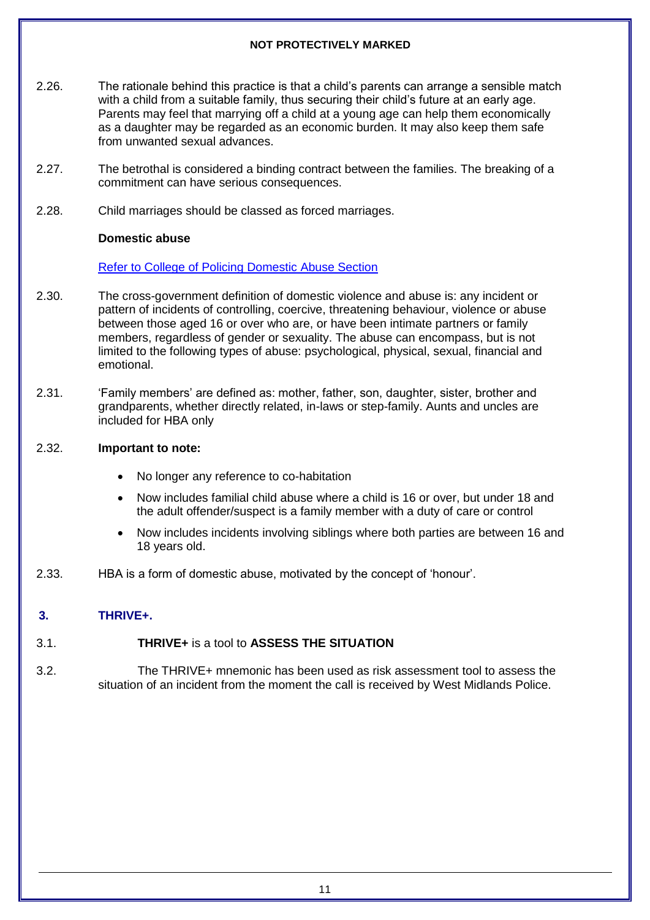2.26. The rationale behind this practice is that a child's parents can arrange a sensible match with a child from a suitable family, thus securing their child's future at an early age. Parents may feel that marrying off a child at a young age can help them economically as a daughter may be regarded as an economic burden. It may also keep them safe from unwanted sexual advances.

2.27. The betrothal is considered a binding contract between the families. The breaking of a commitment can have serious consequences.

2.28. Child marriages should be classed as forced marriages.

**Domestic abuse**

[Refer to College of Policing Domestic Abuse Section]

2.30. The cross-government definition of domestic violence and abuse is: any incident or pattern of incidents of controlling, coercive, threatening behaviour, violence or abuse between those aged 16 or over who are, or have been intimate partners or family members, regardless of gender or sexuality. The abuse can encompass, but is not limited to the following types of abuse: psychological, physical, sexual, financial and emotional.

2.31. 'Family members' are defined as: mother, father, son, daughter, sister, brother and grandparents, whether directly related, in-laws or step-family. Aunts and uncles are included for HBA only

2.32. **Important to note:**

- No longer any reference to co-habitation
- Now includes familial child abuse where a child is 16 or over, but under 18 and the adult offender/suspect is a family member with a duty of care or control
- Now includes incidents involving siblings where both parties are between 16 and 18 years old.

2.33. HBA is a form of domestic abuse, motivated by the concept of 'honour'.

## 3. THRIVE+.

3.1. **THRIVE+** is a tool to **ASSESS THE SITUATION**

3.2. The THRIVE+ mnemonic has been used as risk assessment tool to assess the situation of an incident from the moment the call is received by West Midlands Police.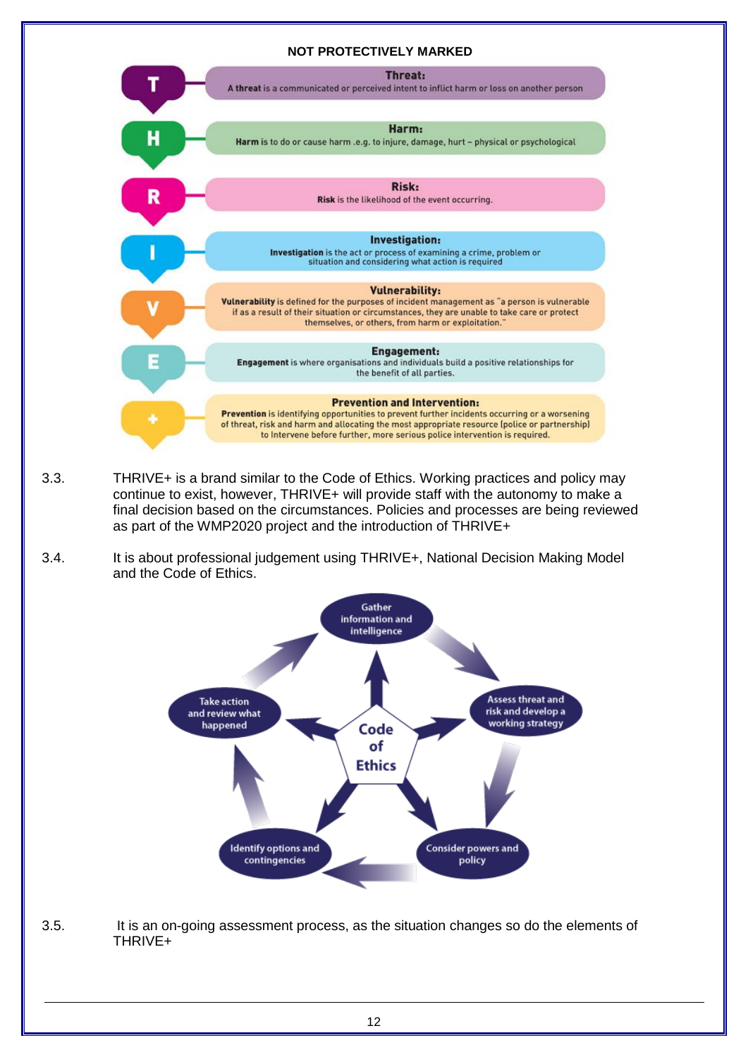NOT PROTECTIVELY MARKED

**T** — **Threat:**
A **threat** is a communicated or perceived intent to inflict harm or loss on another person

**H** — **Harm:**
**Harm** is to do or cause harm .e.g. to injure, damage, hurt – physical or psychological

**R** — **Risk:**
**Risk** is the likelihood of the event occurring.

**I** — **Investigation:**
**Investigation** is the act or process of examining a crime, problem or situation and considering what action is required

**V** — **Vulnerability:**
**Vulnerability** is defined for the purposes of incident management as "a person is vulnerable if as a result of their situation or circumstances, they are unable to take care or protect themselves, or others, from harm or exploitation."

**E** — **Engagement:**
**Engagement** is where organisations and individuals build a positive relationships for the benefit of all parties.

**+** — **Prevention and Intervention:**
**Prevention** is identifying opportunities to prevent further incidents occurring or a worsening of threat, risk and harm and allocating the most appropriate resource (police or partnership) to Intervene before further, more serious police intervention is required.

3.3. THRIVE+ is a brand similar to the Code of Ethics. Working practices and policy may continue to exist, however, THRIVE+ will provide staff with the autonomy to make a final decision based on the circumstances. Policies and processes are being reviewed as part of the WMP2020 project and the introduction of THRIVE+

3.4. It is about professional judgement using THRIVE+, National Decision Making Model and the Code of Ethics.

Code of Ethics

- Gather information and intelligence
- Assess threat and risk and develop a working strategy
- Consider powers and policy
- Identify options and contingencies
- Take action and review what happened

3.5. It is an on-going assessment process, as the situation changes so do the elements of THRIVE+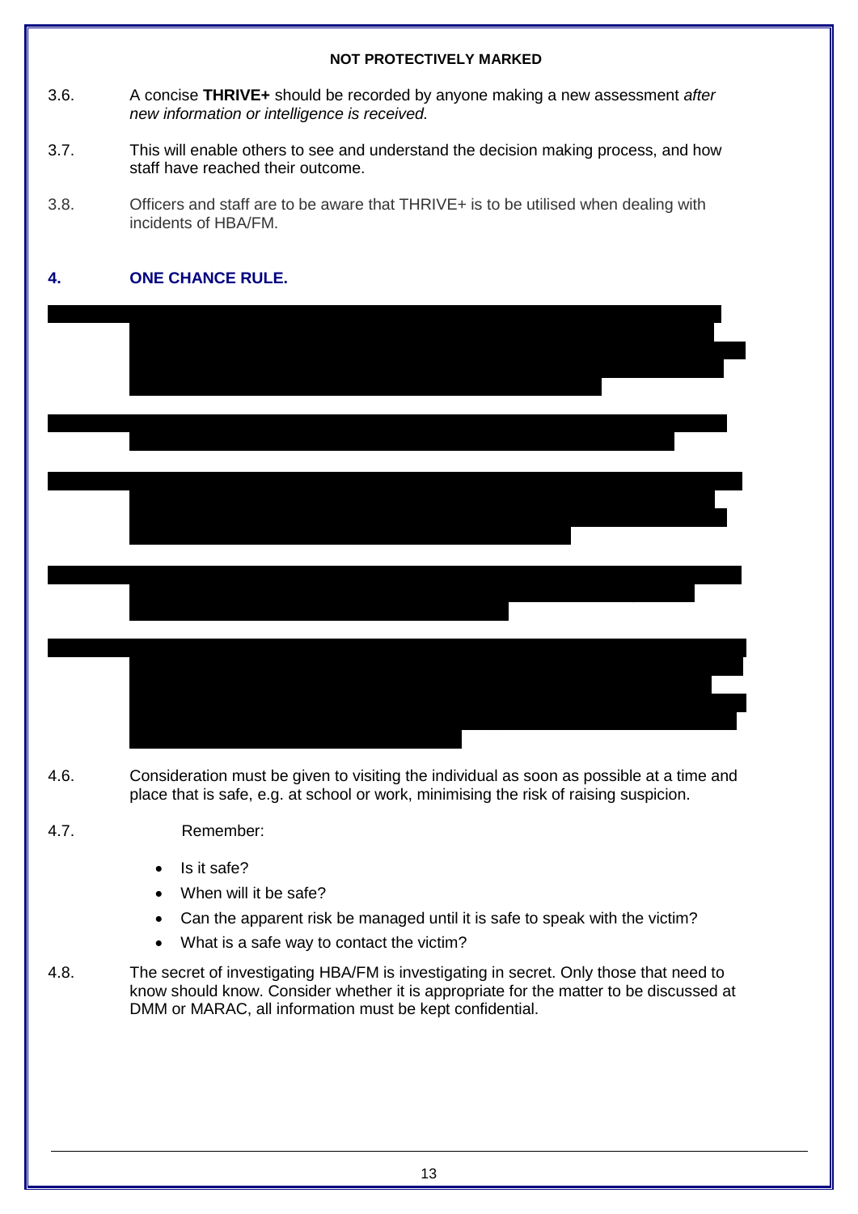3.6. A concise **THRIVE+** should be recorded by anyone making a new assessment *after new information or intelligence is received.*

3.7. This will enable others to see and understand the decision making process, and how staff have reached their outcome.

3.8. Officers and staff are to be aware that THRIVE+ is to be utilised when dealing with incidents of HBA/FM.

## 4. ONE CHANCE RULE.

4.6. Consideration must be given to visiting the individual as soon as possible at a time and place that is safe, e.g. at school or work, minimising the risk of raising suspicion.

4.7. Remember:

- Is it safe?
- When will it be safe?
- Can the apparent risk be managed until it is safe to speak with the victim?
- What is a safe way to contact the victim?

4.8. The secret of investigating HBA/FM is investigating in secret. Only those that need to know should know. Consider whether it is appropriate for the matter to be discussed at DMM or MARAC, all information must be kept confidential.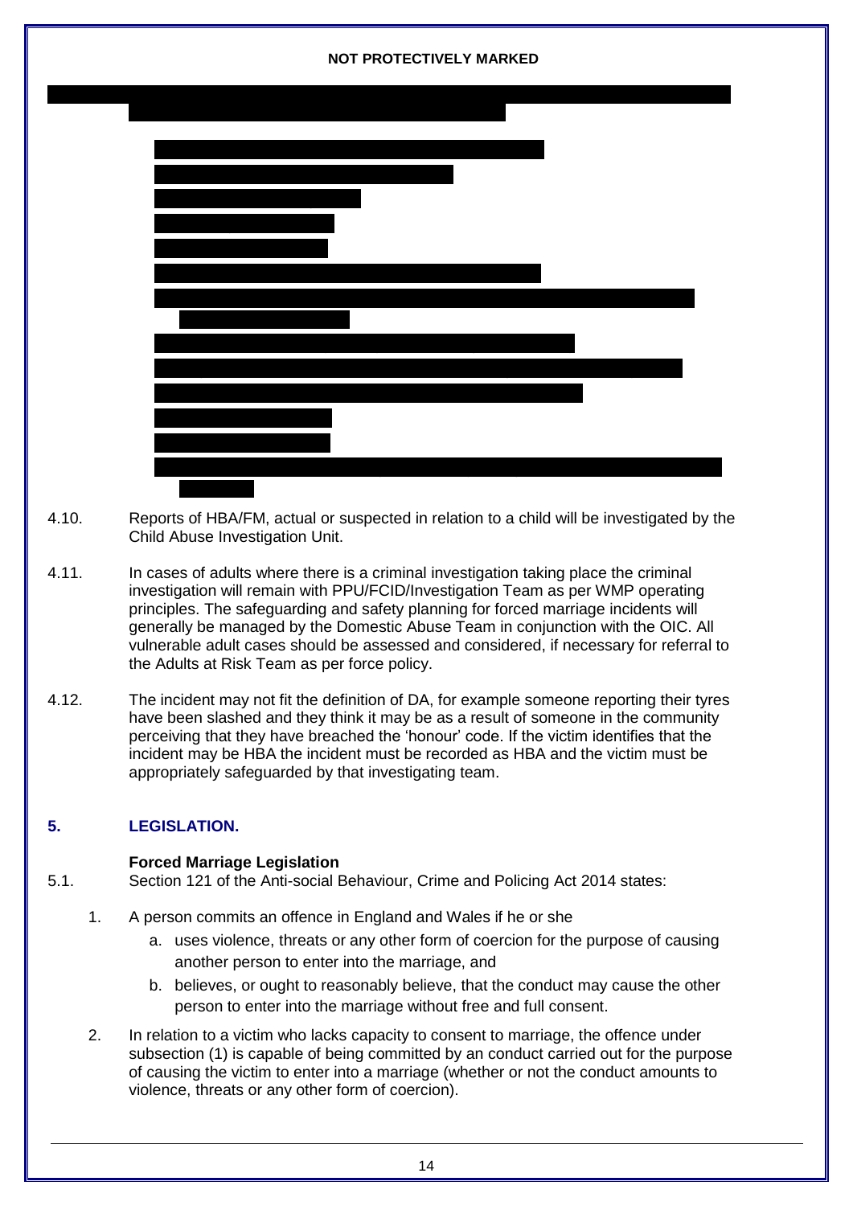4.10. Reports of HBA/FM, actual or suspected in relation to a child will be investigated by the Child Abuse Investigation Unit.

4.11. In cases of adults where there is a criminal investigation taking place the criminal investigation will remain with PPU/FCID/Investigation Team as per WMP operating principles. The safeguarding and safety planning for forced marriage incidents will generally be managed by the Domestic Abuse Team in conjunction with the OIC. All vulnerable adult cases should be assessed and considered, if necessary for referral to the Adults at Risk Team as per force policy.

4.12. The incident may not fit the definition of DA, for example someone reporting their tyres have been slashed and they think it may be as a result of someone in the community perceiving that they have breached the 'honour' code. If the victim identifies that the incident may be HBA the incident must be recorded as HBA and the victim must be appropriately safeguarded by that investigating team.

## 5. LEGISLATION.

**Forced Marriage Legislation**

5.1. Section 121 of the Anti-social Behaviour, Crime and Policing Act 2014 states:

1. A person commits an offence in England and Wales if he or she
   a. uses violence, threats or any other form of coercion for the purpose of causing another person to enter into the marriage, and
   b. believes, or ought to reasonably believe, that the conduct may cause the other person to enter into the marriage without free and full consent.
2. In relation to a victim who lacks capacity to consent to marriage, the offence under subsection (1) is capable of being committed by an conduct carried out for the purpose of causing the victim to enter into a marriage (whether or not the conduct amounts to violence, threats or any other form of coercion).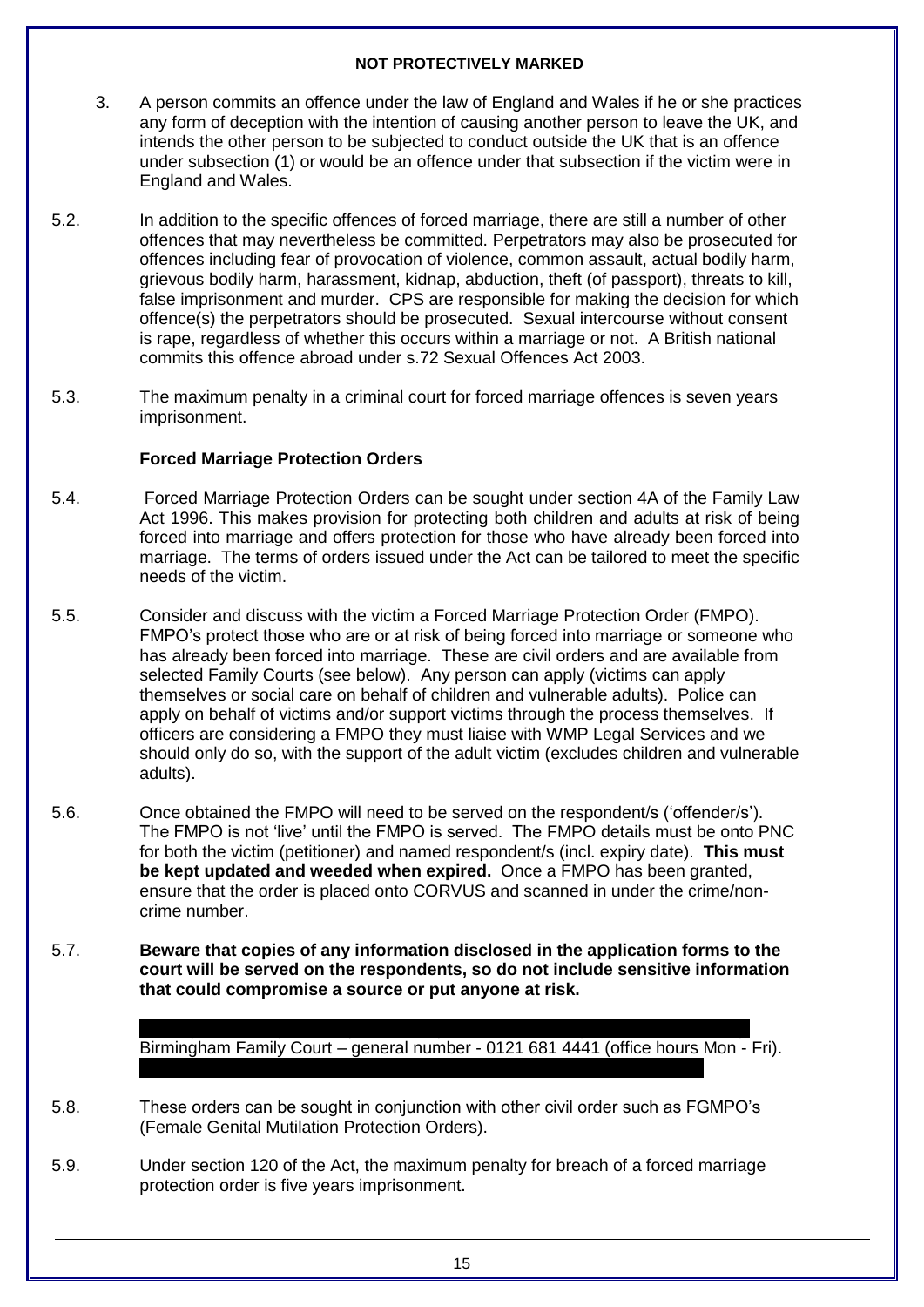3. A person commits an offence under the law of England and Wales if he or she practices any form of deception with the intention of causing another person to leave the UK, and intends the other person to be subjected to conduct outside the UK that is an offence under subsection (1) or would be an offence under that subsection if the victim were in England and Wales.

5.2. In addition to the specific offences of forced marriage, there are still a number of other offences that may nevertheless be committed. Perpetrators may also be prosecuted for offences including fear of provocation of violence, common assault, actual bodily harm, grievous bodily harm, harassment, kidnap, abduction, theft (of passport), threats to kill, false imprisonment and murder. CPS are responsible for making the decision for which offence(s) the perpetrators should be prosecuted. Sexual intercourse without consent is rape, regardless of whether this occurs within a marriage or not. A British national commits this offence abroad under s.72 Sexual Offences Act 2003.

5.3. The maximum penalty in a criminal court for forced marriage offences is seven years imprisonment.

**Forced Marriage Protection Orders**

5.4. Forced Marriage Protection Orders can be sought under section 4A of the Family Law Act 1996. This makes provision for protecting both children and adults at risk of being forced into marriage and offers protection for those who have already been forced into marriage. The terms of orders issued under the Act can be tailored to meet the specific needs of the victim.

5.5. Consider and discuss with the victim a Forced Marriage Protection Order (FMPO). FMPO's protect those who are or at risk of being forced into marriage or someone who has already been forced into marriage. These are civil orders and are available from selected Family Courts (see below). Any person can apply (victims can apply themselves or social care on behalf of children and vulnerable adults). Police can apply on behalf of victims and/or support victims through the process themselves. If officers are considering a FMPO they must liaise with WMP Legal Services and we should only do so, with the support of the adult victim (excludes children and vulnerable adults).

5.6. Once obtained the FMPO will need to be served on the respondent/s ('offender/s'). The FMPO is not 'live' until the FMPO is served. The FMPO details must be onto PNC for both the victim (petitioner) and named respondent/s (incl. expiry date). **This must be kept updated and weeded when expired.** Once a FMPO has been granted, ensure that the order is placed onto CORVUS and scanned in under the crime/non-crime number.

5.7. **Beware that copies of any information disclosed in the application forms to the court will be served on the respondents, so do not include sensitive information that could compromise a source or put anyone at risk.**

Birmingham Family Court – general number - 0121 681 4441 (office hours Mon - Fri).

5.8. These orders can be sought in conjunction with other civil order such as FGMPO's (Female Genital Mutilation Protection Orders).

5.9. Under section 120 of the Act, the maximum penalty for breach of a forced marriage protection order is five years imprisonment.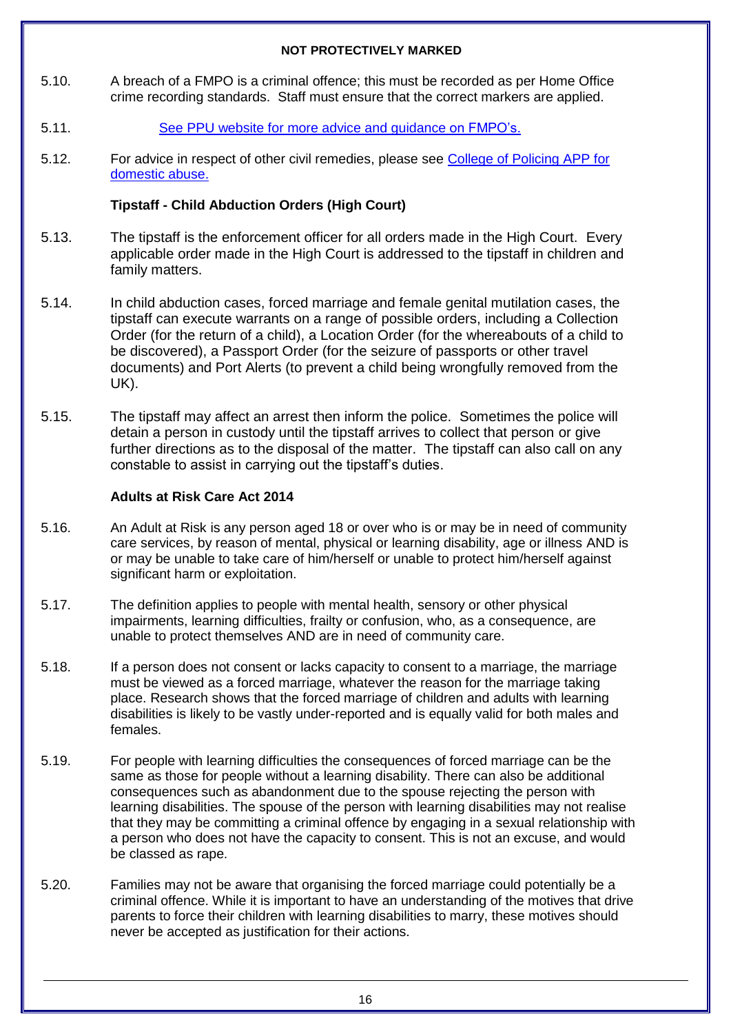5.10. A breach of a FMPO is a criminal offence; this must be recorded as per Home Office crime recording standards. Staff must ensure that the correct markers are applied.

5.11. See PPU website for more advice and guidance on FMPO's.

5.12. For advice in respect of other civil remedies, please see College of Policing APP for domestic abuse.

**Tipstaff - Child Abduction Orders (High Court)**

5.13. The tipstaff is the enforcement officer for all orders made in the High Court. Every applicable order made in the High Court is addressed to the tipstaff in children and family matters.

5.14. In child abduction cases, forced marriage and female genital mutilation cases, the tipstaff can execute warrants on a range of possible orders, including a Collection Order (for the return of a child), a Location Order (for the whereabouts of a child to be discovered), a Passport Order (for the seizure of passports or other travel documents) and Port Alerts (to prevent a child being wrongfully removed from the UK).

5.15. The tipstaff may affect an arrest then inform the police. Sometimes the police will detain a person in custody until the tipstaff arrives to collect that person or give further directions as to the disposal of the matter. The tipstaff can also call on any constable to assist in carrying out the tipstaff's duties.

**Adults at Risk Care Act 2014**

5.16. An Adult at Risk is any person aged 18 or over who is or may be in need of community care services, by reason of mental, physical or learning disability, age or illness AND is or may be unable to take care of him/herself or unable to protect him/herself against significant harm or exploitation.

5.17. The definition applies to people with mental health, sensory or other physical impairments, learning difficulties, frailty or confusion, who, as a consequence, are unable to protect themselves AND are in need of community care.

5.18. If a person does not consent or lacks capacity to consent to a marriage, the marriage must be viewed as a forced marriage, whatever the reason for the marriage taking place. Research shows that the forced marriage of children and adults with learning disabilities is likely to be vastly under-reported and is equally valid for both males and females.

5.19. For people with learning difficulties the consequences of forced marriage can be the same as those for people without a learning disability. There can also be additional consequences such as abandonment due to the spouse rejecting the person with learning disabilities. The spouse of the person with learning disabilities may not realise that they may be committing a criminal offence by engaging in a sexual relationship with a person who does not have the capacity to consent. This is not an excuse, and would be classed as rape.

5.20. Families may not be aware that organising the forced marriage could potentially be a criminal offence. While it is important to have an understanding of the motives that drive parents to force their children with learning disabilities to marry, these motives should never be accepted as justification for their actions.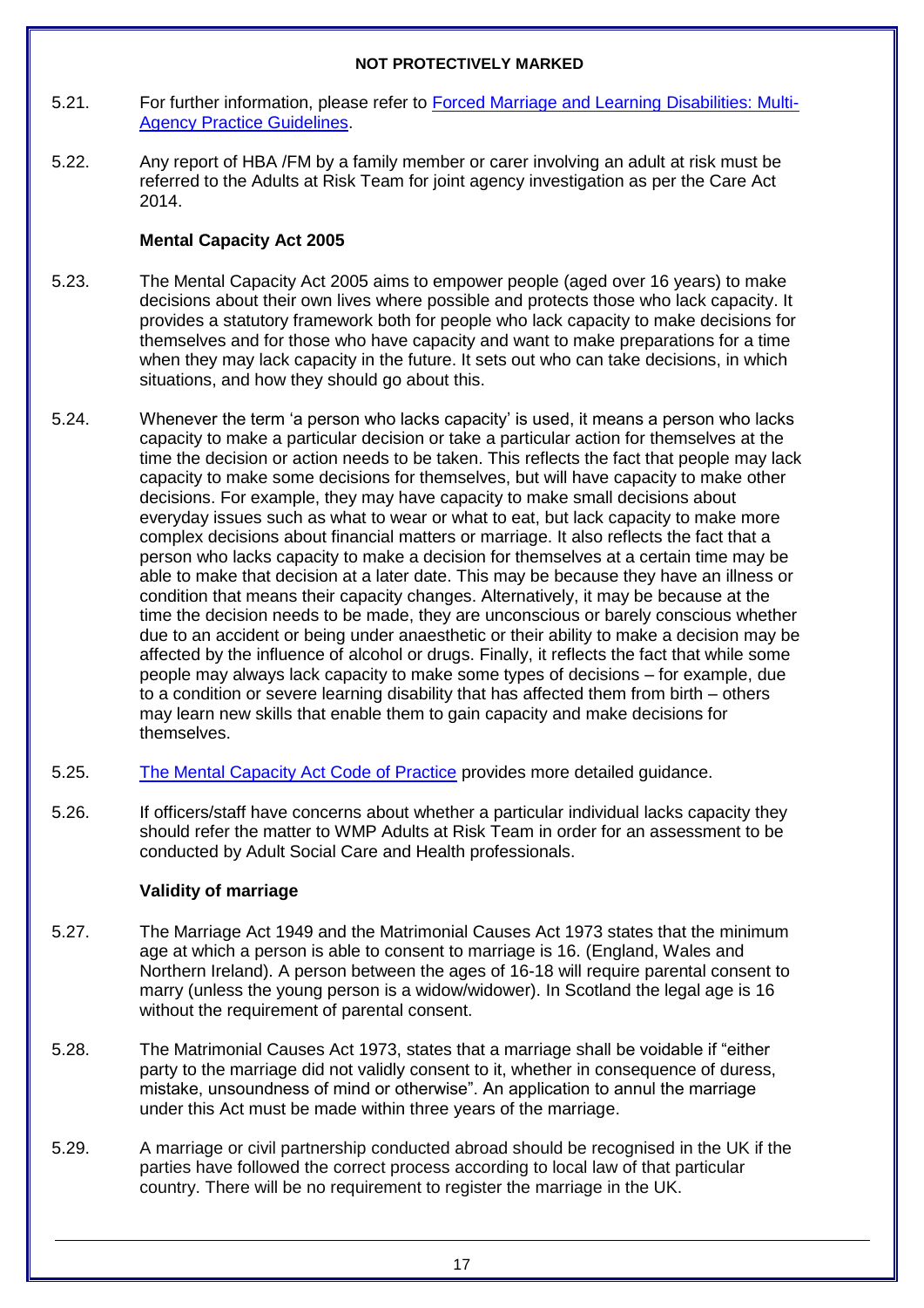5.21. For further information, please refer to [Forced Marriage and Learning Disabilities: Multi-Agency Practice Guidelines](#).

5.22. Any report of HBA /FM by a family member or carer involving an adult at risk must be referred to the Adults at Risk Team for joint agency investigation as per the Care Act 2014.

**Mental Capacity Act 2005**

5.23. The Mental Capacity Act 2005 aims to empower people (aged over 16 years) to make decisions about their own lives where possible and protects those who lack capacity. It provides a statutory framework both for people who lack capacity to make decisions for themselves and for those who have capacity and want to make preparations for a time when they may lack capacity in the future. It sets out who can take decisions, in which situations, and how they should go about this.

5.24. Whenever the term 'a person who lacks capacity' is used, it means a person who lacks capacity to make a particular decision or take a particular action for themselves at the time the decision or action needs to be taken. This reflects the fact that people may lack capacity to make some decisions for themselves, but will have capacity to make other decisions. For example, they may have capacity to make small decisions about everyday issues such as what to wear or what to eat, but lack capacity to make more complex decisions about financial matters or marriage. It also reflects the fact that a person who lacks capacity to make a decision for themselves at a certain time may be able to make that decision at a later date. This may be because they have an illness or condition that means their capacity changes. Alternatively, it may be because at the time the decision needs to be made, they are unconscious or barely conscious whether due to an accident or being under anaesthetic or their ability to make a decision may be affected by the influence of alcohol or drugs. Finally, it reflects the fact that while some people may always lack capacity to make some types of decisions – for example, due to a condition or severe learning disability that has affected them from birth – others may learn new skills that enable them to gain capacity and make decisions for themselves.

5.25. [The Mental Capacity Act Code of Practice](#) provides more detailed guidance.

5.26. If officers/staff have concerns about whether a particular individual lacks capacity they should refer the matter to WMP Adults at Risk Team in order for an assessment to be conducted by Adult Social Care and Health professionals.

**Validity of marriage**

5.27. The Marriage Act 1949 and the Matrimonial Causes Act 1973 states that the minimum age at which a person is able to consent to marriage is 16. (England, Wales and Northern Ireland). A person between the ages of 16-18 will require parental consent to marry (unless the young person is a widow/widower). In Scotland the legal age is 16 without the requirement of parental consent.

5.28. The Matrimonial Causes Act 1973, states that a marriage shall be voidable if "either party to the marriage did not validly consent to it, whether in consequence of duress, mistake, unsoundness of mind or otherwise". An application to annul the marriage under this Act must be made within three years of the marriage.

5.29. A marriage or civil partnership conducted abroad should be recognised in the UK if the parties have followed the correct process according to local law of that particular country. There will be no requirement to register the marriage in the UK.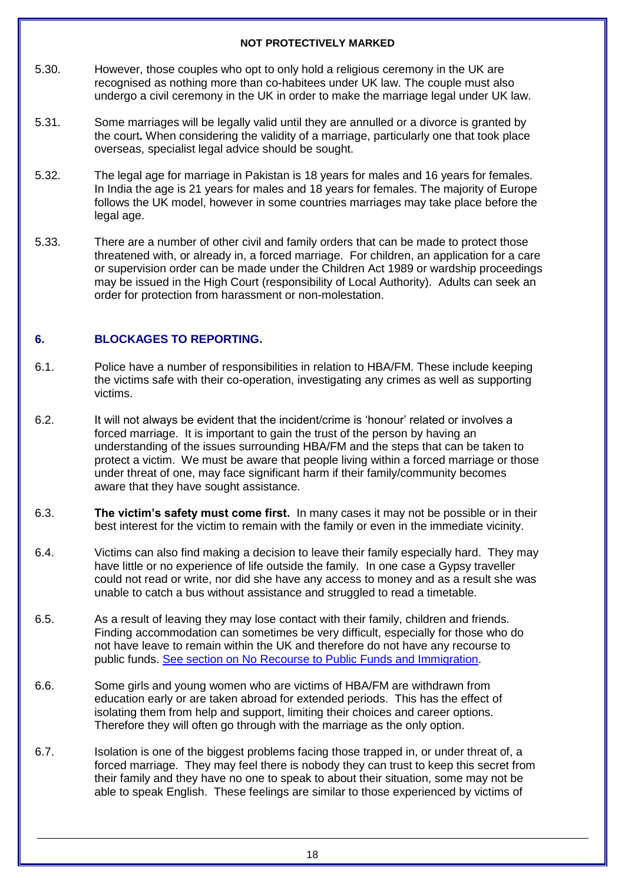5.30. However, those couples who opt to only hold a religious ceremony in the UK are recognised as nothing more than co-habitees under UK law. The couple must also undergo a civil ceremony in the UK in order to make the marriage legal under UK law.

5.31. Some marriages will be legally valid until they are annulled or a divorce is granted by the court**.** When considering the validity of a marriage, particularly one that took place overseas, specialist legal advice should be sought.

5.32. The legal age for marriage in Pakistan is 18 years for males and 16 years for females. In India the age is 21 years for males and 18 years for females. The majority of Europe follows the UK model, however in some countries marriages may take place before the legal age.

5.33. There are a number of other civil and family orders that can be made to protect those threatened with, or already in, a forced marriage. For children, an application for a care or supervision order can be made under the Children Act 1989 or wardship proceedings may be issued in the High Court (responsibility of Local Authority). Adults can seek an order for protection from harassment or non-molestation.

## 6. BLOCKAGES TO REPORTING.

6.1. Police have a number of responsibilities in relation to HBA/FM. These include keeping the victims safe with their co-operation, investigating any crimes as well as supporting victims.

6.2. It will not always be evident that the incident/crime is 'honour' related or involves a forced marriage. It is important to gain the trust of the person by having an understanding of the issues surrounding HBA/FM and the steps that can be taken to protect a victim. We must be aware that people living within a forced marriage or those under threat of one, may face significant harm if their family/community becomes aware that they have sought assistance.

6.3. **The victim's safety must come first.** In many cases it may not be possible or in their best interest for the victim to remain with the family or even in the immediate vicinity.

6.4. Victims can also find making a decision to leave their family especially hard. They may have little or no experience of life outside the family. In one case a Gypsy traveller could not read or write, nor did she have any access to money and as a result she was unable to catch a bus without assistance and struggled to read a timetable.

6.5. As a result of leaving they may lose contact with their family, children and friends. Finding accommodation can sometimes be very difficult, especially for those who do not have leave to remain within the UK and therefore do not have any recourse to public funds. See section on No Recourse to Public Funds and Immigration.

6.6. Some girls and young women who are victims of HBA/FM are withdrawn from education early or are taken abroad for extended periods. This has the effect of isolating them from help and support, limiting their choices and career options. Therefore they will often go through with the marriage as the only option.

6.7. Isolation is one of the biggest problems facing those trapped in, or under threat of, a forced marriage. They may feel there is nobody they can trust to keep this secret from their family and they have no one to speak to about their situation, some may not be able to speak English. These feelings are similar to those experienced by victims of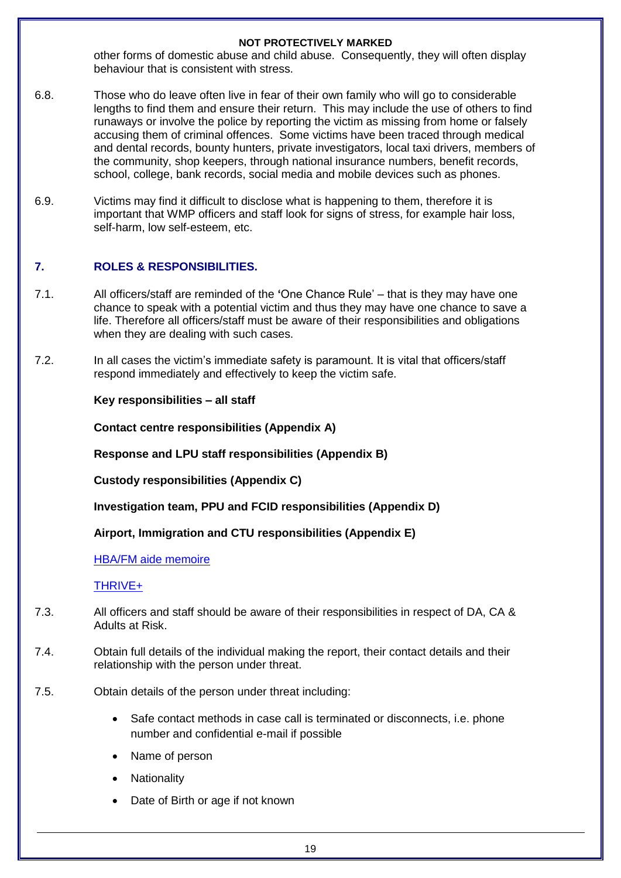other forms of domestic abuse and child abuse. Consequently, they will often display behaviour that is consistent with stress.

6.8. Those who do leave often live in fear of their own family who will go to considerable lengths to find them and ensure their return. This may include the use of others to find runaways or involve the police by reporting the victim as missing from home or falsely accusing them of criminal offences. Some victims have been traced through medical and dental records, bounty hunters, private investigators, local taxi drivers, members of the community, shop keepers, through national insurance numbers, benefit records, school, college, bank records, social media and mobile devices such as phones.

6.9. Victims may find it difficult to disclose what is happening to them, therefore it is important that WMP officers and staff look for signs of stress, for example hair loss, self-harm, low self-esteem, etc.

## 7. ROLES & RESPONSIBILITIES.

7.1. All officers/staff are reminded of the 'One Chance Rule' – that is they may have one chance to speak with a potential victim and thus they may have one chance to save a life. Therefore all officers/staff must be aware of their responsibilities and obligations when they are dealing with such cases.

7.2. In all cases the victim's immediate safety is paramount. It is vital that officers/staff respond immediately and effectively to keep the victim safe.

**Key responsibilities – all staff**

**Contact centre responsibilities (Appendix A)**

**Response and LPU staff responsibilities (Appendix B)**

**Custody responsibilities (Appendix C)**

**Investigation team, PPU and FCID responsibilities (Appendix D)**

**Airport, Immigration and CTU responsibilities (Appendix E)**

HBA/FM aide memoire

THRIVE+

7.3. All officers and staff should be aware of their responsibilities in respect of DA, CA & Adults at Risk.

7.4. Obtain full details of the individual making the report, their contact details and their relationship with the person under threat.

7.5. Obtain details of the person under threat including:

- Safe contact methods in case call is terminated or disconnects, i.e. phone number and confidential e-mail if possible
- Name of person
- Nationality
- Date of Birth or age if not known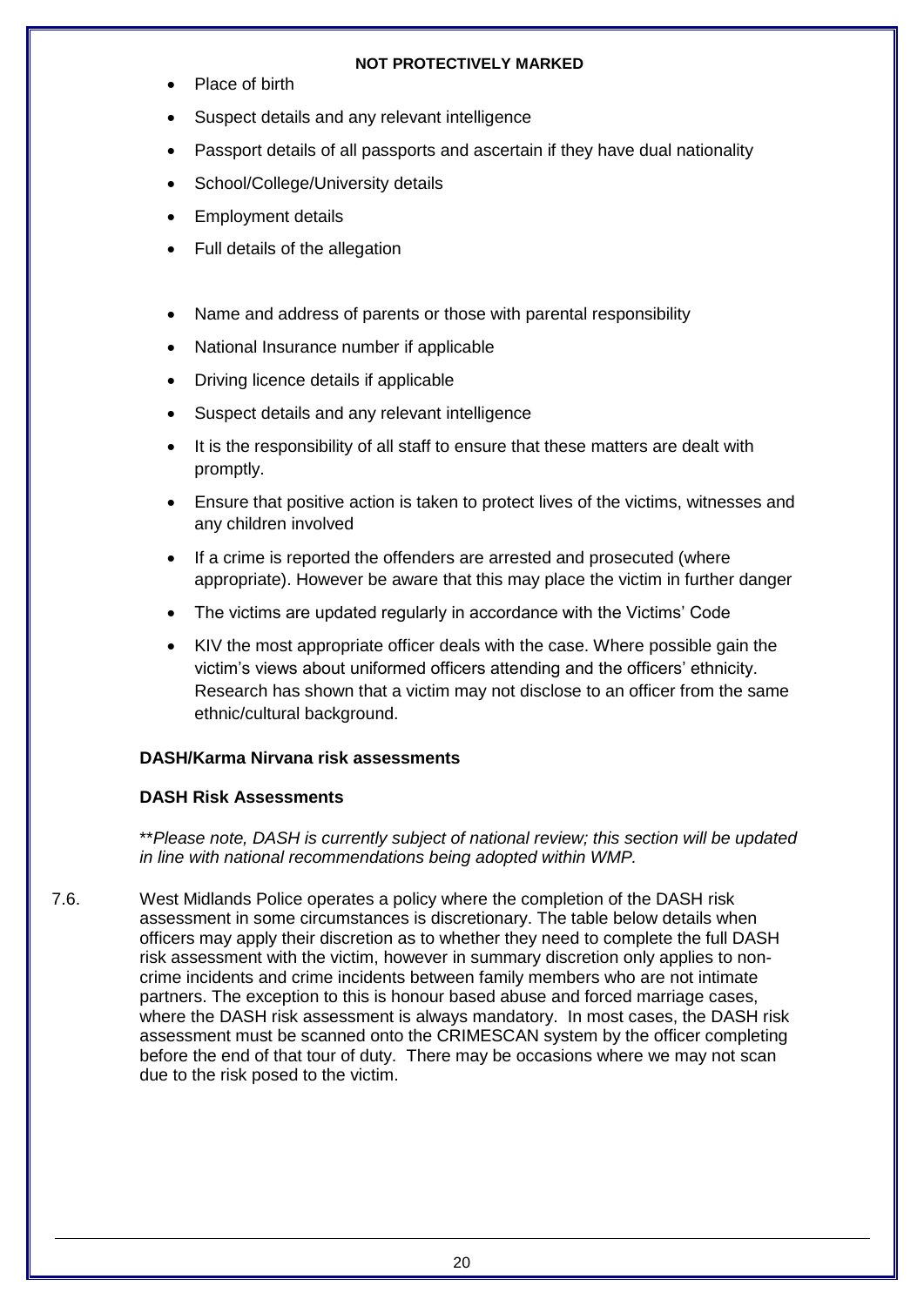- Place of birth
- Suspect details and any relevant intelligence
- Passport details of all passports and ascertain if they have dual nationality
- School/College/University details
- Employment details
- Full details of the allegation

- Name and address of parents or those with parental responsibility
- National Insurance number if applicable
- Driving licence details if applicable
- Suspect details and any relevant intelligence
- It is the responsibility of all staff to ensure that these matters are dealt with promptly.
- Ensure that positive action is taken to protect lives of the victims, witnesses and any children involved
- If a crime is reported the offenders are arrested and prosecuted (where appropriate). However be aware that this may place the victim in further danger
- The victims are updated regularly in accordance with the Victims' Code
- KIV the most appropriate officer deals with the case. Where possible gain the victim's views about uniformed officers attending and the officers' ethnicity. Research has shown that a victim may not disclose to an officer from the same ethnic/cultural background.

**DASH/Karma Nirvana risk assessments**

**DASH Risk Assessments**

*\*\*Please note, DASH is currently subject of national review; this section will be updated in line with national recommendations being adopted within WMP.*

7.6. West Midlands Police operates a policy where the completion of the DASH risk assessment in some circumstances is discretionary. The table below details when officers may apply their discretion as to whether they need to complete the full DASH risk assessment with the victim, however in summary discretion only applies to non-crime incidents and crime incidents between family members who are not intimate partners. The exception to this is honour based abuse and forced marriage cases, where the DASH risk assessment is always mandatory. In most cases, the DASH risk assessment must be scanned onto the CRIMESCAN system by the officer completing before the end of that tour of duty. There may be occasions where we may not scan due to the risk posed to the victim.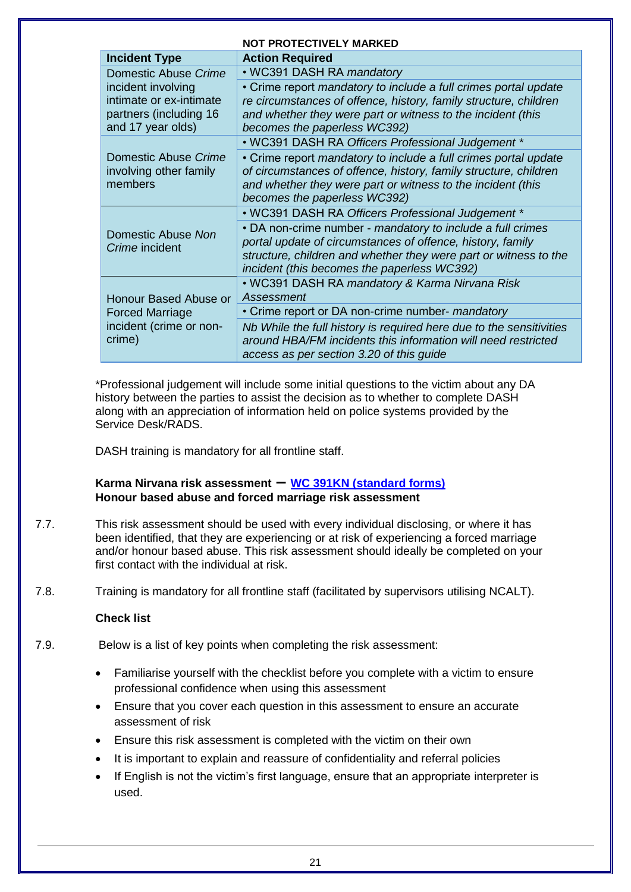NOT PROTECTIVELY MARKED

| Incident Type | Action Required |
|---|---|
| Domestic Abuse *Crime* incident involving intimate or ex-intimate partners (including 16 and 17 year olds) | • WC391 DASH RA *mandatory* |
| | • Crime report *mandatory to include a full crimes portal update re circumstances of offence, history, family structure, children and whether they were part or witness to the incident (this becomes the paperless WC392)* |
| Domestic Abuse *Crime* involving other family members | • WC391 DASH RA *Officers Professional Judgement* * |
| | • Crime report *mandatory to include a full crimes portal update of circumstances of offence, history, family structure, children and whether they were part or witness to the incident (this becomes the paperless WC392)* |
| Domestic Abuse *Non Crime* incident | • WC391 DASH RA *Officers Professional Judgement* * |
| | • DA non-crime number - *mandatory to include a full crimes portal update of circumstances of offence, history, family structure, children and whether they were part or witness to the incident (this becomes the paperless WC392)* |
| Honour Based Abuse or Forced Marriage incident (crime or non-crime) | • WC391 DASH RA *mandatory & Karma Nirvana Risk Assessment* |
| | • Crime report or DA non-crime number- *mandatory* |
| | *Nb While the full history is required here due to the sensitivities around HBA/FM incidents this information will need restricted access as per section 3.20 of this guide* |

*Professional judgement will include some initial questions to the victim about any DA history between the parties to assist the decision as to whether to complete DASH along with an appreciation of information held on police systems provided by the Service Desk/RADS.

DASH training is mandatory for all frontline staff.

**Karma Nirvana risk assessment – WC 391KN (standard forms)**
**Honour based abuse and forced marriage risk assessment**

7.7. This risk assessment should be used with every individual disclosing, or where it has been identified, that they are experiencing or at risk of experiencing a forced marriage and/or honour based abuse. This risk assessment should ideally be completed on your first contact with the individual at risk.

7.8. Training is mandatory for all frontline staff (facilitated by supervisors utilising NCALT).

**Check list**

7.9. Below is a list of key points when completing the risk assessment:

- Familiarise yourself with the checklist before you complete with a victim to ensure professional confidence when using this assessment
- Ensure that you cover each question in this assessment to ensure an accurate assessment of risk
- Ensure this risk assessment is completed with the victim on their own
- It is important to explain and reassure of confidentiality and referral policies
- If English is not the victim's first language, ensure that an appropriate interpreter is used.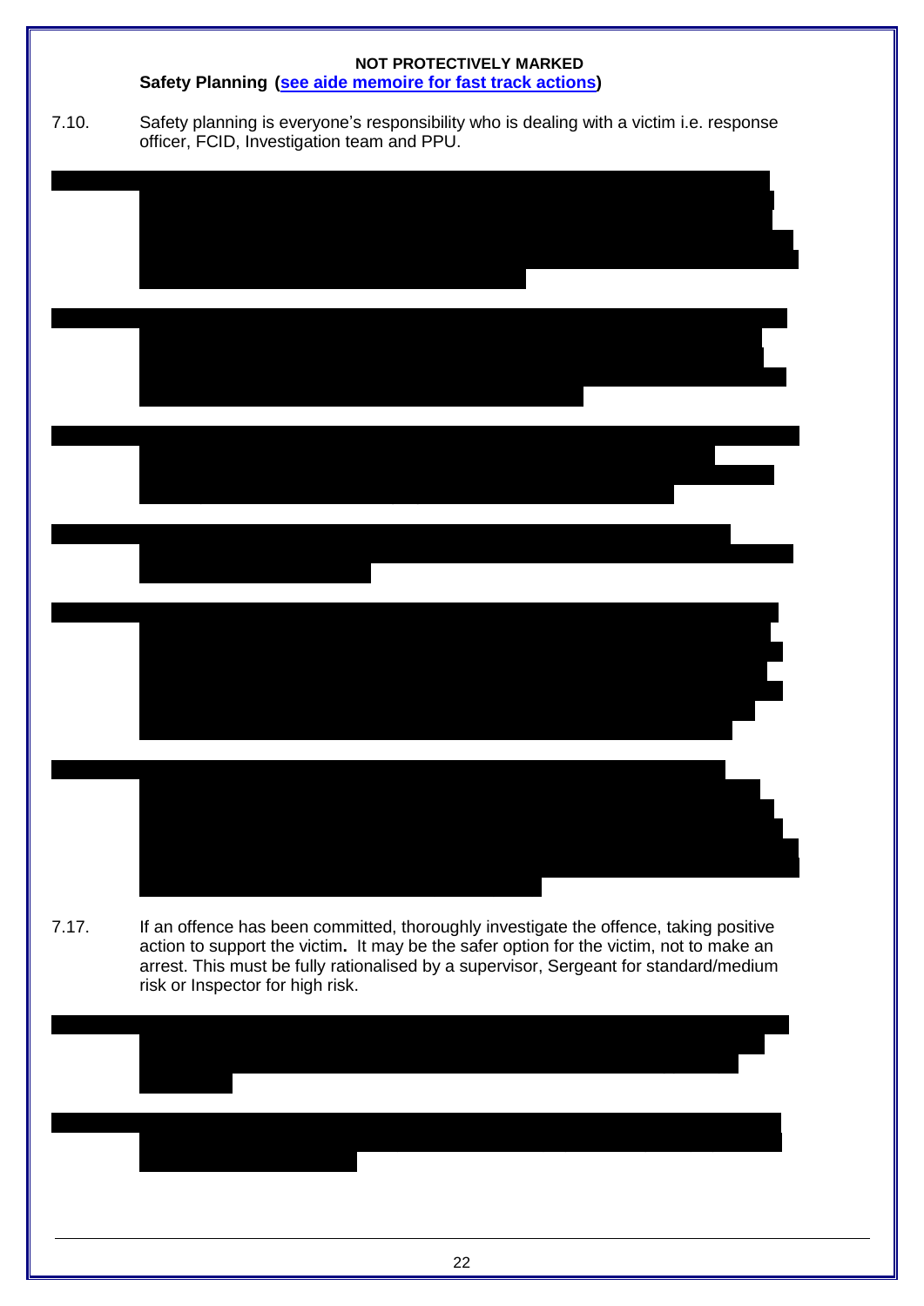**Safety Planning (see aide memoire for fast track actions)**

7.10. Safety planning is everyone's responsibility who is dealing with a victim i.e. response officer, FCID, Investigation team and PPU.

7.17. If an offence has been committed, thoroughly investigate the offence, taking positive action to support the victim**.** It may be the safer option for the victim, not to make an arrest. This must be fully rationalised by a supervisor, Sergeant for standard/medium risk or Inspector for high risk.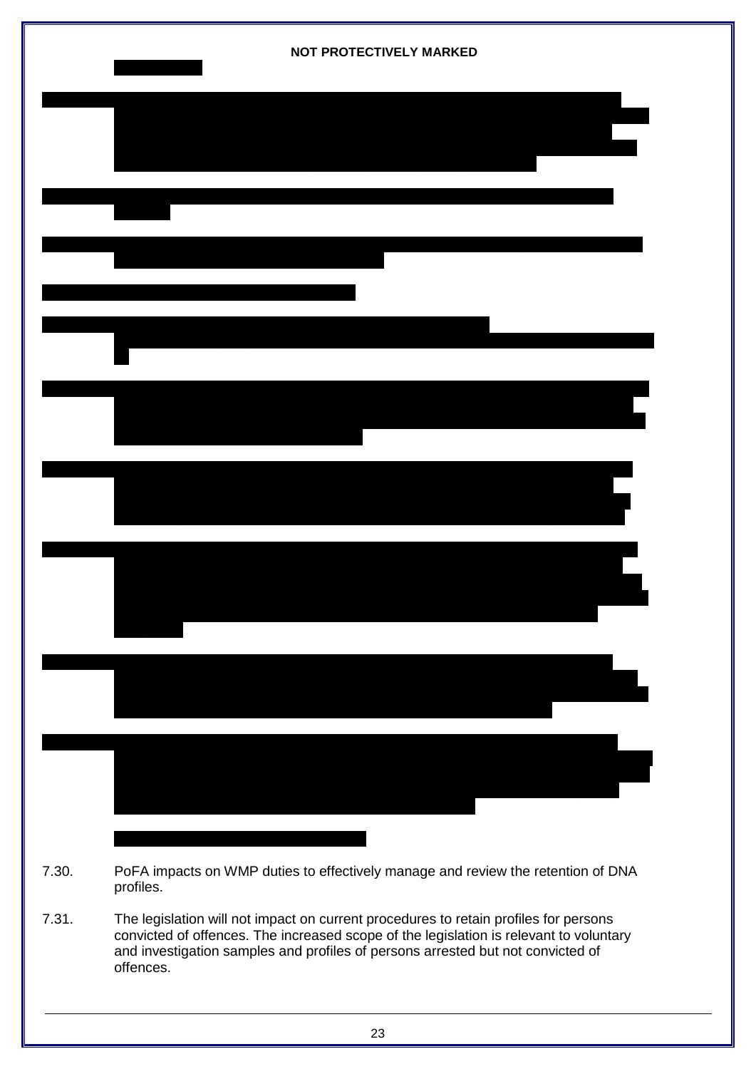7.30. PoFA impacts on WMP duties to effectively manage and review the retention of DNA profiles.

7.31. The legislation will not impact on current procedures to retain profiles for persons convicted of offences. The increased scope of the legislation is relevant to voluntary and investigation samples and profiles of persons arrested but not convicted of offences.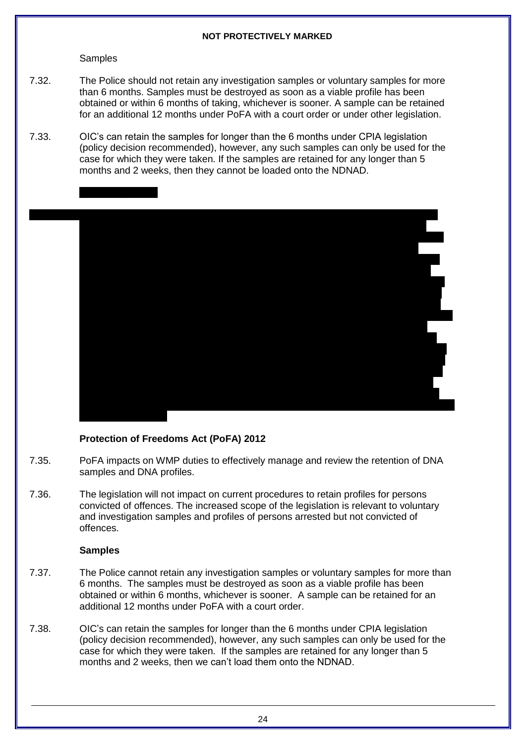Samples

7.32. The Police should not retain any investigation samples or voluntary samples for more than 6 months. Samples must be destroyed as soon as a viable profile has been obtained or within 6 months of taking, whichever is sooner. A sample can be retained for an additional 12 months under PoFA with a court order or under other legislation.

7.33. OIC's can retain the samples for longer than the 6 months under CPIA legislation (policy decision recommended), however, any such samples can only be used for the case for which they were taken. If the samples are retained for any longer than 5 months and 2 weeks, then they cannot be loaded onto the NDNAD.

**Protection of Freedoms Act (PoFA) 2012**

7.35. PoFA impacts on WMP duties to effectively manage and review the retention of DNA samples and DNA profiles.

7.36. The legislation will not impact on current procedures to retain profiles for persons convicted of offences. The increased scope of the legislation is relevant to voluntary and investigation samples and profiles of persons arrested but not convicted of offences.

**Samples**

7.37. The Police cannot retain any investigation samples or voluntary samples for more than 6 months. The samples must be destroyed as soon as a viable profile has been obtained or within 6 months, whichever is sooner. A sample can be retained for an additional 12 months under PoFA with a court order.

7.38. OIC's can retain the samples for longer than the 6 months under CPIA legislation (policy decision recommended), however, any such samples can only be used for the case for which they were taken. If the samples are retained for any longer than 5 months and 2 weeks, then we can't load them onto the NDNAD.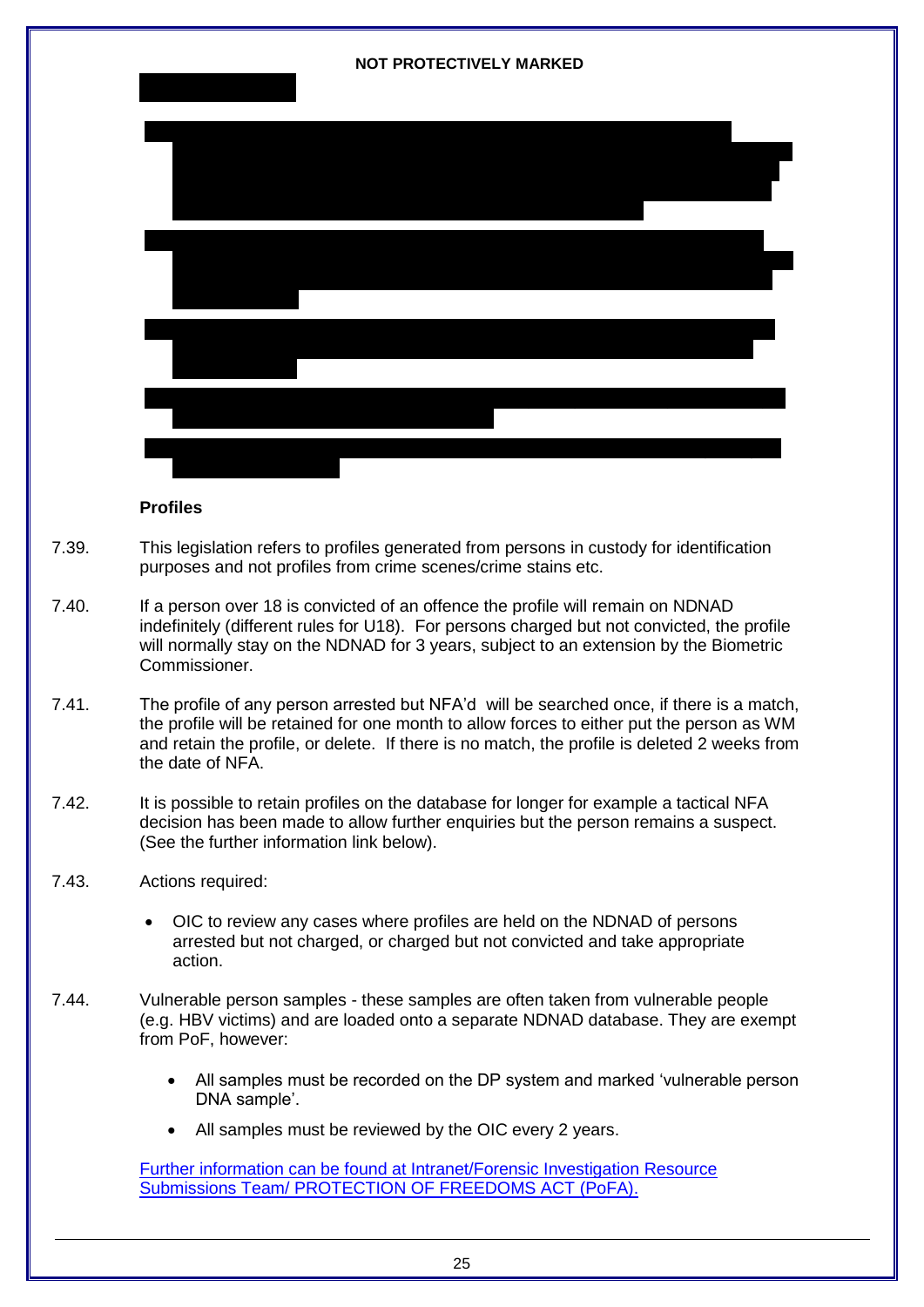**Profiles**

7.39. This legislation refers to profiles generated from persons in custody for identification purposes and not profiles from crime scenes/crime stains etc.

7.40. If a person over 18 is convicted of an offence the profile will remain on NDNAD indefinitely (different rules for U18). For persons charged but not convicted, the profile will normally stay on the NDNAD for 3 years, subject to an extension by the Biometric Commissioner.

7.41. The profile of any person arrested but NFA'd will be searched once, if there is a match, the profile will be retained for one month to allow forces to either put the person as WM and retain the profile, or delete. If there is no match, the profile is deleted 2 weeks from the date of NFA.

7.42. It is possible to retain profiles on the database for longer for example a tactical NFA decision has been made to allow further enquiries but the person remains a suspect. (See the further information link below).

7.43. Actions required:

- OIC to review any cases where profiles are held on the NDNAD of persons arrested but not charged, or charged but not convicted and take appropriate action.

7.44. Vulnerable person samples - these samples are often taken from vulnerable people (e.g. HBV victims) and are loaded onto a separate NDNAD database. They are exempt from PoF, however:

- All samples must be recorded on the DP system and marked 'vulnerable person DNA sample'.
- All samples must be reviewed by the OIC every 2 years.

Further information can be found at Intranet/Forensic Investigation Resource Submissions Team/ PROTECTION OF FREEDOMS ACT (PoFA).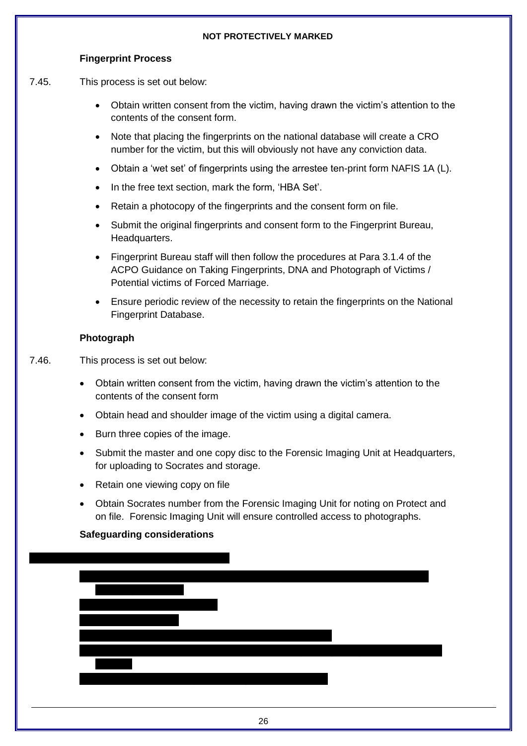### Fingerprint Process

7.45. This process is set out below:

- Obtain written consent from the victim, having drawn the victim's attention to the contents of the consent form.
- Note that placing the fingerprints on the national database will create a CRO number for the victim, but this will obviously not have any conviction data.
- Obtain a 'wet set' of fingerprints using the arrestee ten-print form NAFIS 1A (L).
- In the free text section, mark the form, 'HBA Set'.
- Retain a photocopy of the fingerprints and the consent form on file.
- Submit the original fingerprints and consent form to the Fingerprint Bureau, Headquarters.
- Fingerprint Bureau staff will then follow the procedures at Para 3.1.4 of the ACPO Guidance on Taking Fingerprints, DNA and Photograph of Victims / Potential victims of Forced Marriage.
- Ensure periodic review of the necessity to retain the fingerprints on the National Fingerprint Database.

### Photograph

7.46. This process is set out below:

- Obtain written consent from the victim, having drawn the victim's attention to the contents of the consent form
- Obtain head and shoulder image of the victim using a digital camera.
- Burn three copies of the image.
- Submit the master and one copy disc to the Forensic Imaging Unit at Headquarters, for uploading to Socrates and storage.
- Retain one viewing copy on file
- Obtain Socrates number from the Forensic Imaging Unit for noting on Protect and on file. Forensic Imaging Unit will ensure controlled access to photographs.

### Safeguarding considerations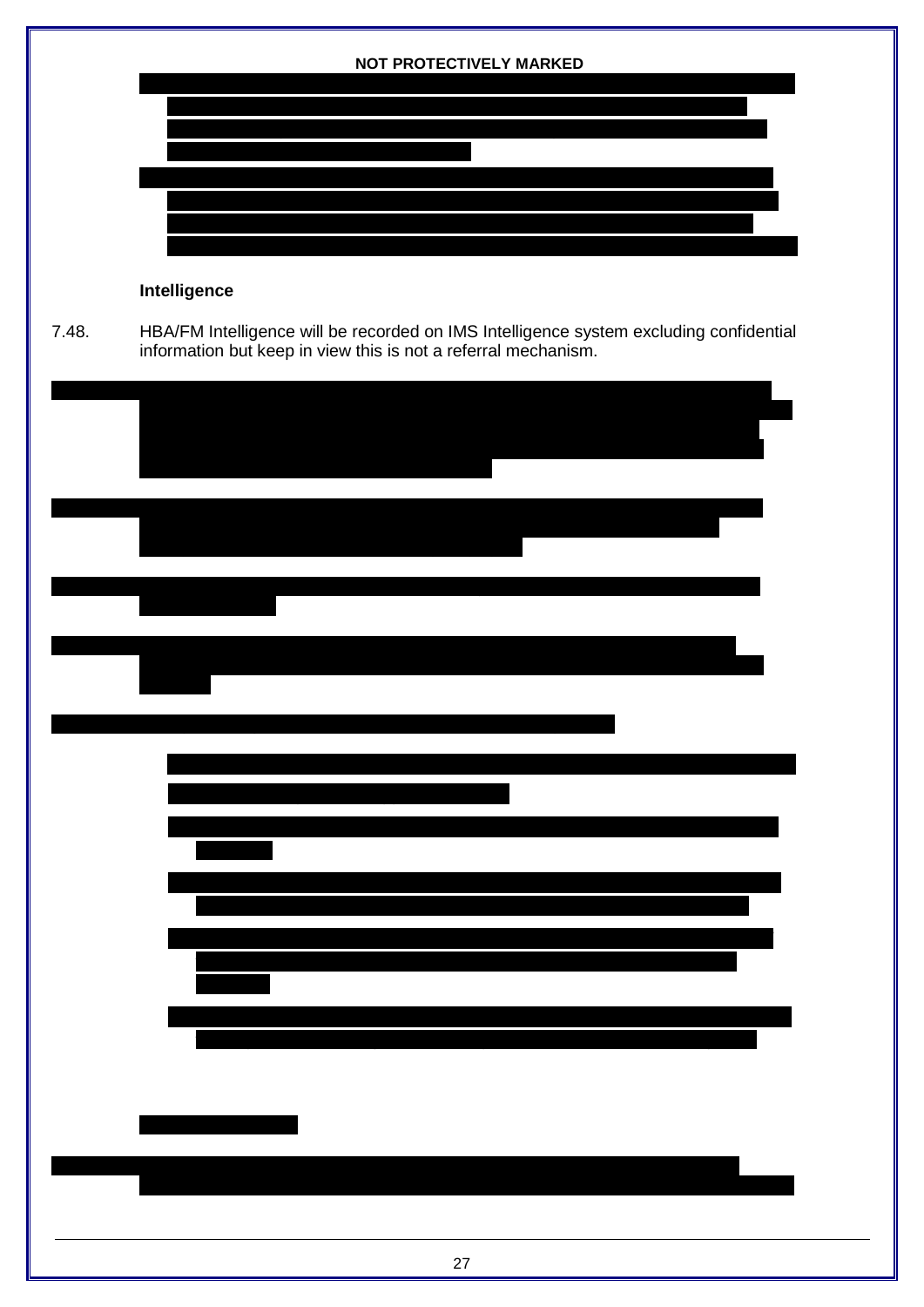### Intelligence

7.48. HBA/FM Intelligence will be recorded on IMS Intelligence system excluding confidential information but keep in view this is not a referral mechanism.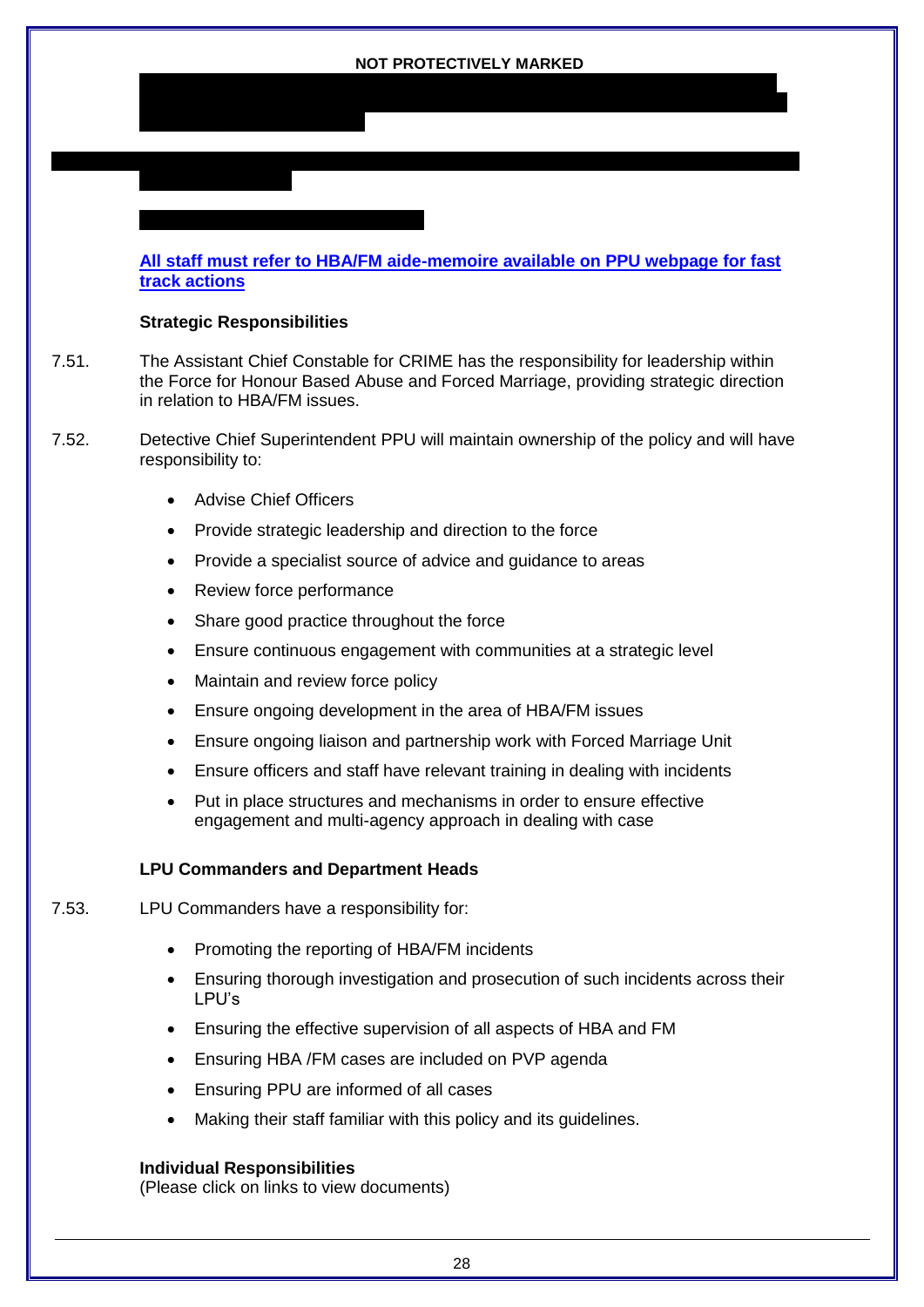**All staff must refer to HBA/FM aide-memoire available on PPU webpage for fast track actions**

**Strategic Responsibilities**

7.51. The Assistant Chief Constable for CRIME has the responsibility for leadership within the Force for Honour Based Abuse and Forced Marriage, providing strategic direction in relation to HBA/FM issues.

7.52. Detective Chief Superintendent PPU will maintain ownership of the policy and will have responsibility to:

- Advise Chief Officers
- Provide strategic leadership and direction to the force
- Provide a specialist source of advice and guidance to areas
- Review force performance
- Share good practice throughout the force
- Ensure continuous engagement with communities at a strategic level
- Maintain and review force policy
- Ensure ongoing development in the area of HBA/FM issues
- Ensure ongoing liaison and partnership work with Forced Marriage Unit
- Ensure officers and staff have relevant training in dealing with incidents
- Put in place structures and mechanisms in order to ensure effective engagement and multi-agency approach in dealing with case

**LPU Commanders and Department Heads**

7.53. LPU Commanders have a responsibility for:

- Promoting the reporting of HBA/FM incidents
- Ensuring thorough investigation and prosecution of such incidents across their LPU's
- Ensuring the effective supervision of all aspects of HBA and FM
- Ensuring HBA /FM cases are included on PVP agenda
- Ensuring PPU are informed of all cases
- Making their staff familiar with this policy and its guidelines.

**Individual Responsibilities**
(Please click on links to view documents)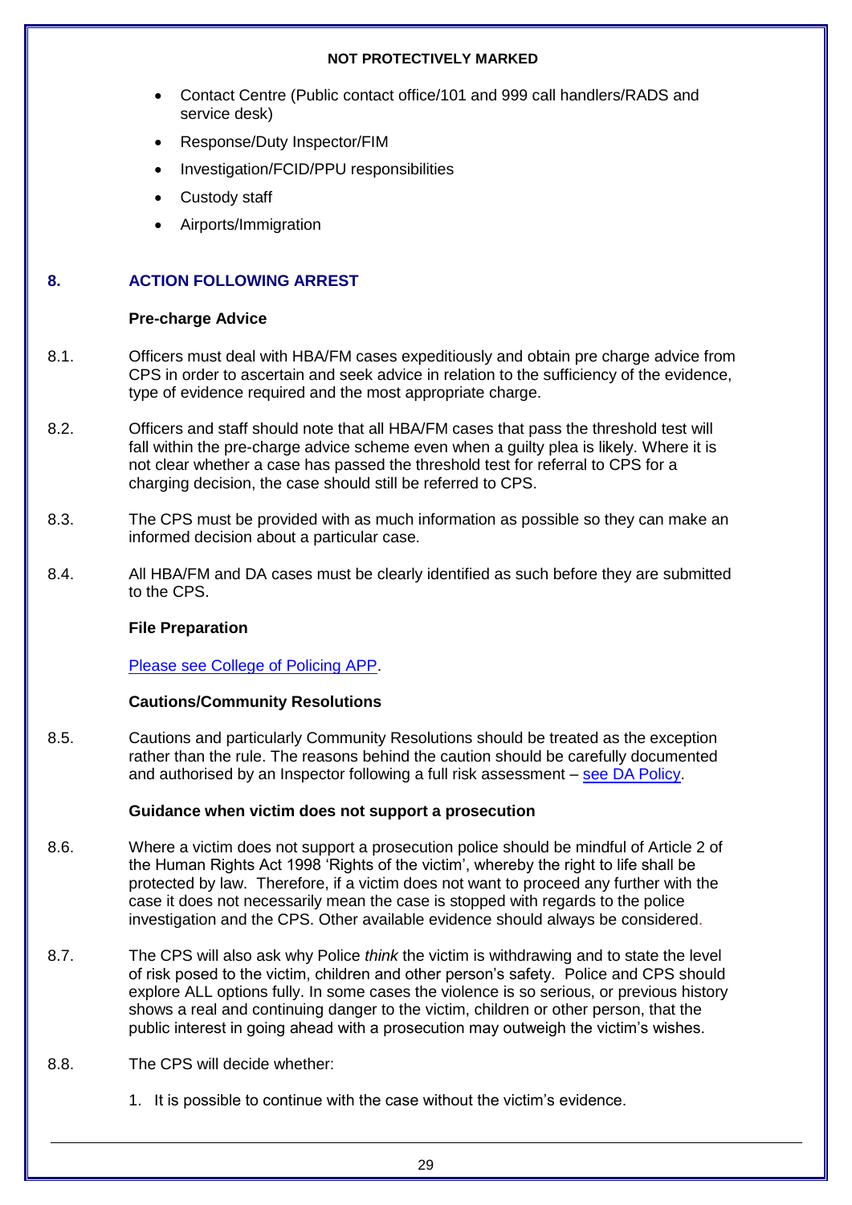- Contact Centre (Public contact office/101 and 999 call handlers/RADS and service desk)
- Response/Duty Inspector/FIM
- Investigation/FCID/PPU responsibilities
- Custody staff
- Airports/Immigration

## 8. ACTION FOLLOWING ARREST

### Pre-charge Advice

8.1. Officers must deal with HBA/FM cases expeditiously and obtain pre charge advice from CPS in order to ascertain and seek advice in relation to the sufficiency of the evidence, type of evidence required and the most appropriate charge.

8.2. Officers and staff should note that all HBA/FM cases that pass the threshold test will fall within the pre-charge advice scheme even when a guilty plea is likely. Where it is not clear whether a case has passed the threshold test for referral to CPS for a charging decision, the case should still be referred to CPS.

8.3. The CPS must be provided with as much information as possible so they can make an informed decision about a particular case.

8.4. All HBA/FM and DA cases must be clearly identified as such before they are submitted to the CPS.

### File Preparation

Please see College of Policing APP.

### Cautions/Community Resolutions

8.5. Cautions and particularly Community Resolutions should be treated as the exception rather than the rule. The reasons behind the caution should be carefully documented and authorised by an Inspector following a full risk assessment – see DA Policy.

### Guidance when victim does not support a prosecution

8.6. Where a victim does not support a prosecution police should be mindful of Article 2 of the Human Rights Act 1998 'Rights of the victim', whereby the right to life shall be protected by law. Therefore, if a victim does not want to proceed any further with the case it does not necessarily mean the case is stopped with regards to the police investigation and the CPS. Other available evidence should always be considered.

8.7. The CPS will also ask why Police *think* the victim is withdrawing and to state the level of risk posed to the victim, children and other person's safety. Police and CPS should explore ALL options fully. In some cases the violence is so serious, or previous history shows a real and continuing danger to the victim, children or other person, that the public interest in going ahead with a prosecution may outweigh the victim's wishes.

8.8. The CPS will decide whether:

1. It is possible to continue with the case without the victim's evidence.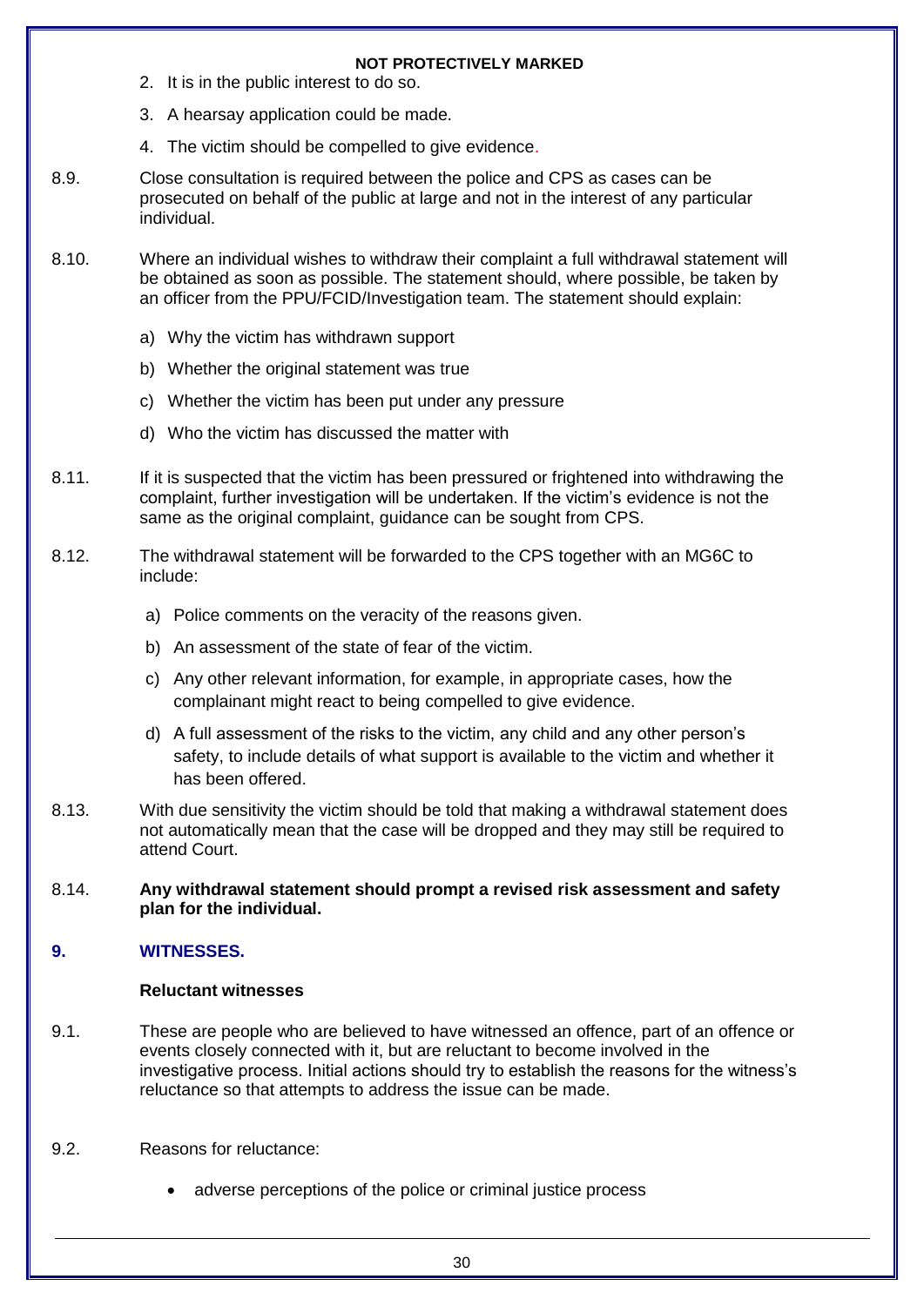2. It is in the public interest to do so.
3. A hearsay application could be made.
4. The victim should be compelled to give evidence.

8.9. Close consultation is required between the police and CPS as cases can be prosecuted on behalf of the public at large and not in the interest of any particular individual.

8.10. Where an individual wishes to withdraw their complaint a full withdrawal statement will be obtained as soon as possible. The statement should, where possible, be taken by an officer from the PPU/FCID/Investigation team. The statement should explain:

a) Why the victim has withdrawn support
b) Whether the original statement was true
c) Whether the victim has been put under any pressure
d) Who the victim has discussed the matter with

8.11. If it is suspected that the victim has been pressured or frightened into withdrawing the complaint, further investigation will be undertaken. If the victim's evidence is not the same as the original complaint, guidance can be sought from CPS.

8.12. The withdrawal statement will be forwarded to the CPS together with an MG6C to include:

a) Police comments on the veracity of the reasons given.
b) An assessment of the state of fear of the victim.
c) Any other relevant information, for example, in appropriate cases, how the complainant might react to being compelled to give evidence.
d) A full assessment of the risks to the victim, any child and any other person's safety, to include details of what support is available to the victim and whether it has been offered.

8.13. With due sensitivity the victim should be told that making a withdrawal statement does not automatically mean that the case will be dropped and they may still be required to attend Court.

8.14. **Any withdrawal statement should prompt a revised risk assessment and safety plan for the individual.**

## 9. WITNESSES.

### Reluctant witnesses

9.1. These are people who are believed to have witnessed an offence, part of an offence or events closely connected with it, but are reluctant to become involved in the investigative process. Initial actions should try to establish the reasons for the witness's reluctance so that attempts to address the issue can be made.

9.2. Reasons for reluctance:

- adverse perceptions of the police or criminal justice process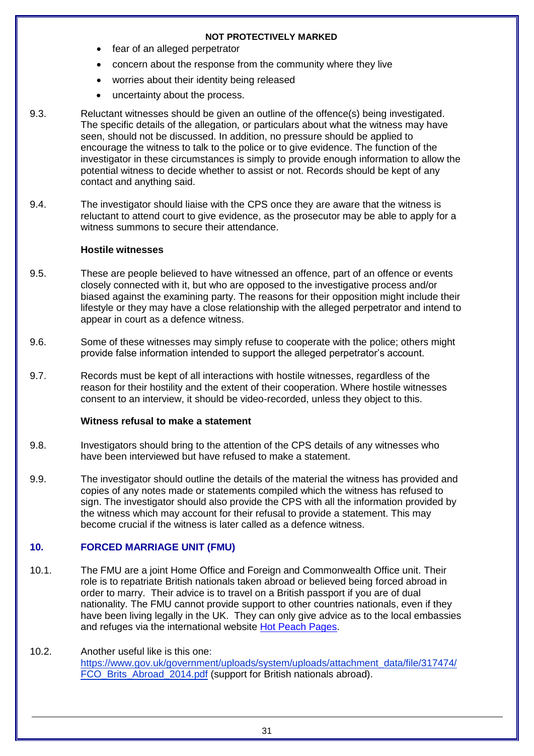- fear of an alleged perpetrator
- concern about the response from the community where they live
- worries about their identity being released
- uncertainty about the process.

9.3. Reluctant witnesses should be given an outline of the offence(s) being investigated. The specific details of the allegation, or particulars about what the witness may have seen, should not be discussed. In addition, no pressure should be applied to encourage the witness to talk to the police or to give evidence. The function of the investigator in these circumstances is simply to provide enough information to allow the potential witness to decide whether to assist or not. Records should be kept of any contact and anything said.

9.4. The investigator should liaise with the CPS once they are aware that the witness is reluctant to attend court to give evidence, as the prosecutor may be able to apply for a witness summons to secure their attendance.

**Hostile witnesses**

9.5. These are people believed to have witnessed an offence, part of an offence or events closely connected with it, but who are opposed to the investigative process and/or biased against the examining party. The reasons for their opposition might include their lifestyle or they may have a close relationship with the alleged perpetrator and intend to appear in court as a defence witness.

9.6. Some of these witnesses may simply refuse to cooperate with the police; others might provide false information intended to support the alleged perpetrator's account.

9.7. Records must be kept of all interactions with hostile witnesses, regardless of the reason for their hostility and the extent of their cooperation. Where hostile witnesses consent to an interview, it should be video-recorded, unless they object to this.

**Witness refusal to make a statement**

9.8. Investigators should bring to the attention of the CPS details of any witnesses who have been interviewed but have refused to make a statement.

9.9. The investigator should outline the details of the material the witness has provided and copies of any notes made or statements compiled which the witness has refused to sign. The investigator should also provide the CPS with all the information provided by the witness which may account for their refusal to provide a statement. This may become crucial if the witness is later called as a defence witness.

## 10. FORCED MARRIAGE UNIT (FMU)

10.1. The FMU are a joint Home Office and Foreign and Commonwealth Office unit. Their role is to repatriate British nationals taken abroad or believed being forced abroad in order to marry. Their advice is to travel on a British passport if you are of dual nationality. The FMU cannot provide support to other countries nationals, even if they have been living legally in the UK. They can only give advice as to the local embassies and refuges via the international website Hot Peach Pages.

10.2. Another useful like is this one: https://www.gov.uk/government/uploads/system/uploads/attachment_data/file/317474/FCO_Brits_Abroad_2014.pdf (support for British nationals abroad).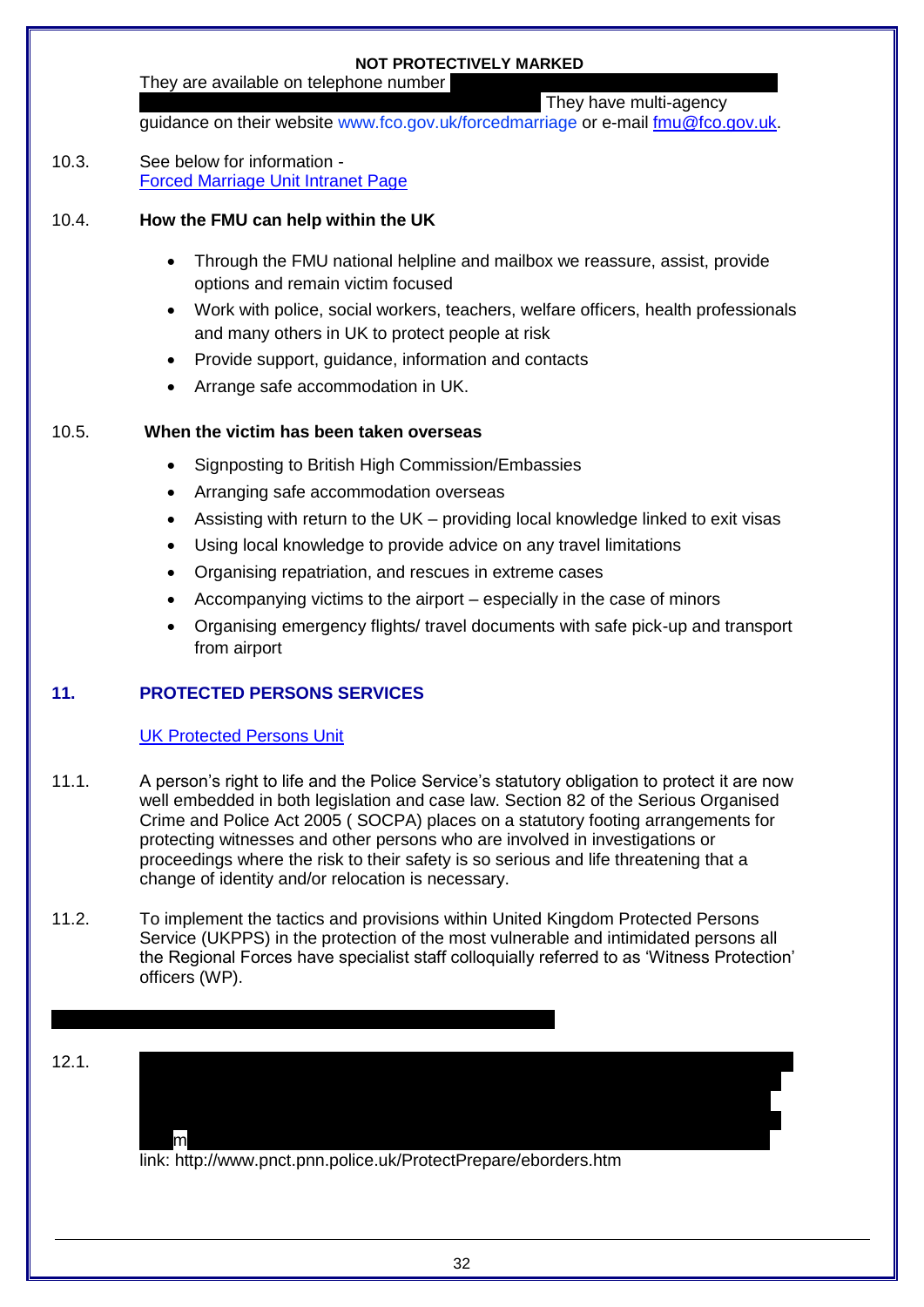They are available on telephone number They have multi-agency guidance on their website www.fco.gov.uk/forcedmarriage or e-mail fmu@fco.gov.uk.

10.3. See below for information - Forced Marriage Unit Intranet Page

10.4. **How the FMU can help within the UK**

- Through the FMU national helpline and mailbox we reassure, assist, provide options and remain victim focused
- Work with police, social workers, teachers, welfare officers, health professionals and many others in UK to protect people at risk
- Provide support, guidance, information and contacts
- Arrange safe accommodation in UK.

10.5. **When the victim has been taken overseas**

- Signposting to British High Commission/Embassies
- Arranging safe accommodation overseas
- Assisting with return to the UK – providing local knowledge linked to exit visas
- Using local knowledge to provide advice on any travel limitations
- Organising repatriation, and rescues in extreme cases
- Accompanying victims to the airport – especially in the case of minors
- Organising emergency flights/ travel documents with safe pick-up and transport from airport

## 11. PROTECTED PERSONS SERVICES

UK Protected Persons Unit

11.1. A person's right to life and the Police Service's statutory obligation to protect it are now well embedded in both legislation and case law. Section 82 of the Serious Organised Crime and Police Act 2005 ( SOCPA) places on a statutory footing arrangements for protecting witnesses and other persons who are involved in investigations or proceedings where the risk to their safety is so serious and life threatening that a change of identity and/or relocation is necessary.

11.2. To implement the tactics and provisions within United Kingdom Protected Persons Service (UKPPS) in the protection of the most vulnerable and intimidated persons all the Regional Forces have specialist staff colloquially referred to as 'Witness Protection' officers (WP).

12.1. m

link: http://www.pnct.pnn.police.uk/ProtectPrepare/eborders.htm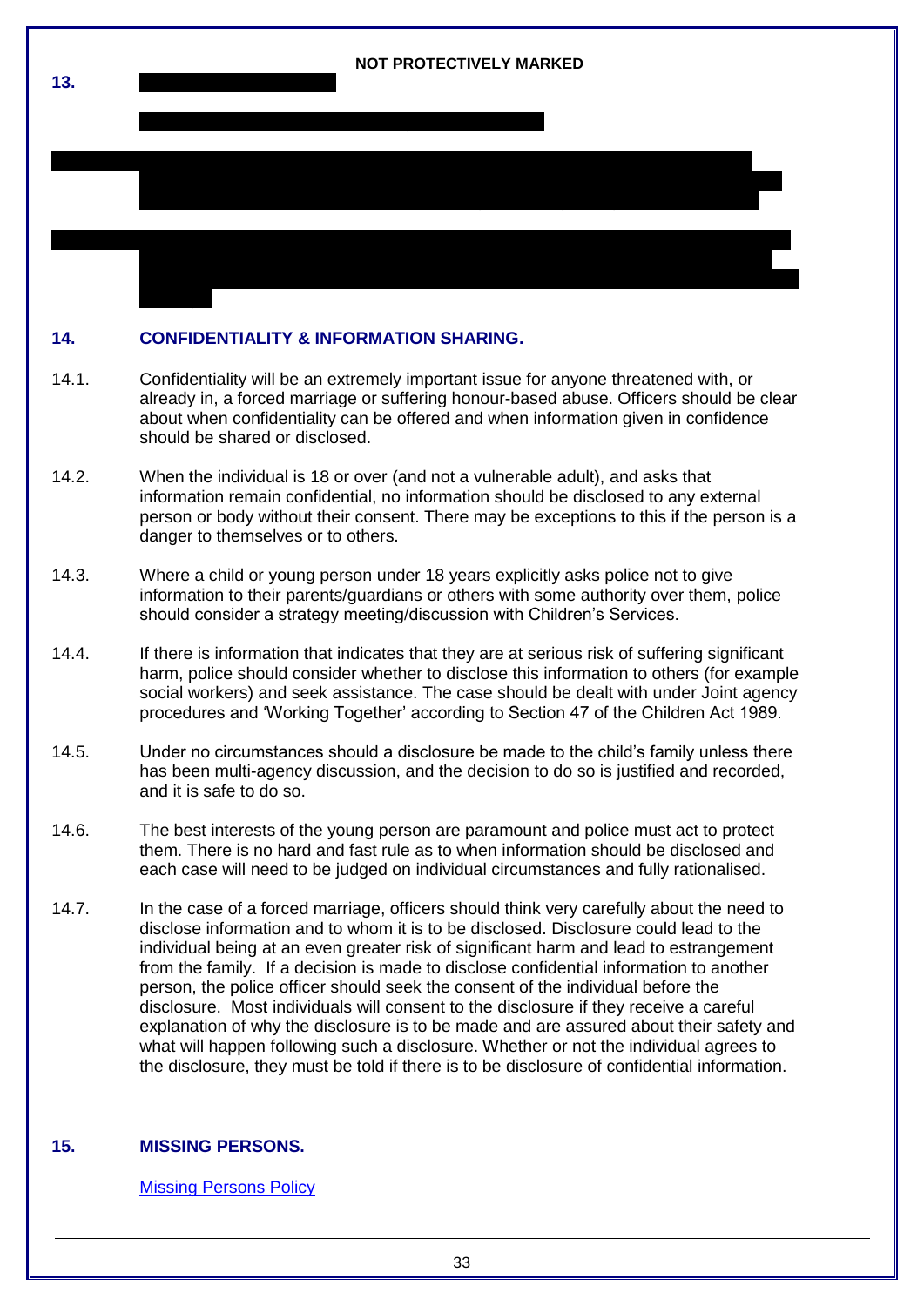## 13.

## 14. CONFIDENTIALITY & INFORMATION SHARING.

14.1. Confidentiality will be an extremely important issue for anyone threatened with, or already in, a forced marriage or suffering honour-based abuse. Officers should be clear about when confidentiality can be offered and when information given in confidence should be shared or disclosed.

14.2. When the individual is 18 or over (and not a vulnerable adult), and asks that information remain confidential, no information should be disclosed to any external person or body without their consent. There may be exceptions to this if the person is a danger to themselves or to others.

14.3. Where a child or young person under 18 years explicitly asks police not to give information to their parents/guardians or others with some authority over them, police should consider a strategy meeting/discussion with Children's Services.

14.4. If there is information that indicates that they are at serious risk of suffering significant harm, police should consider whether to disclose this information to others (for example social workers) and seek assistance. The case should be dealt with under Joint agency procedures and 'Working Together' according to Section 47 of the Children Act 1989.

14.5. Under no circumstances should a disclosure be made to the child's family unless there has been multi-agency discussion, and the decision to do so is justified and recorded, and it is safe to do so.

14.6. The best interests of the young person are paramount and police must act to protect them. There is no hard and fast rule as to when information should be disclosed and each case will need to be judged on individual circumstances and fully rationalised.

14.7. In the case of a forced marriage, officers should think very carefully about the need to disclose information and to whom it is to be disclosed. Disclosure could lead to the individual being at an even greater risk of significant harm and lead to estrangement from the family. If a decision is made to disclose confidential information to another person, the police officer should seek the consent of the individual before the disclosure. Most individuals will consent to the disclosure if they receive a careful explanation of why the disclosure is to be made and are assured about their safety and what will happen following such a disclosure. Whether or not the individual agrees to the disclosure, they must be told if there is to be disclosure of confidential information.

## 15. MISSING PERSONS.

Missing Persons Policy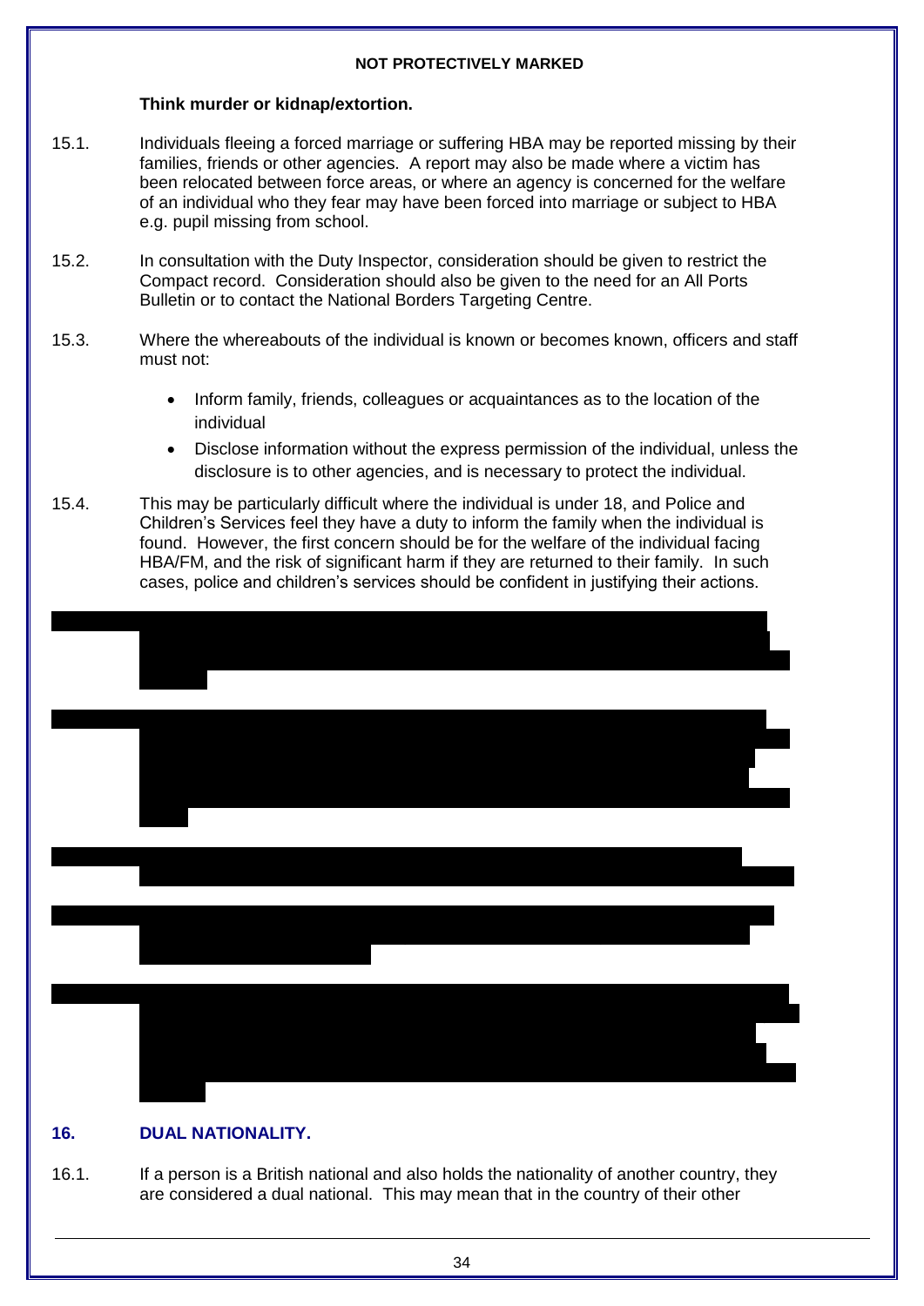**Think murder or kidnap/extortion.**

15.1. Individuals fleeing a forced marriage or suffering HBA may be reported missing by their families, friends or other agencies. A report may also be made where a victim has been relocated between force areas, or where an agency is concerned for the welfare of an individual who they fear may have been forced into marriage or subject to HBA e.g. pupil missing from school.

15.2. In consultation with the Duty Inspector, consideration should be given to restrict the Compact record. Consideration should also be given to the need for an All Ports Bulletin or to contact the National Borders Targeting Centre.

15.3. Where the whereabouts of the individual is known or becomes known, officers and staff must not:

- Inform family, friends, colleagues or acquaintances as to the location of the individual
- Disclose information without the express permission of the individual, unless the disclosure is to other agencies, and is necessary to protect the individual.

15.4. This may be particularly difficult where the individual is under 18, and Police and Children's Services feel they have a duty to inform the family when the individual is found. However, the first concern should be for the welfare of the individual facing HBA/FM, and the risk of significant harm if they are returned to their family. In such cases, police and children's services should be confident in justifying their actions.

## 16. DUAL NATIONALITY.

16.1. If a person is a British national and also holds the nationality of another country, they are considered a dual national. This may mean that in the country of their other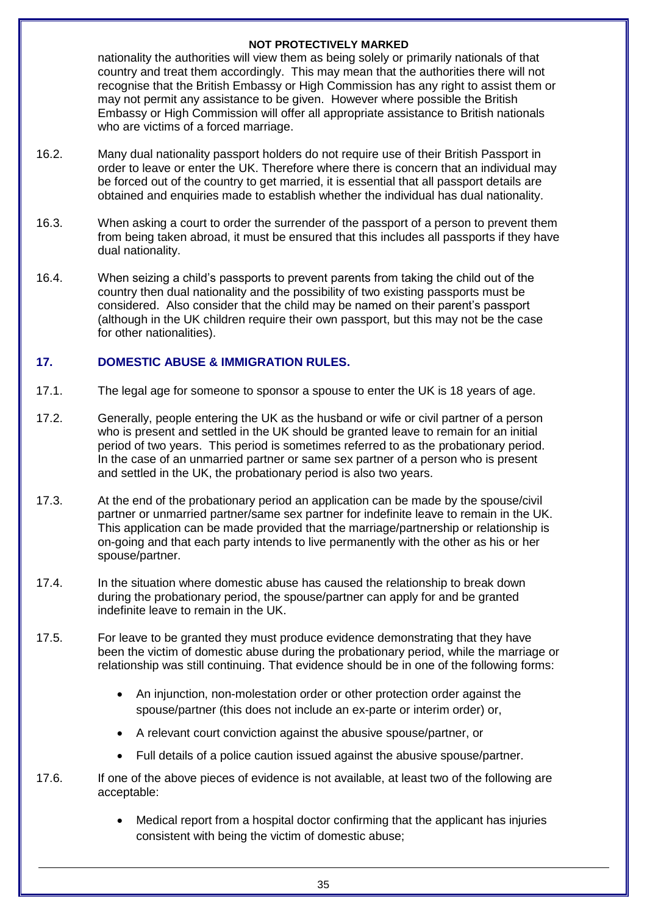nationality the authorities will view them as being solely or primarily nationals of that country and treat them accordingly. This may mean that the authorities there will not recognise that the British Embassy or High Commission has any right to assist them or may not permit any assistance to be given. However where possible the British Embassy or High Commission will offer all appropriate assistance to British nationals who are victims of a forced marriage.

16.2. Many dual nationality passport holders do not require use of their British Passport in order to leave or enter the UK. Therefore where there is concern that an individual may be forced out of the country to get married, it is essential that all passport details are obtained and enquiries made to establish whether the individual has dual nationality.

16.3. When asking a court to order the surrender of the passport of a person to prevent them from being taken abroad, it must be ensured that this includes all passports if they have dual nationality.

16.4. When seizing a child's passports to prevent parents from taking the child out of the country then dual nationality and the possibility of two existing passports must be considered. Also consider that the child may be named on their parent's passport (although in the UK children require their own passport, but this may not be the case for other nationalities).

## 17. DOMESTIC ABUSE & IMMIGRATION RULES.

17.1. The legal age for someone to sponsor a spouse to enter the UK is 18 years of age.

17.2. Generally, people entering the UK as the husband or wife or civil partner of a person who is present and settled in the UK should be granted leave to remain for an initial period of two years. This period is sometimes referred to as the probationary period. In the case of an unmarried partner or same sex partner of a person who is present and settled in the UK, the probationary period is also two years.

17.3. At the end of the probationary period an application can be made by the spouse/civil partner or unmarried partner/same sex partner for indefinite leave to remain in the UK. This application can be made provided that the marriage/partnership or relationship is on-going and that each party intends to live permanently with the other as his or her spouse/partner.

17.4. In the situation where domestic abuse has caused the relationship to break down during the probationary period, the spouse/partner can apply for and be granted indefinite leave to remain in the UK.

17.5. For leave to be granted they must produce evidence demonstrating that they have been the victim of domestic abuse during the probationary period, while the marriage or relationship was still continuing. That evidence should be in one of the following forms:

- An injunction, non-molestation order or other protection order against the spouse/partner (this does not include an ex-parte or interim order) or,
- A relevant court conviction against the abusive spouse/partner, or
- Full details of a police caution issued against the abusive spouse/partner.

17.6. If one of the above pieces of evidence is not available, at least two of the following are acceptable:

- Medical report from a hospital doctor confirming that the applicant has injuries consistent with being the victim of domestic abuse;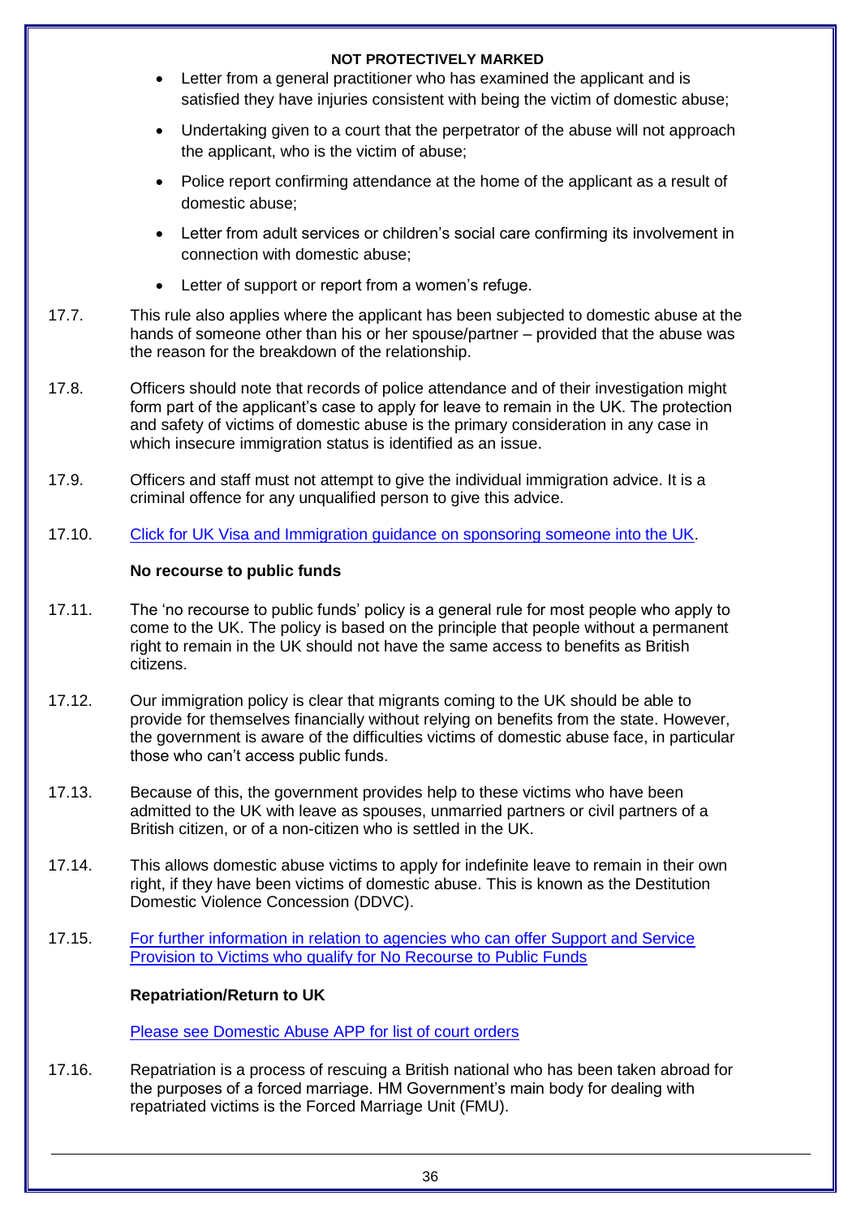- Letter from a general practitioner who has examined the applicant and is satisfied they have injuries consistent with being the victim of domestic abuse;
- Undertaking given to a court that the perpetrator of the abuse will not approach the applicant, who is the victim of abuse;
- Police report confirming attendance at the home of the applicant as a result of domestic abuse;
- Letter from adult services or children's social care confirming its involvement in connection with domestic abuse;
- Letter of support or report from a women's refuge.

17.7. This rule also applies where the applicant has been subjected to domestic abuse at the hands of someone other than his or her spouse/partner – provided that the abuse was the reason for the breakdown of the relationship.

17.8. Officers should note that records of police attendance and of their investigation might form part of the applicant's case to apply for leave to remain in the UK. The protection and safety of victims of domestic abuse is the primary consideration in any case in which insecure immigration status is identified as an issue.

17.9. Officers and staff must not attempt to give the individual immigration advice. It is a criminal offence for any unqualified person to give this advice.

17.10. Click for UK Visa and Immigration guidance on sponsoring someone into the UK.

**No recourse to public funds**

17.11. The 'no recourse to public funds' policy is a general rule for most people who apply to come to the UK. The policy is based on the principle that people without a permanent right to remain in the UK should not have the same access to benefits as British citizens.

17.12. Our immigration policy is clear that migrants coming to the UK should be able to provide for themselves financially without relying on benefits from the state. However, the government is aware of the difficulties victims of domestic abuse face, in particular those who can't access public funds.

17.13. Because of this, the government provides help to these victims who have been admitted to the UK with leave as spouses, unmarried partners or civil partners of a British citizen, or of a non-citizen who is settled in the UK.

17.14. This allows domestic abuse victims to apply for indefinite leave to remain in their own right, if they have been victims of domestic abuse. This is known as the Destitution Domestic Violence Concession (DDVC).

17.15. For further information in relation to agencies who can offer Support and Service Provision to Victims who qualify for No Recourse to Public Funds

**Repatriation/Return to UK**

Please see Domestic Abuse APP for list of court orders

17.16. Repatriation is a process of rescuing a British national who has been taken abroad for the purposes of a forced marriage. HM Government's main body for dealing with repatriated victims is the Forced Marriage Unit (FMU).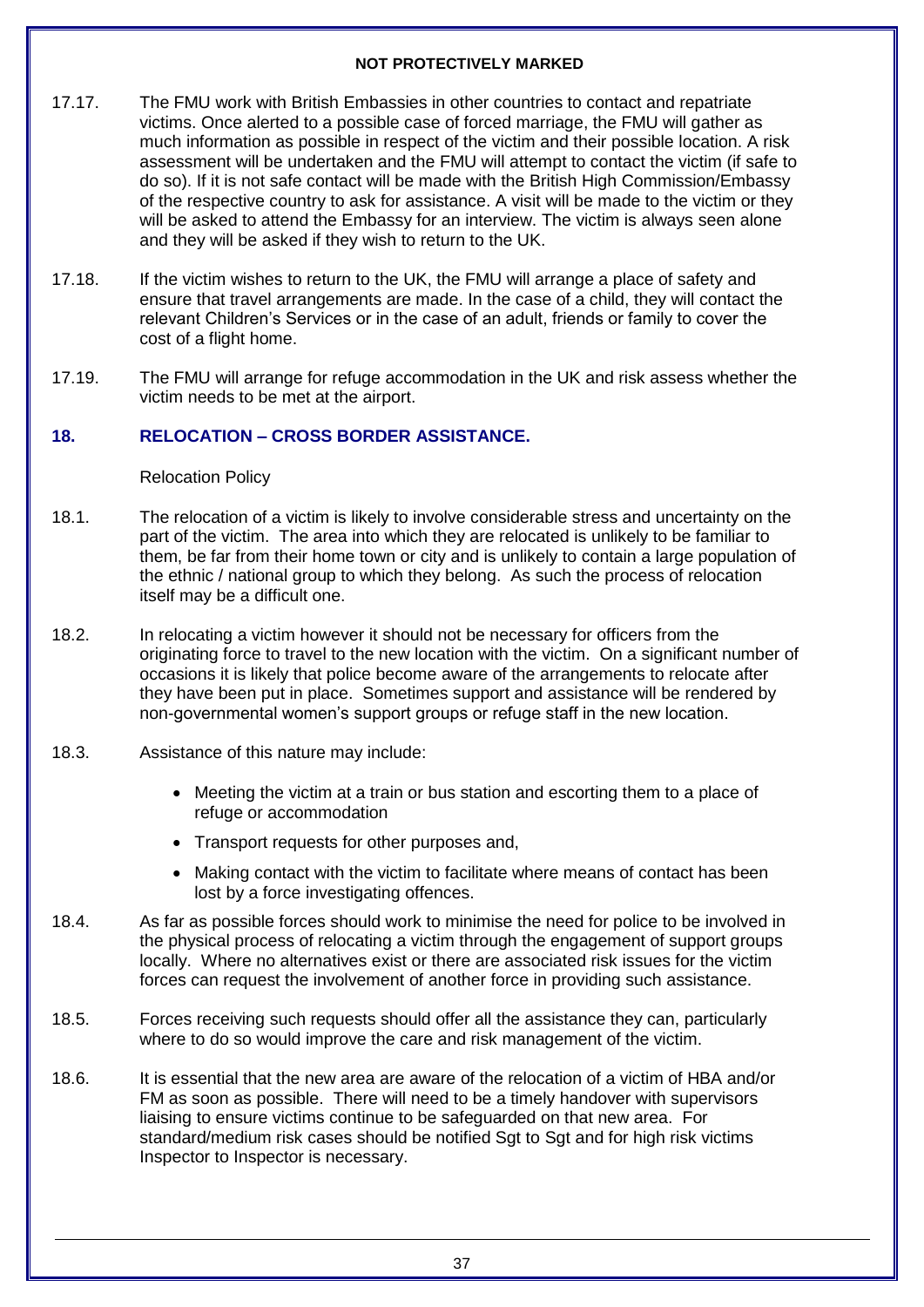17.17. The FMU work with British Embassies in other countries to contact and repatriate victims. Once alerted to a possible case of forced marriage, the FMU will gather as much information as possible in respect of the victim and their possible location. A risk assessment will be undertaken and the FMU will attempt to contact the victim (if safe to do so). If it is not safe contact will be made with the British High Commission/Embassy of the respective country to ask for assistance. A visit will be made to the victim or they will be asked to attend the Embassy for an interview. The victim is always seen alone and they will be asked if they wish to return to the UK.

17.18. If the victim wishes to return to the UK, the FMU will arrange a place of safety and ensure that travel arrangements are made. In the case of a child, they will contact the relevant Children's Services or in the case of an adult, friends or family to cover the cost of a flight home.

17.19. The FMU will arrange for refuge accommodation in the UK and risk assess whether the victim needs to be met at the airport.

## 18. RELOCATION – CROSS BORDER ASSISTANCE.

Relocation Policy

18.1. The relocation of a victim is likely to involve considerable stress and uncertainty on the part of the victim. The area into which they are relocated is unlikely to be familiar to them, be far from their home town or city and is unlikely to contain a large population of the ethnic / national group to which they belong. As such the process of relocation itself may be a difficult one.

18.2. In relocating a victim however it should not be necessary for officers from the originating force to travel to the new location with the victim. On a significant number of occasions it is likely that police become aware of the arrangements to relocate after they have been put in place. Sometimes support and assistance will be rendered by non-governmental women's support groups or refuge staff in the new location.

18.3. Assistance of this nature may include:

- Meeting the victim at a train or bus station and escorting them to a place of refuge or accommodation
- Transport requests for other purposes and,
- Making contact with the victim to facilitate where means of contact has been lost by a force investigating offences.

18.4. As far as possible forces should work to minimise the need for police to be involved in the physical process of relocating a victim through the engagement of support groups locally. Where no alternatives exist or there are associated risk issues for the victim forces can request the involvement of another force in providing such assistance.

18.5. Forces receiving such requests should offer all the assistance they can, particularly where to do so would improve the care and risk management of the victim.

18.6. It is essential that the new area are aware of the relocation of a victim of HBA and/or FM as soon as possible. There will need to be a timely handover with supervisors liaising to ensure victims continue to be safeguarded on that new area. For standard/medium risk cases should be notified Sgt to Sgt and for high risk victims Inspector to Inspector is necessary.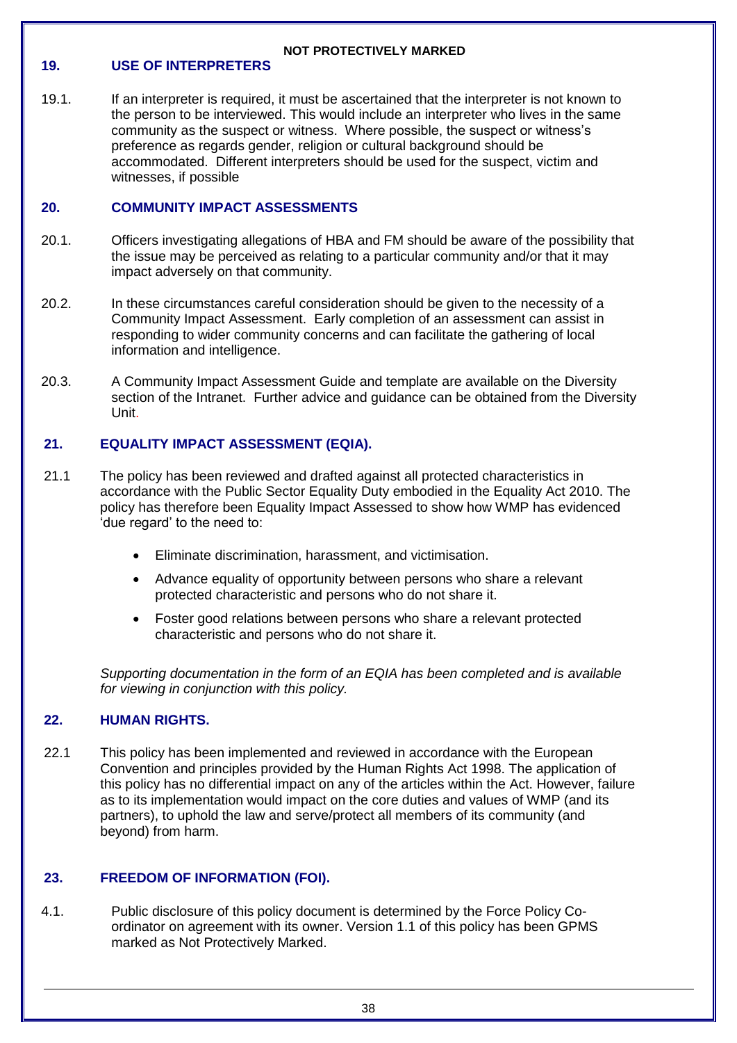## 19. USE OF INTERPRETERS

19.1. If an interpreter is required, it must be ascertained that the interpreter is not known to the person to be interviewed. This would include an interpreter who lives in the same community as the suspect or witness. Where possible, the suspect or witness's preference as regards gender, religion or cultural background should be accommodated. Different interpreters should be used for the suspect, victim and witnesses, if possible

## 20. COMMUNITY IMPACT ASSESSMENTS

20.1. Officers investigating allegations of HBA and FM should be aware of the possibility that the issue may be perceived as relating to a particular community and/or that it may impact adversely on that community.

20.2. In these circumstances careful consideration should be given to the necessity of a Community Impact Assessment. Early completion of an assessment can assist in responding to wider community concerns and can facilitate the gathering of local information and intelligence.

20.3. A Community Impact Assessment Guide and template are available on the Diversity section of the Intranet. Further advice and guidance can be obtained from the Diversity Unit.

## 21. EQUALITY IMPACT ASSESSMENT (EQIA).

21.1 The policy has been reviewed and drafted against all protected characteristics in accordance with the Public Sector Equality Duty embodied in the Equality Act 2010. The policy has therefore been Equality Impact Assessed to show how WMP has evidenced 'due regard' to the need to:

- Eliminate discrimination, harassment, and victimisation.
- Advance equality of opportunity between persons who share a relevant protected characteristic and persons who do not share it.
- Foster good relations between persons who share a relevant protected characteristic and persons who do not share it.

*Supporting documentation in the form of an EQIA has been completed and is available for viewing in conjunction with this policy.*

## 22. HUMAN RIGHTS.

22.1 This policy has been implemented and reviewed in accordance with the European Convention and principles provided by the Human Rights Act 1998. The application of this policy has no differential impact on any of the articles within the Act. However, failure as to its implementation would impact on the core duties and values of WMP (and its partners), to uphold the law and serve/protect all members of its community (and beyond) from harm.

## 23. FREEDOM OF INFORMATION (FOI).

4.1. Public disclosure of this policy document is determined by the Force Policy Co-ordinator on agreement with its owner. Version 1.1 of this policy has been GPMS marked as Not Protectively Marked.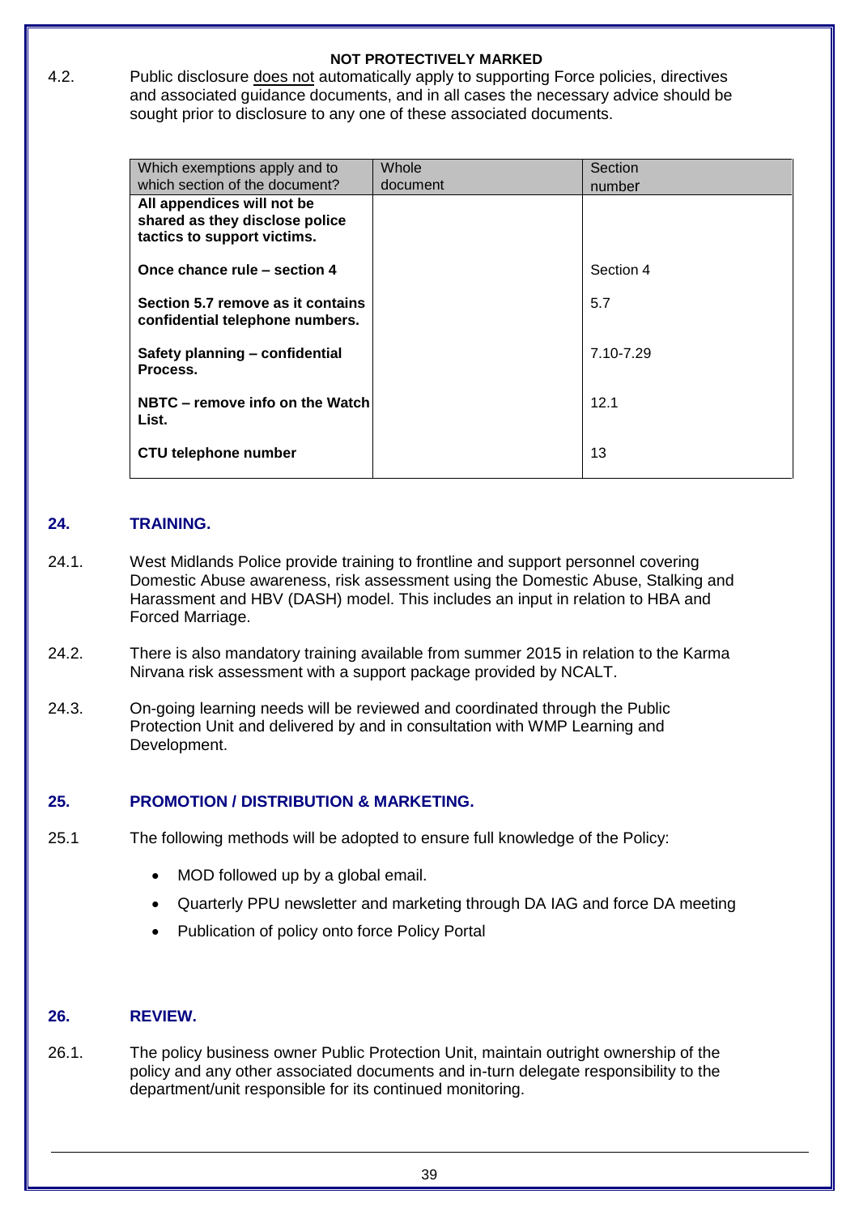**NOT PROTECTIVELY MARKED**

4.2. Public disclosure does not automatically apply to supporting Force policies, directives and associated guidance documents, and in all cases the necessary advice should be sought prior to disclosure to any one of these associated documents.

| Which exemptions apply and to which section of the document? | Whole document | Section number |
|---|---|---|
| **All appendices will not be shared as they disclose police tactics to support victims.** | | |
| **Once chance rule – section 4** | | Section 4 |
| **Section 5.7 remove as it contains confidential telephone numbers.** | | 5.7 |
| **Safety planning – confidential Process.** | | 7.10-7.29 |
| **NBTC – remove info on the Watch List.** | | 12.1 |
| **CTU telephone number** | | 13 |

## 24. TRAINING.

24.1. West Midlands Police provide training to frontline and support personnel covering Domestic Abuse awareness, risk assessment using the Domestic Abuse, Stalking and Harassment and HBV (DASH) model. This includes an input in relation to HBA and Forced Marriage.

24.2. There is also mandatory training available from summer 2015 in relation to the Karma Nirvana risk assessment with a support package provided by NCALT.

24.3. On-going learning needs will be reviewed and coordinated through the Public Protection Unit and delivered by and in consultation with WMP Learning and Development.

## 25. PROMOTION / DISTRIBUTION & MARKETING.

25.1 The following methods will be adopted to ensure full knowledge of the Policy:

- MOD followed up by a global email.
- Quarterly PPU newsletter and marketing through DA IAG and force DA meeting
- Publication of policy onto force Policy Portal

## 26. REVIEW.

26.1. The policy business owner Public Protection Unit, maintain outright ownership of the policy and any other associated documents and in-turn delegate responsibility to the department/unit responsible for its continued monitoring.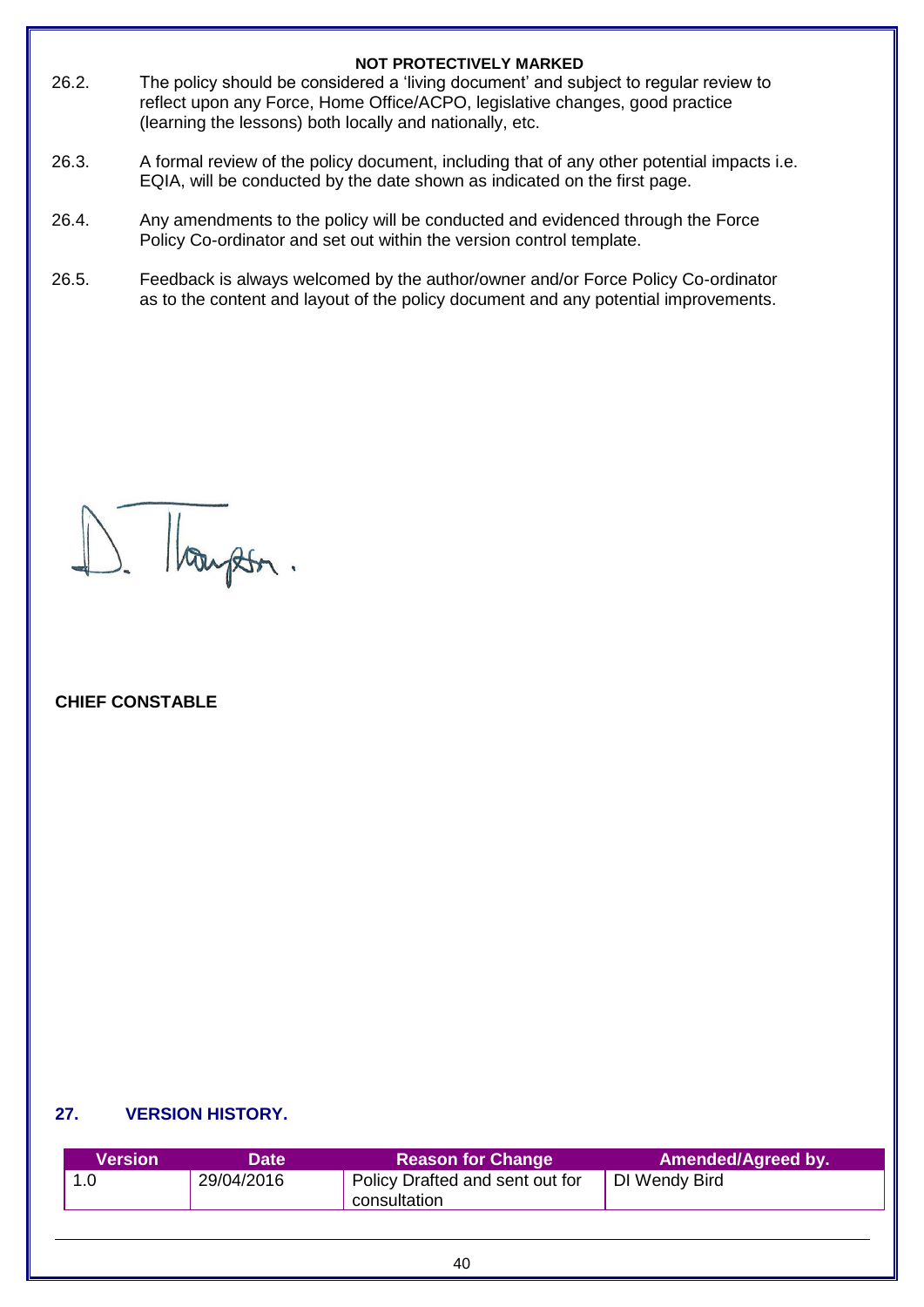26.2. The policy should be considered a 'living document' and subject to regular review to reflect upon any Force, Home Office/ACPO, legislative changes, good practice (learning the lessons) both locally and nationally, etc.

26.3. A formal review of the policy document, including that of any other potential impacts i.e. EQIA, will be conducted by the date shown as indicated on the first page.

26.4. Any amendments to the policy will be conducted and evidenced through the Force Policy Co-ordinator and set out within the version control template.

26.5. Feedback is always welcomed by the author/owner and/or Force Policy Co-ordinator as to the content and layout of the policy document and any potential improvements.

D. Thompson.

**CHIEF CONSTABLE**

## 27. VERSION HISTORY.

| Version | Date | Reason for Change | Amended/Agreed by. |
|---|---|---|---|
| 1.0 | 29/04/2016 | Policy Drafted and sent out for consultation | DI Wendy Bird |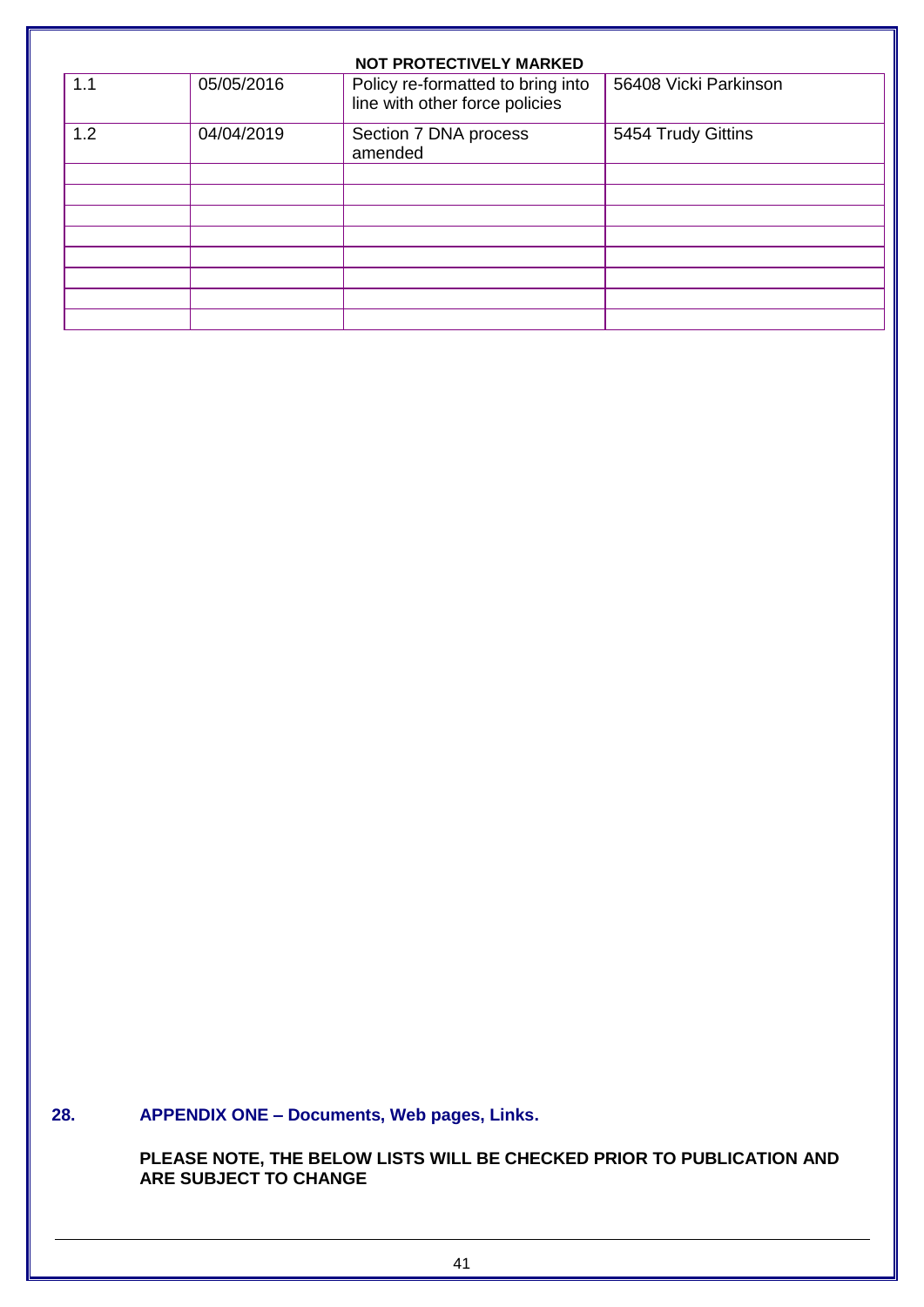| | | | |
|---|---|---|---|
| 1.1 | 05/05/2016 | Policy re-formatted to bring into line with other force policies | 56408 Vicki Parkinson |
| 1.2 | 04/04/2019 | Section 7 DNA process amended | 5454 Trudy Gittins |
| | | | |
| | | | |
| | | | |
| | | | |
| | | | |
| | | | |
| | | | |
| | | | |

## 28. APPENDIX ONE – Documents, Web pages, Links.

**PLEASE NOTE, THE BELOW LISTS WILL BE CHECKED PRIOR TO PUBLICATION AND ARE SUBJECT TO CHANGE**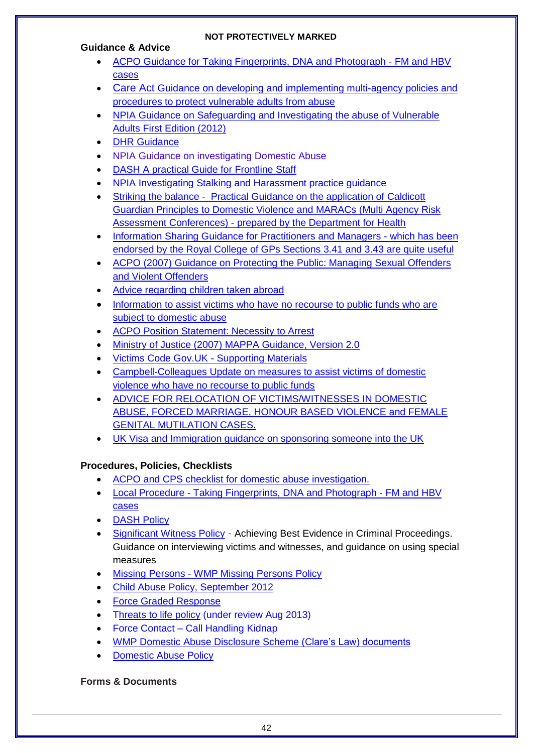NOT PROTECTIVELY MARKED

**Guidance & Advice**

- ACPO Guidance for Taking Fingerprints, DNA and Photograph - FM and HBV cases
- Care Act Guidance on developing and implementing multi-agency policies and procedures to protect vulnerable adults from abuse
- NPIA Guidance on Safeguarding and Investigating the abuse of Vulnerable Adults First Edition (2012)
- DHR Guidance
- NPIA Guidance on investigating Domestic Abuse
- DASH A practical Guide for Frontline Staff
- NPIA Investigating Stalking and Harassment practice guidance
- Striking the balance - Practical Guidance on the application of Caldicott Guardian Principles to Domestic Violence and MARACs (Multi Agency Risk Assessment Conferences) - prepared by the Department for Health
- Information Sharing Guidance for Practitioners and Managers - which has been endorsed by the Royal College of GPs Sections 3.41 and 3.43 are quite useful
- ACPO (2007) Guidance on Protecting the Public: Managing Sexual Offenders and Violent Offenders
- Advice regarding children taken abroad
- Information to assist victims who have no recourse to public funds who are subject to domestic abuse
- ACPO Position Statement: Necessity to Arrest
- Ministry of Justice (2007) MAPPA Guidance, Version 2.0
- Victims Code Gov.UK - Supporting Materials
- Campbell-Colleagues Update on measures to assist victims of domestic violence who have no recourse to public funds
- ADVICE FOR RELOCATION OF VICTIMS/WITNESSES IN DOMESTIC ABUSE, FORCED MARRIAGE, HONOUR BASED VIOLENCE and FEMALE GENITAL MUTILATION CASES.
- UK Visa and Immigration guidance on sponsoring someone into the UK

**Procedures, Policies, Checklists**

- ACPO and CPS checklist for domestic abuse investigation.
- Local Procedure - Taking Fingerprints, DNA and Photograph - FM and HBV cases
- DASH Policy
- Significant Witness Policy - Achieving Best Evidence in Criminal Proceedings. Guidance on interviewing victims and witnesses, and guidance on using special measures
- Missing Persons - WMP Missing Persons Policy
- Child Abuse Policy, September 2012
- Force Graded Response
- Threats to life policy (under review Aug 2013)
- Force Contact – Call Handling Kidnap
- WMP Domestic Abuse Disclosure Scheme (Clare's Law) documents
- Domestic Abuse Policy

**Forms & Documents**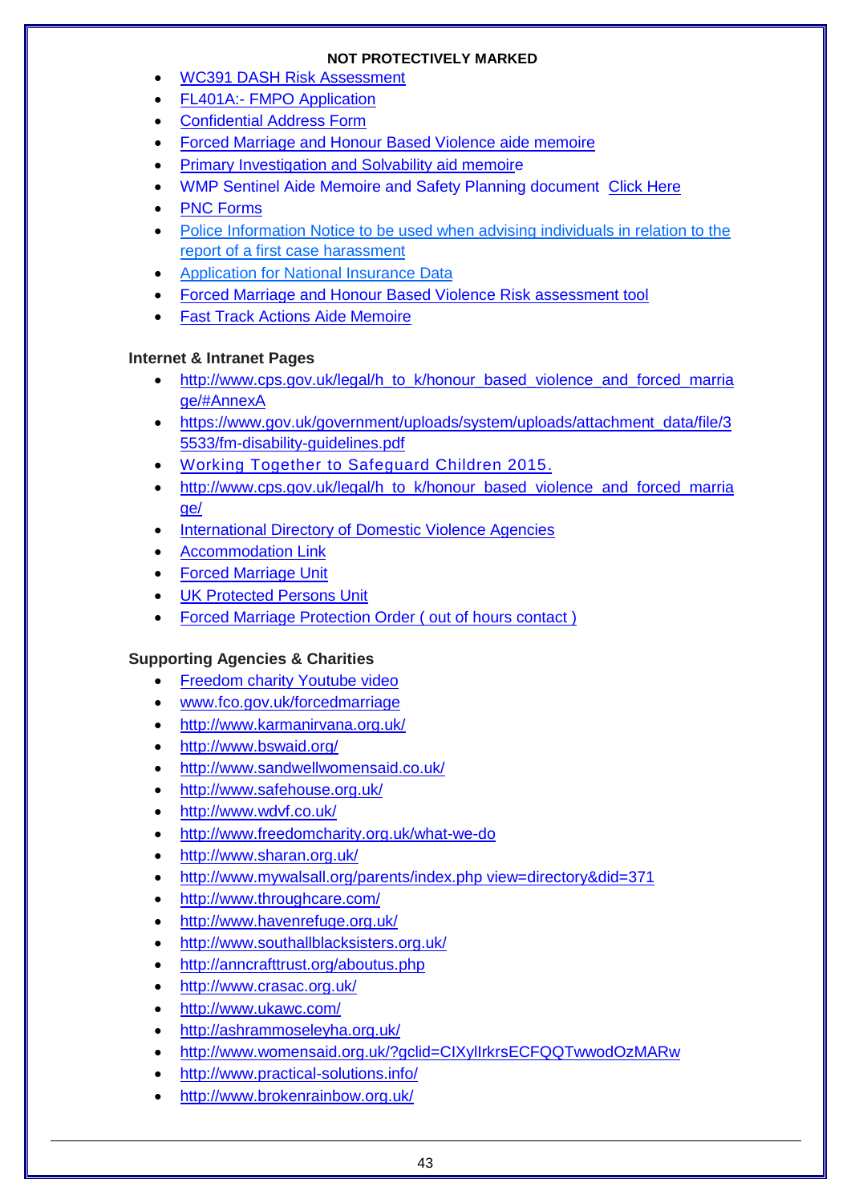NOT PROTECTIVELY MARKED

- WC391 DASH Risk Assessment
- FL401A:- FMPO Application
- Confidential Address Form
- Forced Marriage and Honour Based Violence aide memoire
- Primary Investigation and Solvability aid memoire
- WMP Sentinel Aide Memoire and Safety Planning document Click Here
- PNC Forms
- Police Information Notice to be used when advising individuals in relation to the report of a first case harassment
- Application for National Insurance Data
- Forced Marriage and Honour Based Violence Risk assessment tool
- Fast Track Actions Aide Memoire

**Internet & Intranet Pages**

- http://www.cps.gov.uk/legal/h_to_k/honour_based_violence_and_forced_marriage/#AnnexA
- https://www.gov.uk/government/uploads/system/uploads/attachment_data/file/35533/fm-disability-guidelines.pdf
- Working Together to Safeguard Children 2015.
- http://www.cps.gov.uk/legal/h_to_k/honour_based_violence_and_forced_marriage/
- International Directory of Domestic Violence Agencies
- Accommodation Link
- Forced Marriage Unit
- UK Protected Persons Unit
- Forced Marriage Protection Order ( out of hours contact )

**Supporting Agencies & Charities**

- Freedom charity Youtube video
- www.fco.gov.uk/forcedmarriage
- http://www.karmanirvana.org.uk/
- http://www.bswaid.org/
- http://www.sandwellwomensaid.co.uk/
- http://www.safehouse.org.uk/
- http://www.wdvf.co.uk/
- http://www.freedomcharity.org.uk/what-we-do
- http://www.sharan.org.uk/
- http://www.mywalsall.org/parents/index.php view=directory&did=371
- http://www.throughcare.com/
- http://www.havenrefuge.org.uk/
- http://www.southallblacksisters.org.uk/
- http://anncrafttrust.org/aboutus.php
- http://www.crasac.org.uk/
- http://www.ukawc.com/
- http://ashrammoseleyha.org.uk/
- http://www.womensaid.org.uk/?gclid=CIXyIIrkrsECFQQTwwodOzMARw
- http://www.practical-solutions.info/
- http://www.brokenrainbow.org.uk/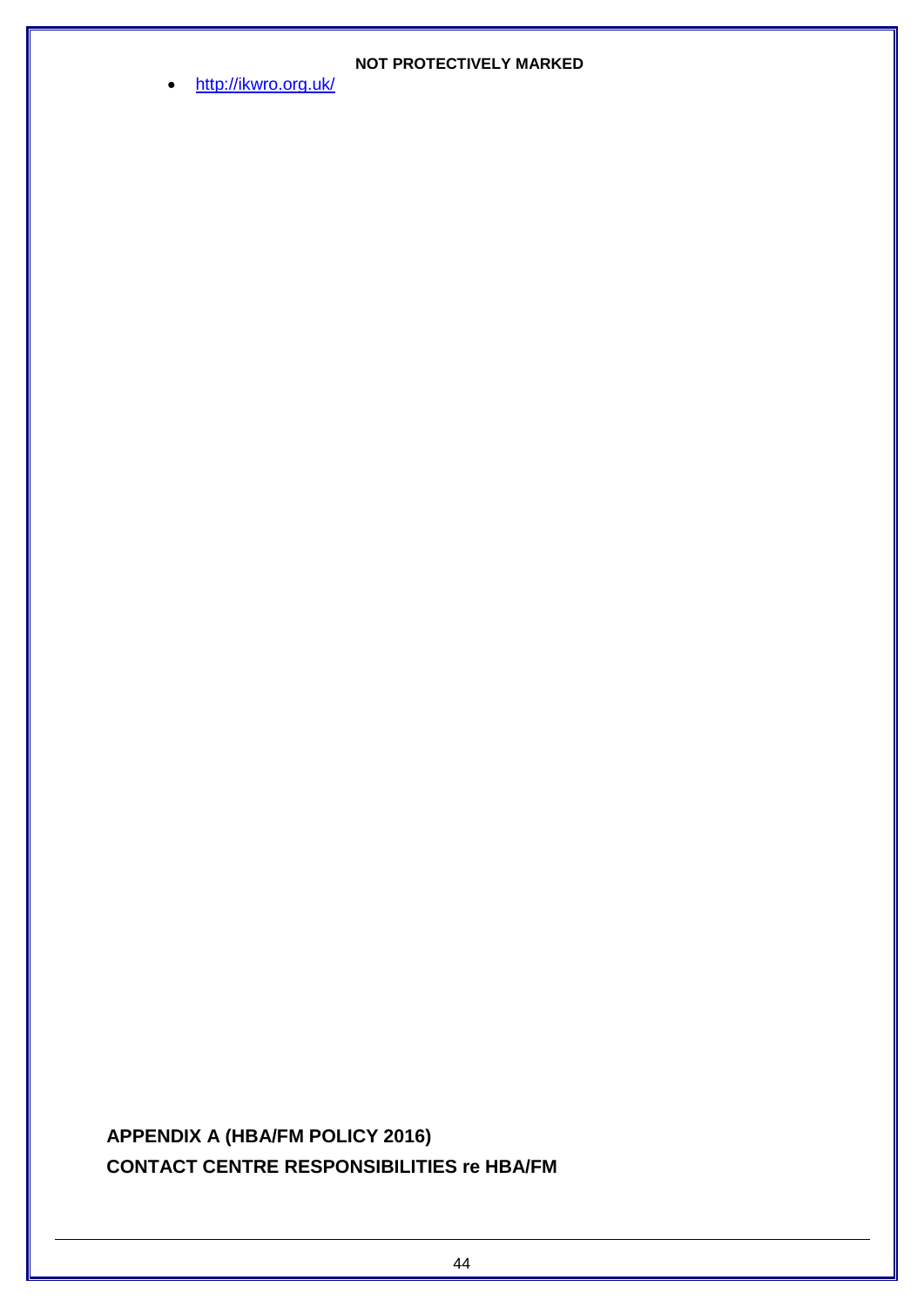- http://ikwro.org.uk/

**APPENDIX A (HBA/FM POLICY 2016)**

**CONTACT CENTRE RESPONSIBILITIES re HBA/FM**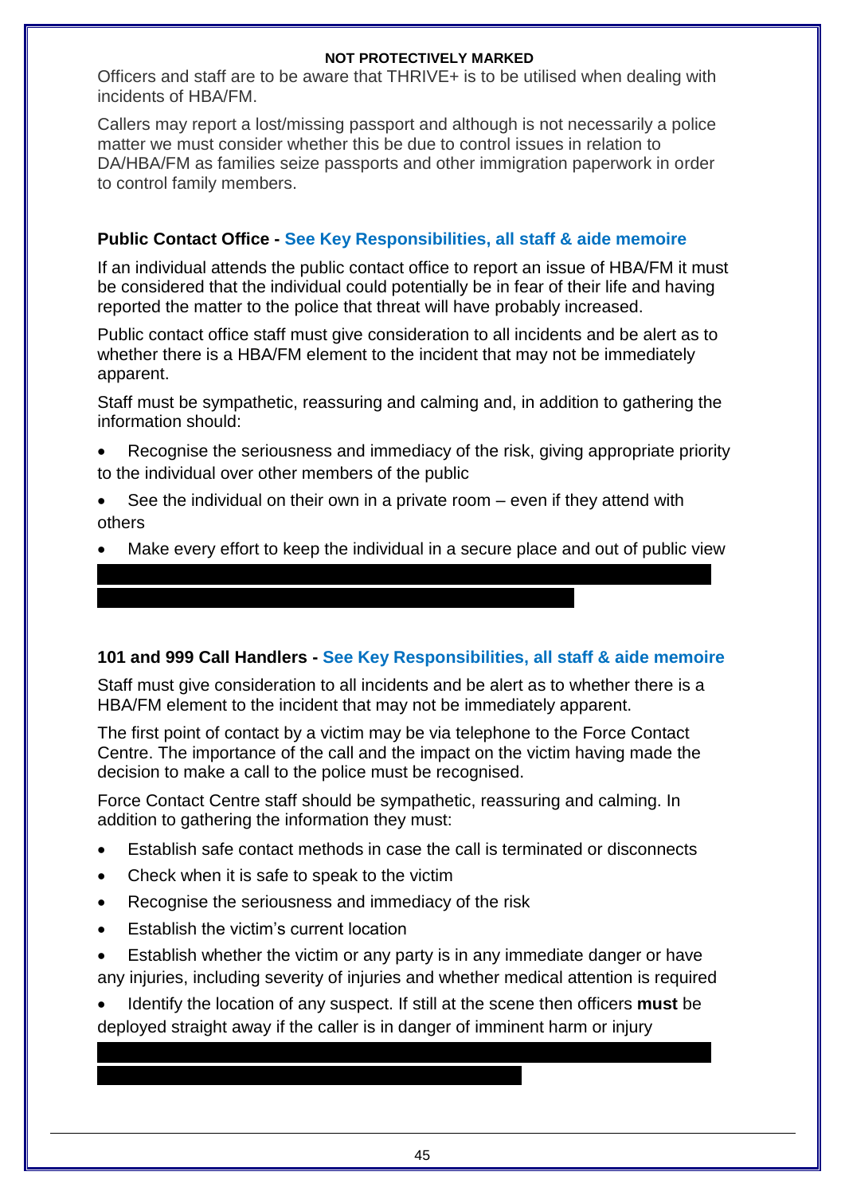Officers and staff are to be aware that THRIVE+ is to be utilised when dealing with incidents of HBA/FM.

Callers may report a lost/missing passport and although is not necessarily a police matter we must consider whether this be due to control issues in relation to DA/HBA/FM as families seize passports and other immigration paperwork in order to control family members.

### Public Contact Office - See Key Responsibilities, all staff & aide memoire

If an individual attends the public contact office to report an issue of HBA/FM it must be considered that the individual could potentially be in fear of their life and having reported the matter to the police that threat will have probably increased.

Public contact office staff must give consideration to all incidents and be alert as to whether there is a HBA/FM element to the incident that may not be immediately apparent.

Staff must be sympathetic, reassuring and calming and, in addition to gathering the information should:

- Recognise the seriousness and immediacy of the risk, giving appropriate priority to the individual over other members of the public
- See the individual on their own in a private room – even if they attend with others
- Make every effort to keep the individual in a secure place and out of public view

### 101 and 999 Call Handlers - See Key Responsibilities, all staff & aide memoire

Staff must give consideration to all incidents and be alert as to whether there is a HBA/FM element to the incident that may not be immediately apparent.

The first point of contact by a victim may be via telephone to the Force Contact Centre. The importance of the call and the impact on the victim having made the decision to make a call to the police must be recognised.

Force Contact Centre staff should be sympathetic, reassuring and calming. In addition to gathering the information they must:

- Establish safe contact methods in case the call is terminated or disconnects
- Check when it is safe to speak to the victim
- Recognise the seriousness and immediacy of the risk
- Establish the victim's current location
- Establish whether the victim or any party is in any immediate danger or have any injuries, including severity of injuries and whether medical attention is required
- Identify the location of any suspect. If still at the scene then officers **must** be deployed straight away if the caller is in danger of imminent harm or injury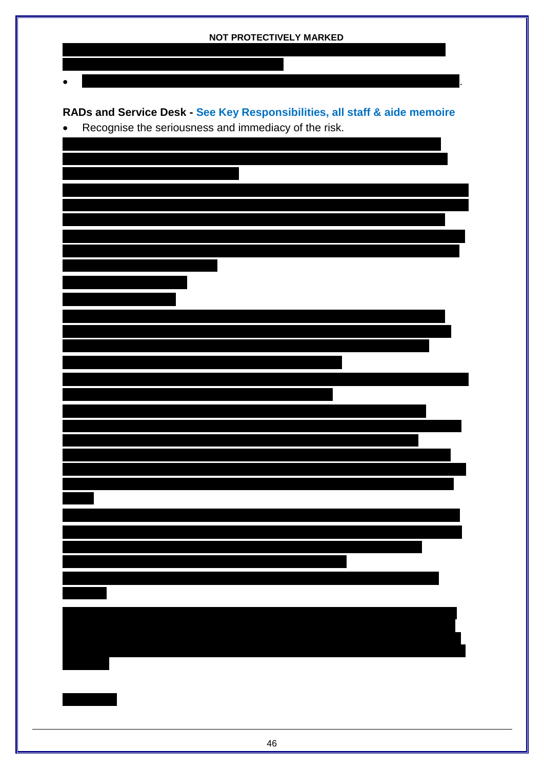NOT PROTECTIVELY MARKED

- .

**RADs and Service Desk - See Key Responsibilities, all staff & aide memoire**

- Recognise the seriousness and immediacy of the risk.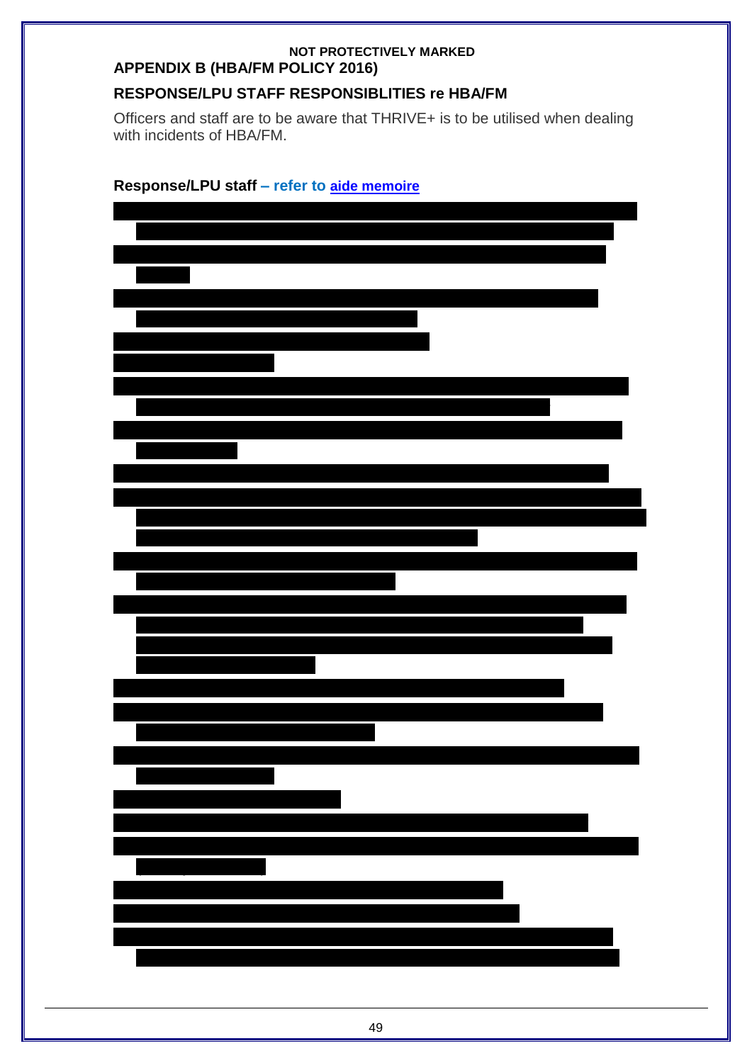NOT PROTECTIVELY MARKED

**APPENDIX B (HBA/FM POLICY 2016)**

## RESPONSE/LPU STAFF RESPONSIBLITIES re HBA/FM

Officers and staff are to be aware that THRIVE+ is to be utilised when dealing with incidents of HBA/FM.

**Response/LPU staff – refer to aide memoire**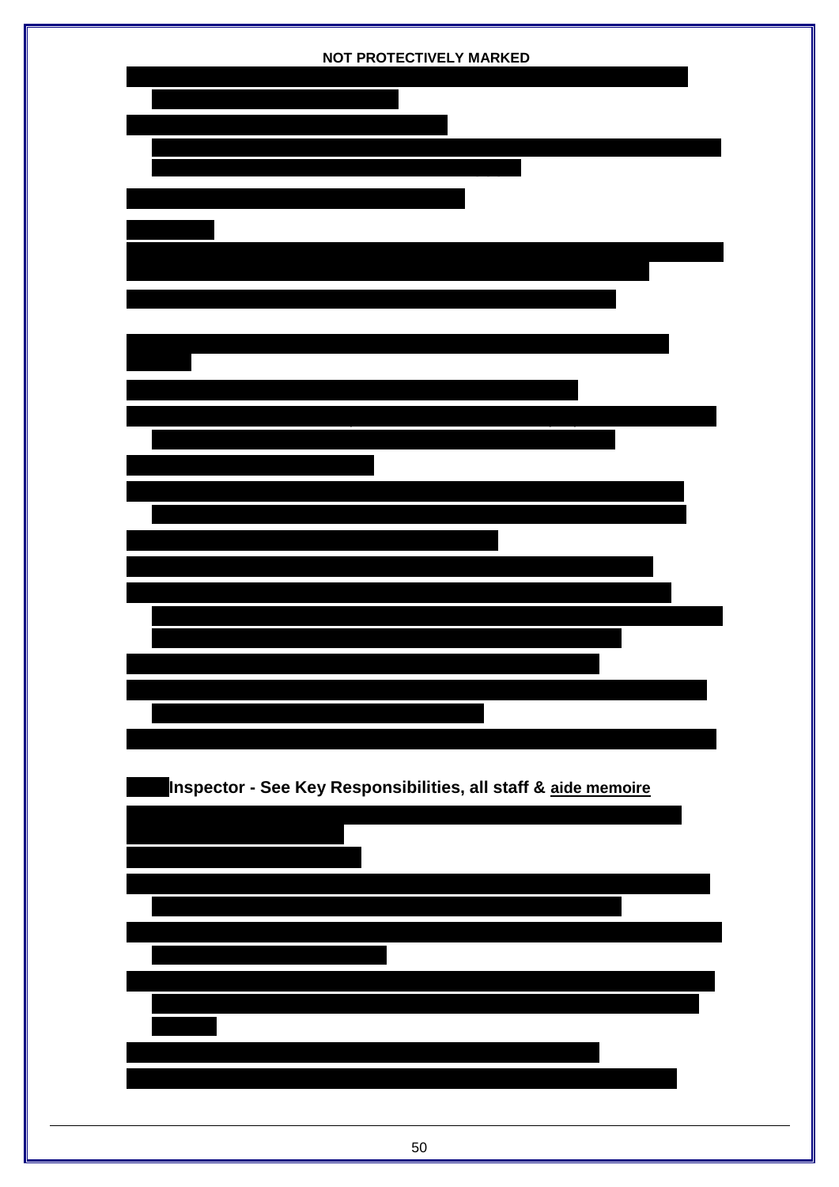**Inspector - See Key Responsibilities, all staff & aide memoire**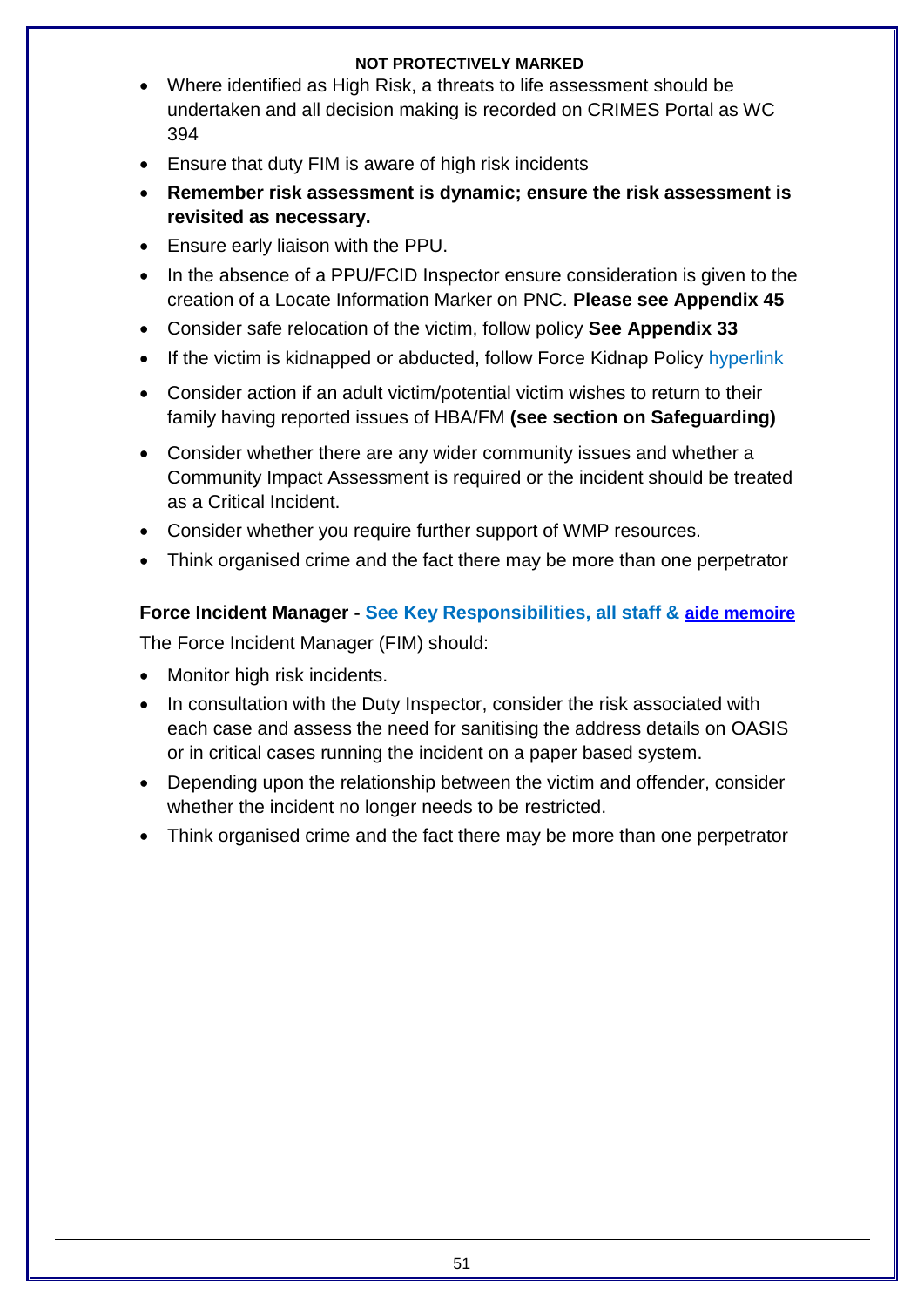- Where identified as High Risk, a threats to life assessment should be undertaken and all decision making is recorded on CRIMES Portal as WC 394
- Ensure that duty FIM is aware of high risk incidents
- **Remember risk assessment is dynamic; ensure the risk assessment is revisited as necessary.**
- Ensure early liaison with the PPU.
- In the absence of a PPU/FCID Inspector ensure consideration is given to the creation of a Locate Information Marker on PNC. **Please see Appendix 45**
- Consider safe relocation of the victim, follow policy **See Appendix 33**
- If the victim is kidnapped or abducted, follow Force Kidnap Policy hyperlink
- Consider action if an adult victim/potential victim wishes to return to their family having reported issues of HBA/FM **(see section on Safeguarding)**
- Consider whether there are any wider community issues and whether a Community Impact Assessment is required or the incident should be treated as a Critical Incident.
- Consider whether you require further support of WMP resources.
- Think organised crime and the fact there may be more than one perpetrator

**Force Incident Manager - See Key Responsibilities, all staff & aide memoire**

The Force Incident Manager (FIM) should:

- Monitor high risk incidents.
- In consultation with the Duty Inspector, consider the risk associated with each case and assess the need for sanitising the address details on OASIS or in critical cases running the incident on a paper based system.
- Depending upon the relationship between the victim and offender, consider whether the incident no longer needs to be restricted.
- Think organised crime and the fact there may be more than one perpetrator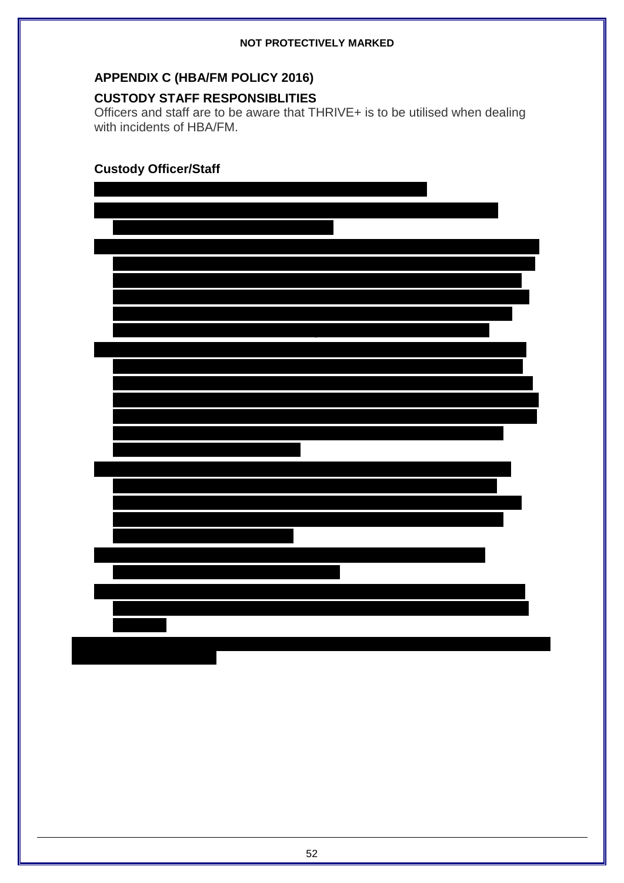**APPENDIX C (HBA/FM POLICY 2016)**

**CUSTODY STAFF RESPONSIBLITIES**

Officers and staff are to be aware that THRIVE+ is to be utilised when dealing with incidents of HBA/FM.

**Custody Officer/Staff**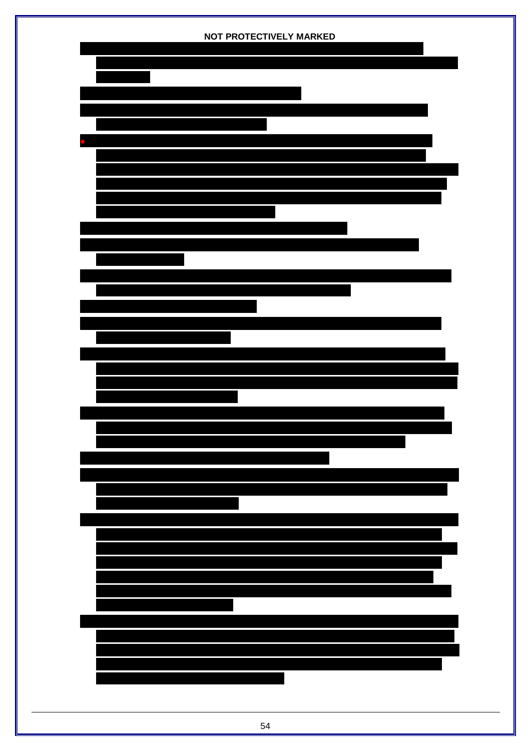NOT PROTECTIVELY MARKED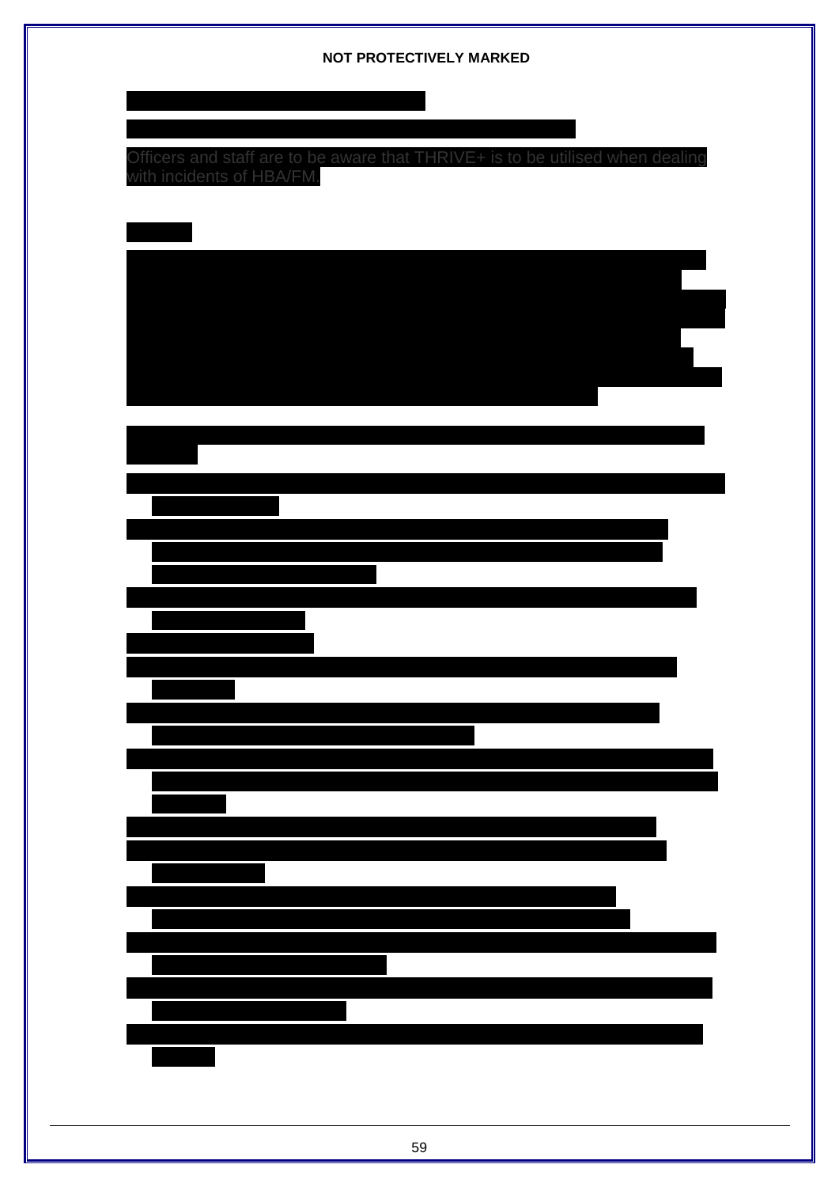Officers and staff are to be aware that THRIVE+ is to be utilised when dealing with incidents of HBA/FM.